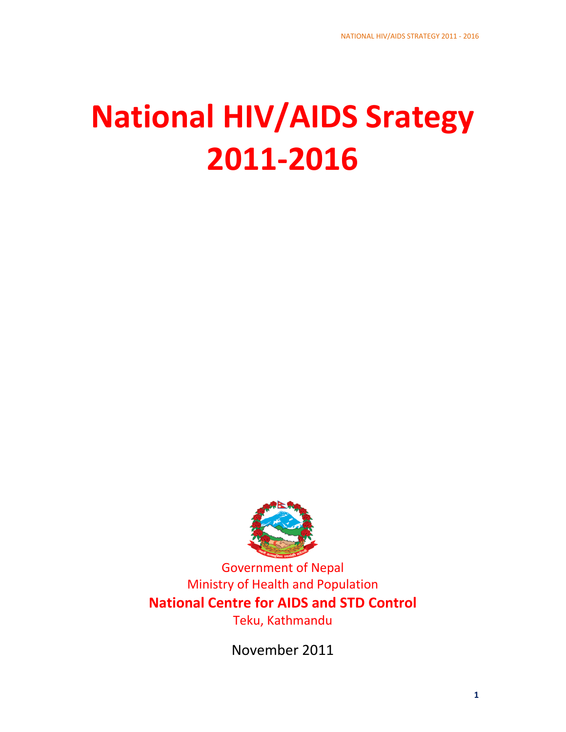# National HIV/AIDS Srategy 2011-2016

Government of Nepal

Ministry of Health and Population

**National Centre for AIDS and STD Control**

Teku, Kathmandu

November 2011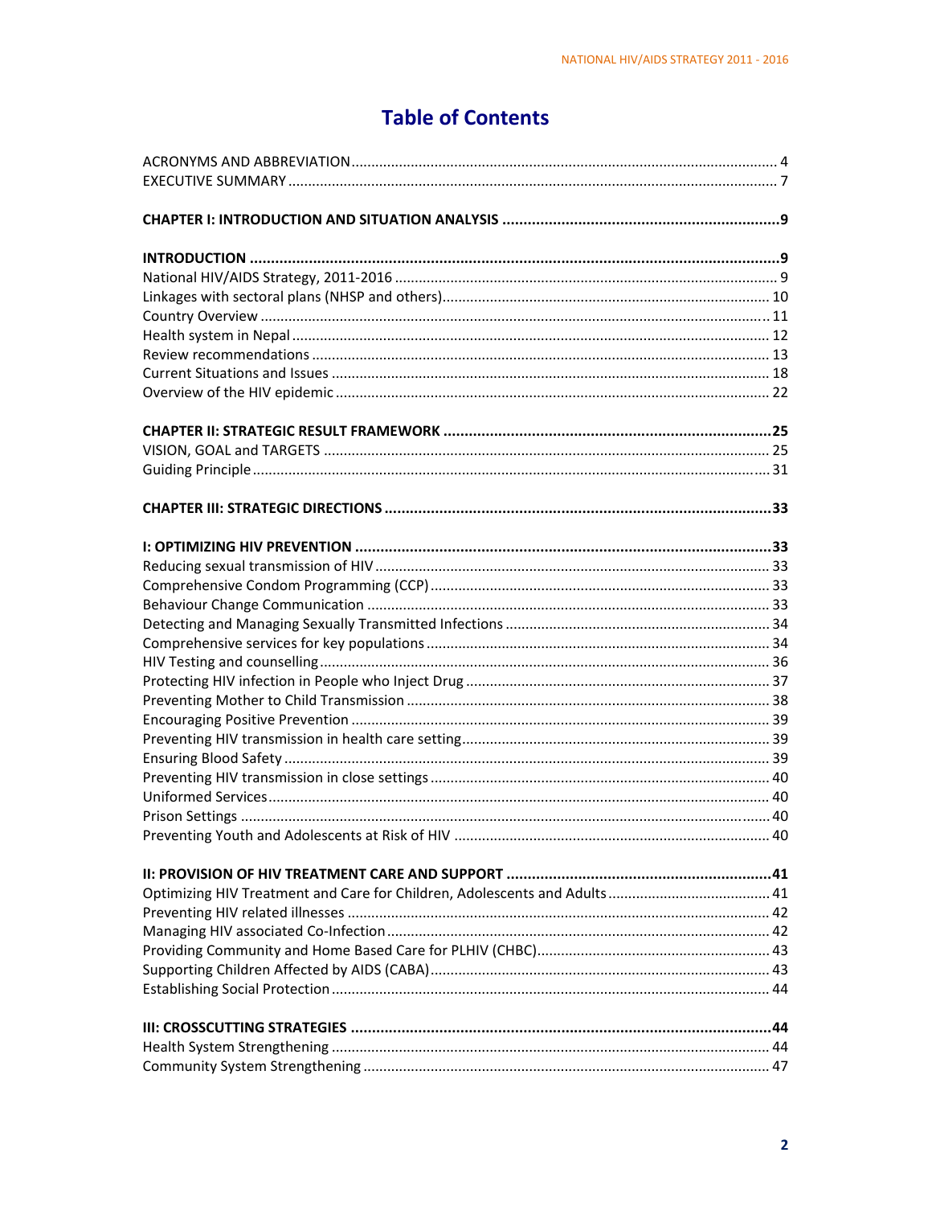# Table of Contents

ACRONYMS AND ABBREVIATION .......... 4
EXECUTIVE SUMMARY .......... 7

**CHAPTER I: INTRODUCTION AND SITUATION ANALYSIS .......... 9**

**INTRODUCTION .......... 9**
National HIV/AIDS Strategy, 2011-2016 .......... 9
Linkages with sectoral plans (NHSP and others) .......... 10
Country Overview .......... 11
Health system in Nepal .......... 12
Review recommendations .......... 13
Current Situations and Issues .......... 18
Overview of the HIV epidemic .......... 22

**CHAPTER II: STRATEGIC RESULT FRAMEWORK .......... 25**
VISION, GOAL and TARGETS .......... 25
Guiding Principle .......... 31

**CHAPTER III: STRATEGIC DIRECTIONS .......... 33**

**I: OPTIMIZING HIV PREVENTION .......... 33**
Reducing sexual transmission of HIV .......... 33
Comprehensive Condom Programming (CCP) .......... 33
Behaviour Change Communication .......... 33
Detecting and Managing Sexually Transmitted Infections .......... 34
Comprehensive services for key populations .......... 34
HIV Testing and counselling .......... 36
Protecting HIV infection in People who Inject Drug .......... 37
Preventing Mother to Child Transmission .......... 38
Encouraging Positive Prevention .......... 39
Preventing HIV transmission in health care setting .......... 39
Ensuring Blood Safety .......... 39
Preventing HIV transmission in close settings .......... 40
Uniformed Services .......... 40
Prison Settings .......... 40
Preventing Youth and Adolescents at Risk of HIV .......... 40

**II: PROVISION OF HIV TREATMENT CARE AND SUPPORT .......... 41**
Optimizing HIV Treatment and Care for Children, Adolescents and Adults .......... 41
Preventing HIV related illnesses .......... 42
Managing HIV associated Co-Infection .......... 42
Providing Community and Home Based Care for PLHIV (CHBC) .......... 43
Supporting Children Affected by AIDS (CABA) .......... 43
Establishing Social Protection .......... 44

**III: CROSSCUTTING STRATEGIES .......... 44**
Health System Strengthening .......... 44
Community System Strengthening .......... 47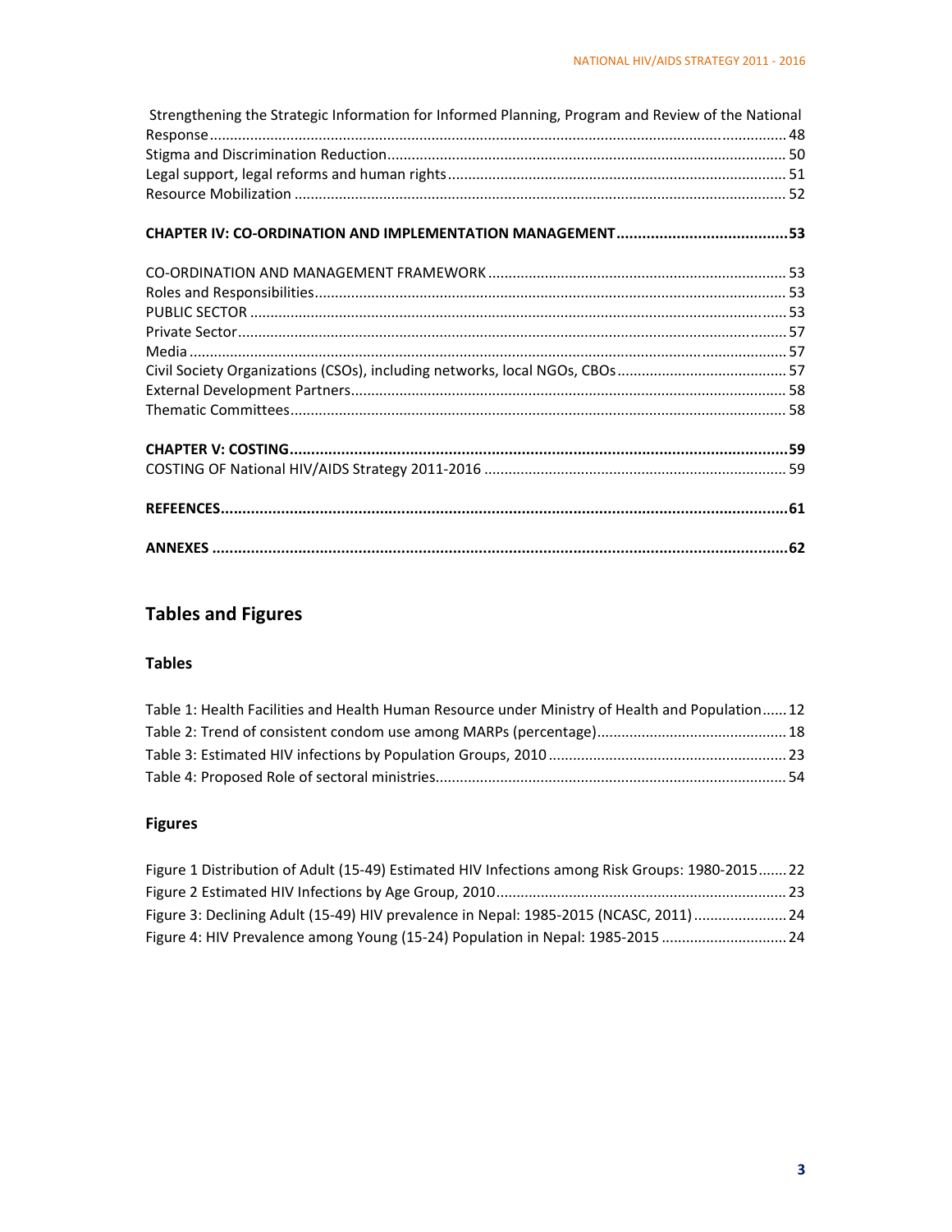Strengthening the Strategic Information for Informed Planning, Program and Review of the National Response ... 48
Stigma and Discrimination Reduction ... 50
Legal support, legal reforms and human rights ... 51
Resource Mobilization ... 52

**CHAPTER IV: CO-ORDINATION AND IMPLEMENTATION MANAGEMENT ... 53**

CO-ORDINATION AND MANAGEMENT FRAMEWORK ... 53
Roles and Responsibilities ... 53
PUBLIC SECTOR ... 53
Private Sector ... 57
Media ... 57
Civil Society Organizations (CSOs), including networks, local NGOs, CBOs ... 57
External Development Partners ... 58
Thematic Committees ... 58

**CHAPTER V: COSTING ... 59**
COSTING OF National HIV/AIDS Strategy 2011-2016 ... 59

**REFEENCES ... 61**

**ANNEXES ... 62**

## Tables and Figures

### Tables

Table 1: Health Facilities and Health Human Resource under Ministry of Health and Population ... 12
Table 2: Trend of consistent condom use among MARPs (percentage) ... 18
Table 3: Estimated HIV infections by Population Groups, 2010 ... 23
Table 4: Proposed Role of sectoral ministries ... 54

### Figures

Figure 1 Distribution of Adult (15-49) Estimated HIV Infections among Risk Groups: 1980-2015 ... 22
Figure 2 Estimated HIV Infections by Age Group, 2010 ... 23
Figure 3: Declining Adult (15-49) HIV prevalence in Nepal: 1985-2015 (NCASC, 2011) ... 24
Figure 4: HIV Prevalence among Young (15-24) Population in Nepal: 1985-2015 ... 24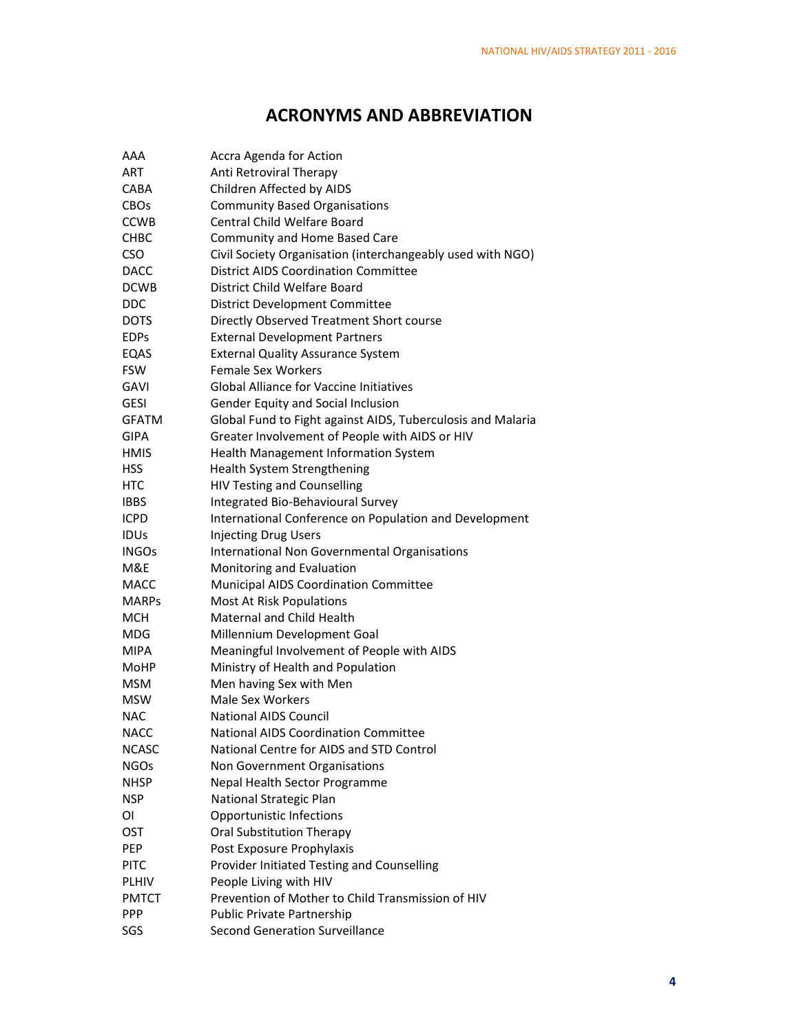# ACRONYMS AND ABBREVIATION

| | |
|---|---|
| AAA | Accra Agenda for Action |
| ART | Anti Retroviral Therapy |
| CABA | Children Affected by AIDS |
| CBOs | Community Based Organisations |
| CCWB | Central Child Welfare Board |
| CHBC | Community and Home Based Care |
| CSO | Civil Society Organisation (interchangeably used with NGO) |
| DACC | District AIDS Coordination Committee |
| DCWB | District Child Welfare Board |
| DDC | District Development Committee |
| DOTS | Directly Observed Treatment Short course |
| EDPs | External Development Partners |
| EQAS | External Quality Assurance System |
| FSW | Female Sex Workers |
| GAVI | Global Alliance for Vaccine Initiatives |
| GESI | Gender Equity and Social Inclusion |
| GFATM | Global Fund to Fight against AIDS, Tuberculosis and Malaria |
| GIPA | Greater Involvement of People with AIDS or HIV |
| HMIS | Health Management Information System |
| HSS | Health System Strengthening |
| HTC | HIV Testing and Counselling |
| IBBS | Integrated Bio-Behavioural Survey |
| ICPD | International Conference on Population and Development |
| IDUs | Injecting Drug Users |
| INGOs | International Non Governmental Organisations |
| M&E | Monitoring and Evaluation |
| MACC | Municipal AIDS Coordination Committee |
| MARPs | Most At Risk Populations |
| MCH | Maternal and Child Health |
| MDG | Millennium Development Goal |
| MIPA | Meaningful Involvement of People with AIDS |
| MoHP | Ministry of Health and Population |
| MSM | Men having Sex with Men |
| MSW | Male Sex Workers |
| NAC | National AIDS Council |
| NACC | National AIDS Coordination Committee |
| NCASC | National Centre for AIDS and STD Control |
| NGOs | Non Government Organisations |
| NHSP | Nepal Health Sector Programme |
| NSP | National Strategic Plan |
| OI | Opportunistic Infections |
| OST | Oral Substitution Therapy |
| PEP | Post Exposure Prophylaxis |
| PITC | Provider Initiated Testing and Counselling |
| PLHIV | People Living with HIV |
| PMTCT | Prevention of Mother to Child Transmission of HIV |
| PPP | Public Private Partnership |
| SGS | Second Generation Surveillance |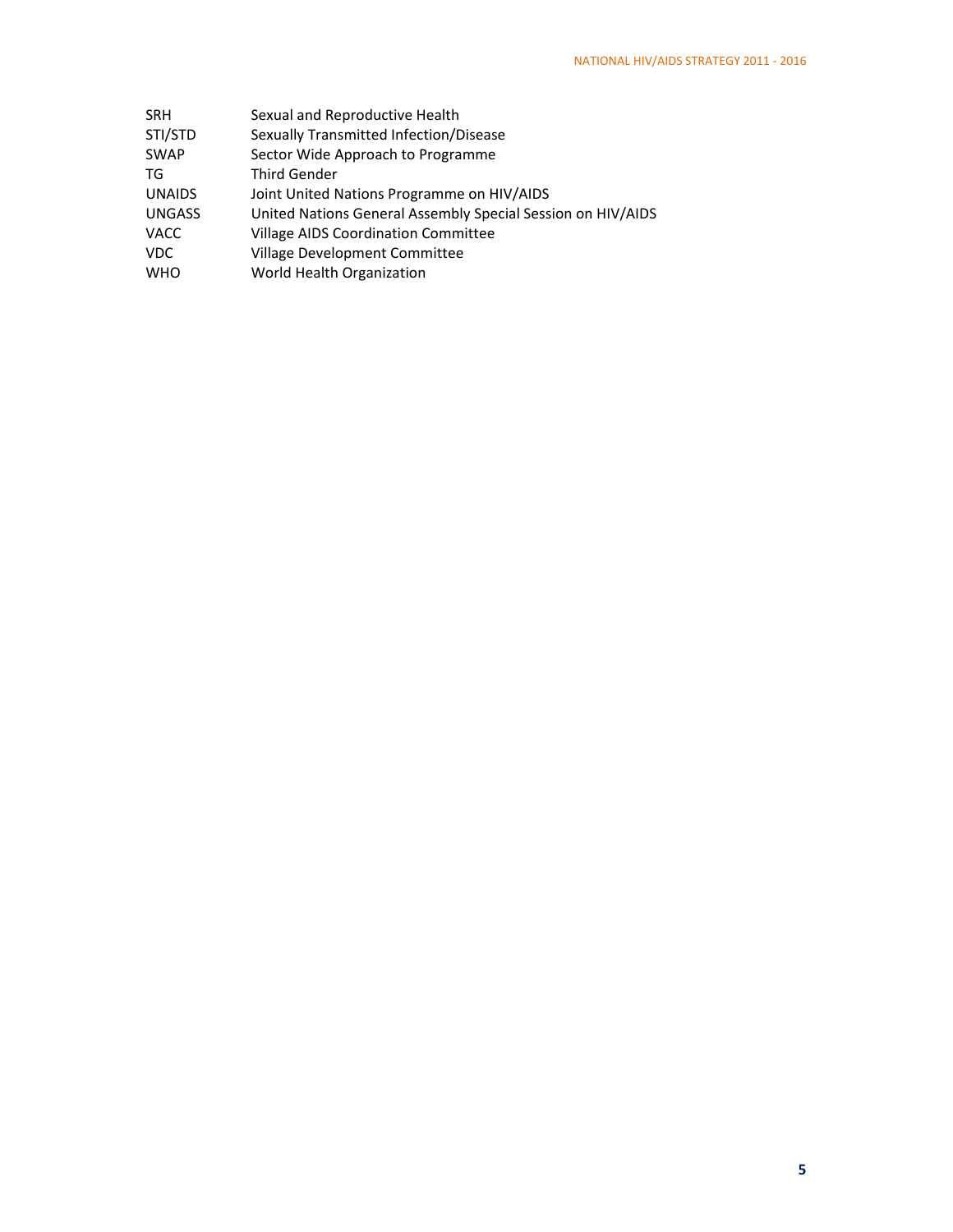| | |
|---|---|
| SRH | Sexual and Reproductive Health |
| STI/STD | Sexually Transmitted Infection/Disease |
| SWAP | Sector Wide Approach to Programme |
| TG | Third Gender |
| UNAIDS | Joint United Nations Programme on HIV/AIDS |
| UNGASS | United Nations General Assembly Special Session on HIV/AIDS |
| VACC | Village AIDS Coordination Committee |
| VDC | Village Development Committee |
| WHO | World Health Organization |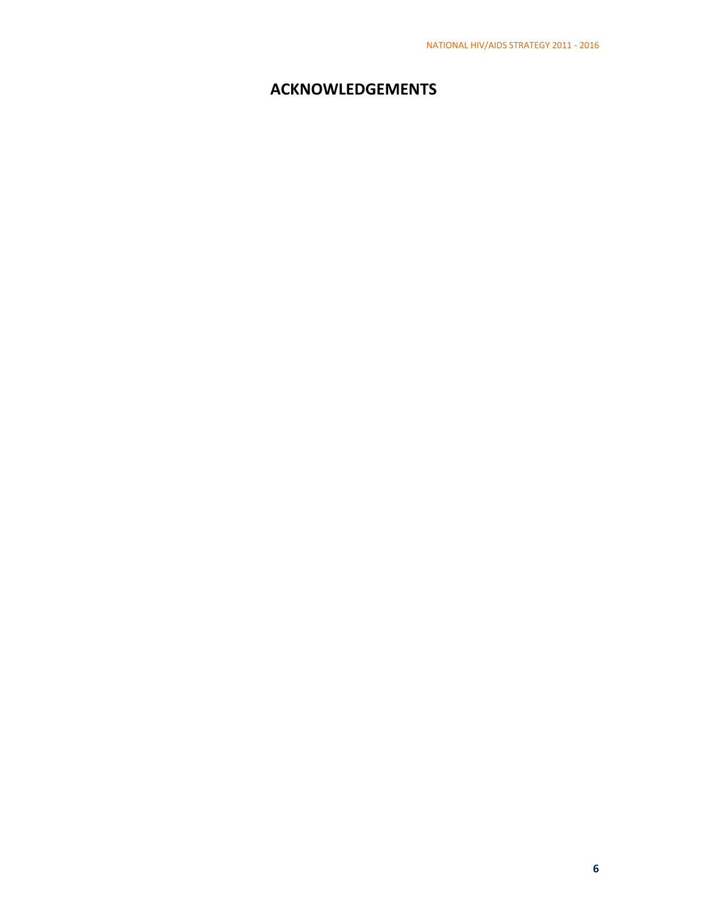# ACKNOWLEDGEMENTS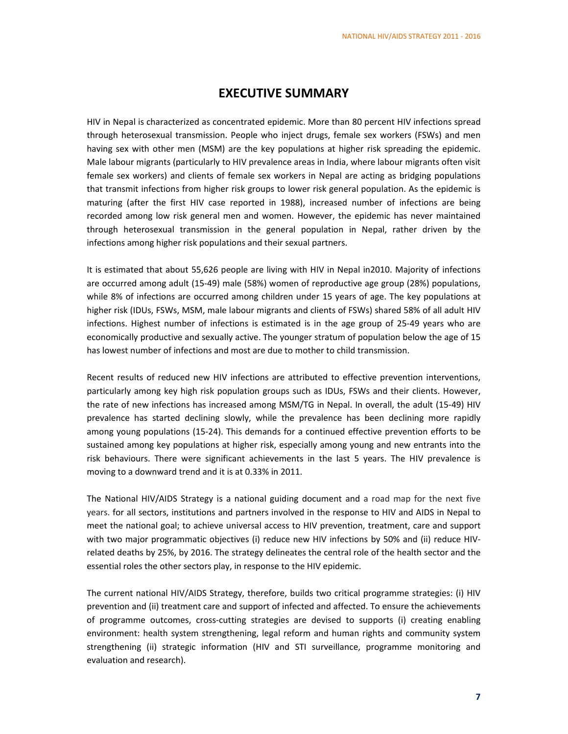# EXECUTIVE SUMMARY

HIV in Nepal is characterized as concentrated epidemic. More than 80 percent HIV infections spread through heterosexual transmission. People who inject drugs, female sex workers (FSWs) and men having sex with other men (MSM) are the key populations at higher risk spreading the epidemic. Male labour migrants (particularly to HIV prevalence areas in India, where labour migrants often visit female sex workers) and clients of female sex workers in Nepal are acting as bridging populations that transmit infections from higher risk groups to lower risk general population. As the epidemic is maturing (after the first HIV case reported in 1988), increased number of infections are being recorded among low risk general men and women. However, the epidemic has never maintained through heterosexual transmission in the general population in Nepal, rather driven by the infections among higher risk populations and their sexual partners.

It is estimated that about 55,626 people are living with HIV in Nepal in2010. Majority of infections are occurred among adult (15-49) male (58%) women of reproductive age group (28%) populations, while 8% of infections are occurred among children under 15 years of age. The key populations at higher risk (IDUs, FSWs, MSM, male labour migrants and clients of FSWs) shared 58% of all adult HIV infections. Highest number of infections is estimated is in the age group of 25-49 years who are economically productive and sexually active. The younger stratum of population below the age of 15 has lowest number of infections and most are due to mother to child transmission.

Recent results of reduced new HIV infections are attributed to effective prevention interventions, particularly among key high risk population groups such as IDUs, FSWs and their clients. However, the rate of new infections has increased among MSM/TG in Nepal. In overall, the adult (15-49) HIV prevalence has started declining slowly, while the prevalence has been declining more rapidly among young populations (15-24). This demands for a continued effective prevention efforts to be sustained among key populations at higher risk, especially among young and new entrants into the risk behaviours. There were significant achievements in the last 5 years. The HIV prevalence is moving to a downward trend and it is at 0.33% in 2011.

The National HIV/AIDS Strategy is a national guiding document and a road map for the next five years. for all sectors, institutions and partners involved in the response to HIV and AIDS in Nepal to meet the national goal; to achieve universal access to HIV prevention, treatment, care and support with two major programmatic objectives (i) reduce new HIV infections by 50% and (ii) reduce HIV-related deaths by 25%, by 2016. The strategy delineates the central role of the health sector and the essential roles the other sectors play, in response to the HIV epidemic.

The current national HIV/AIDS Strategy, therefore, builds two critical programme strategies: (i) HIV prevention and (ii) treatment care and support of infected and affected. To ensure the achievements of programme outcomes, cross-cutting strategies are devised to supports (i) creating enabling environment: health system strengthening, legal reform and human rights and community system strengthening (ii) strategic information (HIV and STI surveillance, programme monitoring and evaluation and research).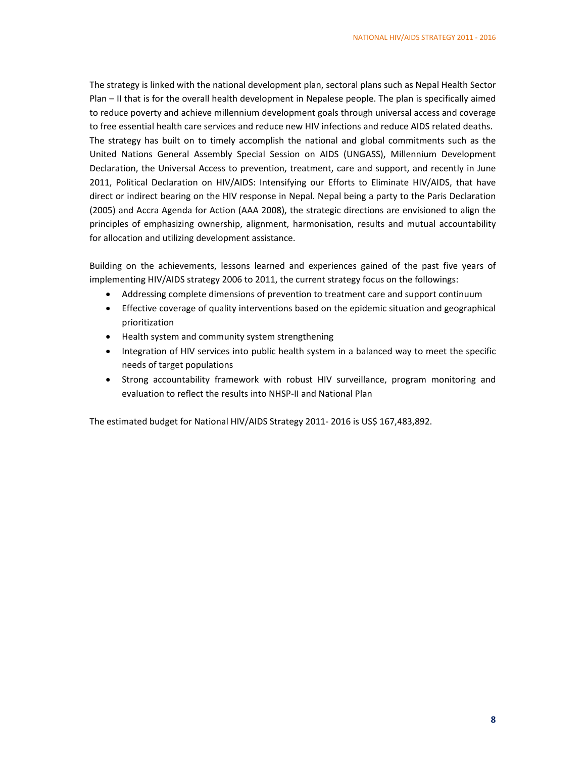The strategy is linked with the national development plan, sectoral plans such as Nepal Health Sector Plan – II that is for the overall health development in Nepalese people. The plan is specifically aimed to reduce poverty and achieve millennium development goals through universal access and coverage to free essential health care services and reduce new HIV infections and reduce AIDS related deaths. The strategy has built on to timely accomplish the national and global commitments such as the United Nations General Assembly Special Session on AIDS (UNGASS), Millennium Development Declaration, the Universal Access to prevention, treatment, care and support, and recently in June 2011, Political Declaration on HIV/AIDS: Intensifying our Efforts to Eliminate HIV/AIDS, that have direct or indirect bearing on the HIV response in Nepal. Nepal being a party to the Paris Declaration (2005) and Accra Agenda for Action (AAA 2008), the strategic directions are envisioned to align the principles of emphasizing ownership, alignment, harmonisation, results and mutual accountability for allocation and utilizing development assistance.

Building on the achievements, lessons learned and experiences gained of the past five years of implementing HIV/AIDS strategy 2006 to 2011, the current strategy focus on the followings:

- Addressing complete dimensions of prevention to treatment care and support continuum
- Effective coverage of quality interventions based on the epidemic situation and geographical prioritization
- Health system and community system strengthening
- Integration of HIV services into public health system in a balanced way to meet the specific needs of target populations
- Strong accountability framework with robust HIV surveillance, program monitoring and evaluation to reflect the results into NHSP-II and National Plan

The estimated budget for National HIV/AIDS Strategy 2011- 2016 is US$ 167,483,892.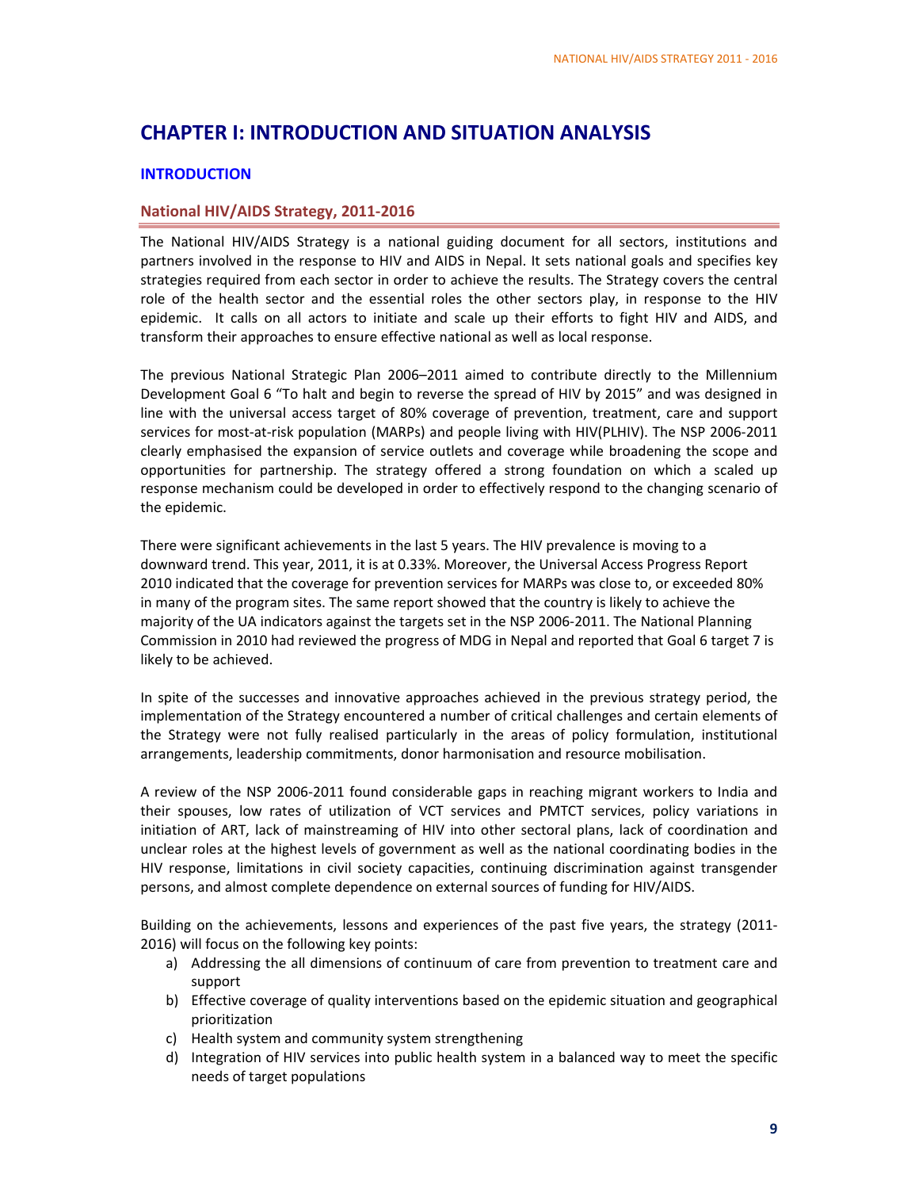# CHAPTER I: INTRODUCTION AND SITUATION ANALYSIS

## INTRODUCTION

### National HIV/AIDS Strategy, 2011-2016

The National HIV/AIDS Strategy is a national guiding document for all sectors, institutions and partners involved in the response to HIV and AIDS in Nepal. It sets national goals and specifies key strategies required from each sector in order to achieve the results. The Strategy covers the central role of the health sector and the essential roles the other sectors play, in response to the HIV epidemic. It calls on all actors to initiate and scale up their efforts to fight HIV and AIDS, and transform their approaches to ensure effective national as well as local response.

The previous National Strategic Plan 2006–2011 aimed to contribute directly to the Millennium Development Goal 6 "To halt and begin to reverse the spread of HIV by 2015" and was designed in line with the universal access target of 80% coverage of prevention, treatment, care and support services for most-at-risk population (MARPs) and people living with HIV(PLHIV). The NSP 2006-2011 clearly emphasised the expansion of service outlets and coverage while broadening the scope and opportunities for partnership. The strategy offered a strong foundation on which a scaled up response mechanism could be developed in order to effectively respond to the changing scenario of the epidemic.

There were significant achievements in the last 5 years. The HIV prevalence is moving to a downward trend. This year, 2011, it is at 0.33%. Moreover, the Universal Access Progress Report 2010 indicated that the coverage for prevention services for MARPs was close to, or exceeded 80% in many of the program sites. The same report showed that the country is likely to achieve the majority of the UA indicators against the targets set in the NSP 2006-2011. The National Planning Commission in 2010 had reviewed the progress of MDG in Nepal and reported that Goal 6 target 7 is likely to be achieved.

In spite of the successes and innovative approaches achieved in the previous strategy period, the implementation of the Strategy encountered a number of critical challenges and certain elements of the Strategy were not fully realised particularly in the areas of policy formulation, institutional arrangements, leadership commitments, donor harmonisation and resource mobilisation.

A review of the NSP 2006-2011 found considerable gaps in reaching migrant workers to India and their spouses, low rates of utilization of VCT services and PMTCT services, policy variations in initiation of ART, lack of mainstreaming of HIV into other sectoral plans, lack of coordination and unclear roles at the highest levels of government as well as the national coordinating bodies in the HIV response, limitations in civil society capacities, continuing discrimination against transgender persons, and almost complete dependence on external sources of funding for HIV/AIDS.

Building on the achievements, lessons and experiences of the past five years, the strategy (2011-2016) will focus on the following key points:

a) Addressing the all dimensions of continuum of care from prevention to treatment care and support
b) Effective coverage of quality interventions based on the epidemic situation and geographical prioritization
c) Health system and community system strengthening
d) Integration of HIV services into public health system in a balanced way to meet the specific needs of target populations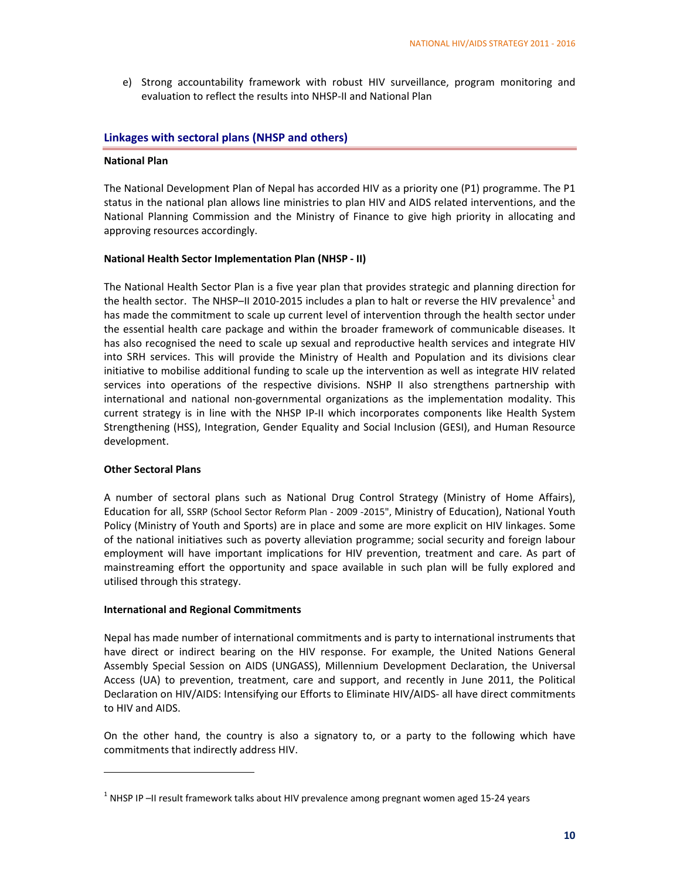e) Strong accountability framework with robust HIV surveillance, program monitoring and evaluation to reflect the results into NHSP-II and National Plan

## Linkages with sectoral plans (NHSP and others)

**National Plan**

The National Development Plan of Nepal has accorded HIV as a priority one (P1) programme. The P1 status in the national plan allows line ministries to plan HIV and AIDS related interventions, and the National Planning Commission and the Ministry of Finance to give high priority in allocating and approving resources accordingly.

**National Health Sector Implementation Plan (NHSP - II)**

The National Health Sector Plan is a five year plan that provides strategic and planning direction for the health sector. The NHSP–II 2010-2015 includes a plan to halt or reverse the HIV prevalence[1] and has made the commitment to scale up current level of intervention through the health sector under the essential health care package and within the broader framework of communicable diseases. It has also recognised the need to scale up sexual and reproductive health services and integrate HIV into SRH services. This will provide the Ministry of Health and Population and its divisions clear initiative to mobilise additional funding to scale up the intervention as well as integrate HIV related services into operations of the respective divisions. NSHP II also strengthens partnership with international and national non-governmental organizations as the implementation modality. This current strategy is in line with the NHSP IP-II which incorporates components like Health System Strengthening (HSS), Integration, Gender Equality and Social Inclusion (GESI), and Human Resource development.

**Other Sectoral Plans**

A number of sectoral plans such as National Drug Control Strategy (Ministry of Home Affairs), Education for all, SSRP (School Sector Reform Plan - 2009 -2015", Ministry of Education), National Youth Policy (Ministry of Youth and Sports) are in place and some are more explicit on HIV linkages. Some of the national initiatives such as poverty alleviation programme; social security and foreign labour employment will have important implications for HIV prevention, treatment and care. As part of mainstreaming effort the opportunity and space available in such plan will be fully explored and utilised through this strategy.

**International and Regional Commitments**

Nepal has made number of international commitments and is party to international instruments that have direct or indirect bearing on the HIV response. For example, the United Nations General Assembly Special Session on AIDS (UNGASS), Millennium Development Declaration, the Universal Access (UA) to prevention, treatment, care and support, and recently in June 2011, the Political Declaration on HIV/AIDS: Intensifying our Efforts to Eliminate HIV/AIDS- all have direct commitments to HIV and AIDS.

On the other hand, the country is also a signatory to, or a party to the following which have commitments that indirectly address HIV.

---

[1] NHSP IP –II result framework talks about HIV prevalence among pregnant women aged 15-24 years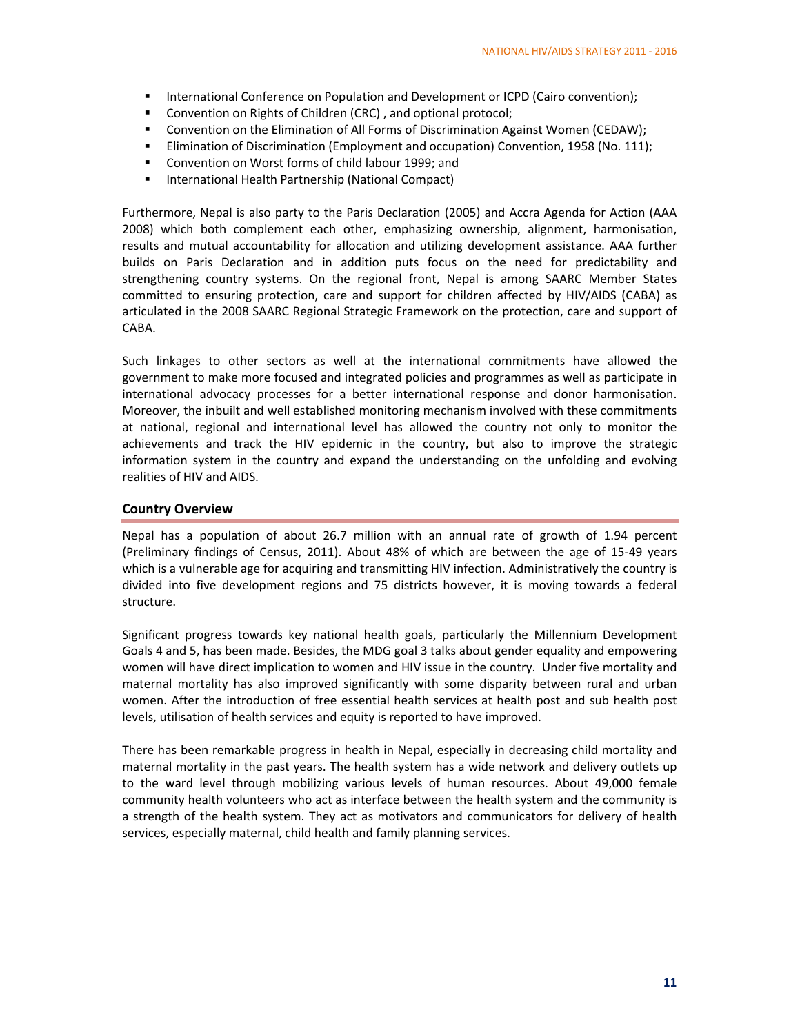- International Conference on Population and Development or ICPD (Cairo convention);
- Convention on Rights of Children (CRC) , and optional protocol;
- Convention on the Elimination of All Forms of Discrimination Against Women (CEDAW);
- Elimination of Discrimination (Employment and occupation) Convention, 1958 (No. 111);
- Convention on Worst forms of child labour 1999; and
- International Health Partnership (National Compact)

Furthermore, Nepal is also party to the Paris Declaration (2005) and Accra Agenda for Action (AAA 2008) which both complement each other, emphasizing ownership, alignment, harmonisation, results and mutual accountability for allocation and utilizing development assistance. AAA further builds on Paris Declaration and in addition puts focus on the need for predictability and strengthening country systems. On the regional front, Nepal is among SAARC Member States committed to ensuring protection, care and support for children affected by HIV/AIDS (CABA) as articulated in the 2008 SAARC Regional Strategic Framework on the protection, care and support of CABA.

Such linkages to other sectors as well at the international commitments have allowed the government to make more focused and integrated policies and programmes as well as participate in international advocacy processes for a better international response and donor harmonisation. Moreover, the inbuilt and well established monitoring mechanism involved with these commitments at national, regional and international level has allowed the country not only to monitor the achievements and track the HIV epidemic in the country, but also to improve the strategic information system in the country and expand the understanding on the unfolding and evolving realities of HIV and AIDS.

## Country Overview

Nepal has a population of about 26.7 million with an annual rate of growth of 1.94 percent (Preliminary findings of Census, 2011). About 48% of which are between the age of 15-49 years which is a vulnerable age for acquiring and transmitting HIV infection. Administratively the country is divided into five development regions and 75 districts however, it is moving towards a federal structure.

Significant progress towards key national health goals, particularly the Millennium Development Goals 4 and 5, has been made. Besides, the MDG goal 3 talks about gender equality and empowering women will have direct implication to women and HIV issue in the country. Under five mortality and maternal mortality has also improved significantly with some disparity between rural and urban women. After the introduction of free essential health services at health post and sub health post levels, utilisation of health services and equity is reported to have improved.

There has been remarkable progress in health in Nepal, especially in decreasing child mortality and maternal mortality in the past years. The health system has a wide network and delivery outlets up to the ward level through mobilizing various levels of human resources. About 49,000 female community health volunteers who act as interface between the health system and the community is a strength of the health system. They act as motivators and communicators for delivery of health services, especially maternal, child health and family planning services.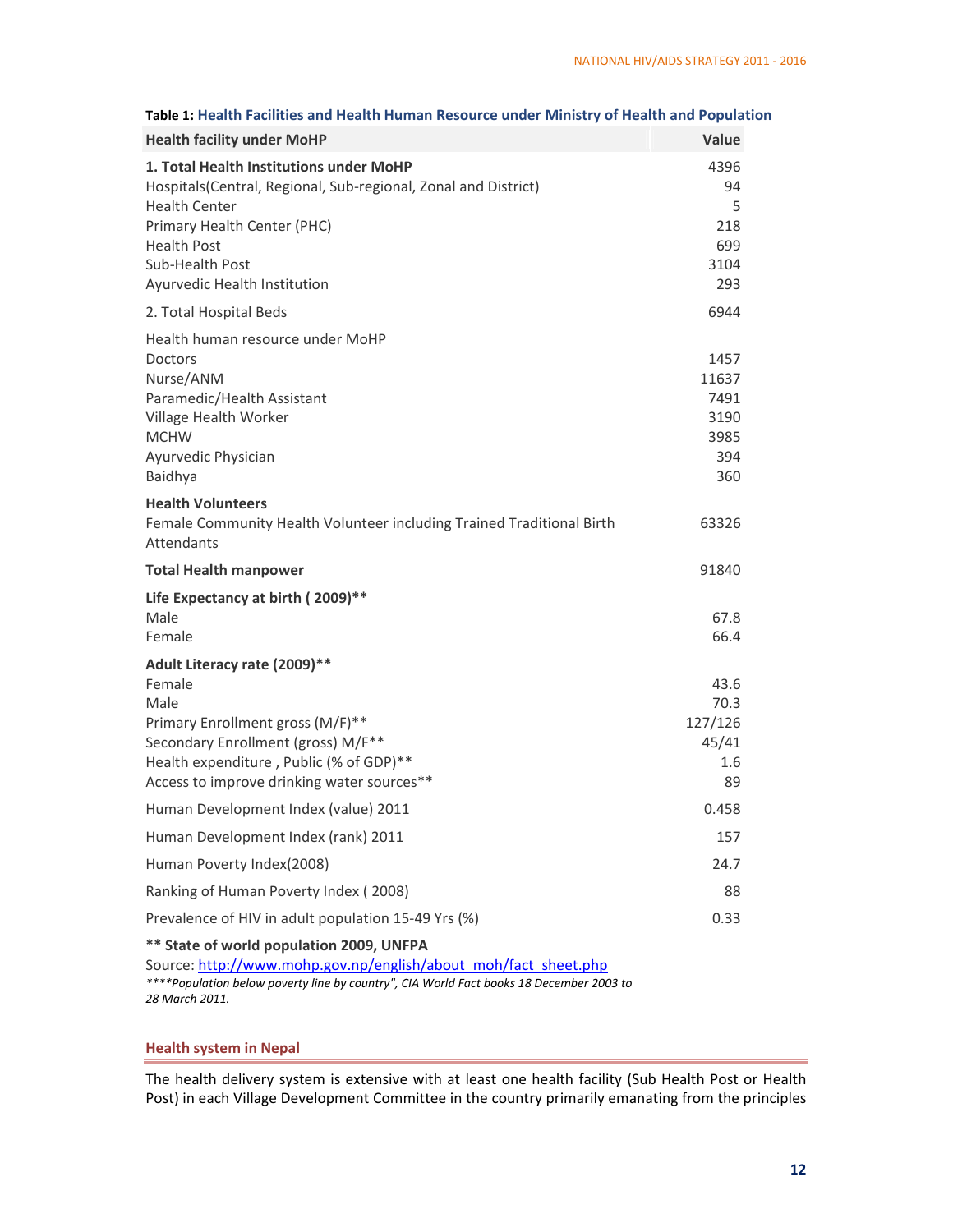**Table 1: Health Facilities and Health Human Resource under Ministry of Health and Population**

| Health facility under MoHP | Value |
|---|---|
| **1. Total Health Institutions under MoHP** | 4396 |
| Hospitals(Central, Regional, Sub-regional, Zonal and District) | 94 |
| Health Center | 5 |
| Primary Health Center (PHC) | 218 |
| Health Post | 699 |
| Sub-Health Post | 3104 |
| Ayurvedic Health Institution | 293 |
| 2. Total Hospital Beds | 6944 |
| Health human resource under MoHP | |
| Doctors | 1457 |
| Nurse/ANM | 11637 |
| Paramedic/Health Assistant | 7491 |
| Village Health Worker | 3190 |
| MCHW | 3985 |
| Ayurvedic Physician | 394 |
| Baidhya | 360 |
| **Health Volunteers** | |
| Female Community Health Volunteer including Trained Traditional Birth Attendants | 63326 |
| **Total Health manpower** | 91840 |
| **Life Expectancy at birth ( 2009)**** | |
| Male | 67.8 |
| Female | 66.4 |
| **Adult Literacy rate (2009)**** | |
| Female | 43.6 |
| Male | 70.3 |
| Primary Enrollment gross (M/F)** | 127/126 |
| Secondary Enrollment (gross) M/F** | 45/41 |
| Health expenditure , Public (% of GDP)** | 1.6 |
| Access to improve drinking water sources** | 89 |
| Human Development Index (value) 2011 | 0.458 |
| Human Development Index (rank) 2011 | 157 |
| Human Poverty Index(2008) | 24.7 |
| Ranking of Human Poverty Index ( 2008) | 88 |
| Prevalence of HIV in adult population 15-49 Yrs (%) | 0.33 |

**** State of world population 2009, UNFPA**

Source: http://www.mohp.gov.np/english/about_moh/fact_sheet.php

*****Population below poverty line by country", CIA World Fact books 18 December 2003 to 28 March 2011.*

### Health system in Nepal

The health delivery system is extensive with at least one health facility (Sub Health Post or Health Post) in each Village Development Committee in the country primarily emanating from the principles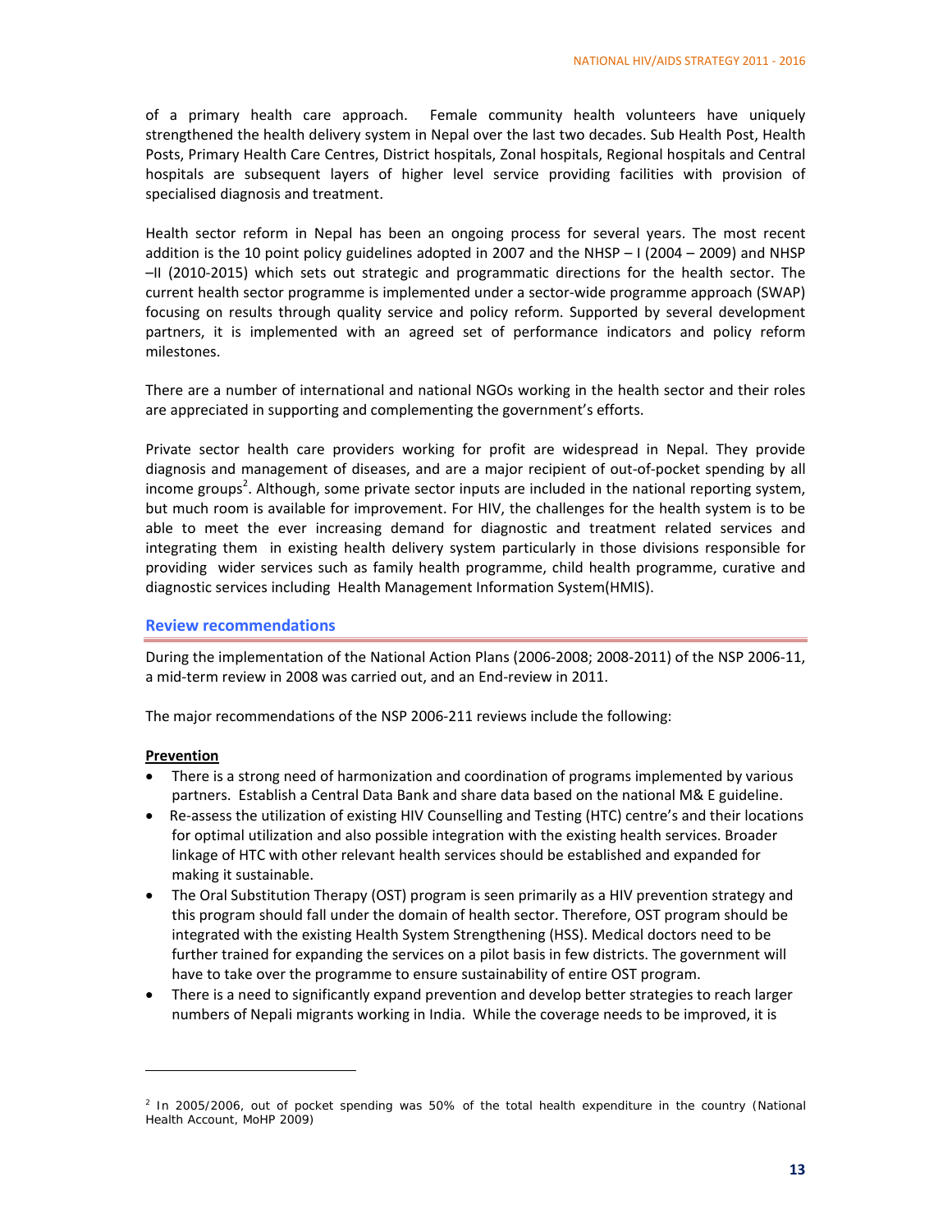of a primary health care approach. Female community health volunteers have uniquely strengthened the health delivery system in Nepal over the last two decades. Sub Health Post, Health Posts, Primary Health Care Centres, District hospitals, Zonal hospitals, Regional hospitals and Central hospitals are subsequent layers of higher level service providing facilities with provision of specialised diagnosis and treatment.

Health sector reform in Nepal has been an ongoing process for several years. The most recent addition is the 10 point policy guidelines adopted in 2007 and the NHSP – I (2004 – 2009) and NHSP –II (2010-2015) which sets out strategic and programmatic directions for the health sector. The current health sector programme is implemented under a sector-wide programme approach (SWAP) focusing on results through quality service and policy reform. Supported by several development partners, it is implemented with an agreed set of performance indicators and policy reform milestones.

There are a number of international and national NGOs working in the health sector and their roles are appreciated in supporting and complementing the government's efforts.

Private sector health care providers working for profit are widespread in Nepal. They provide diagnosis and management of diseases, and are a major recipient of out-of-pocket spending by all income groups[2]. Although, some private sector inputs are included in the national reporting system, but much room is available for improvement. For HIV, the challenges for the health system is to be able to meet the ever increasing demand for diagnostic and treatment related services and integrating them in existing health delivery system particularly in those divisions responsible for providing wider services such as family health programme, child health programme, curative and diagnostic services including Health Management Information System(HMIS).

## Review recommendations

During the implementation of the National Action Plans (2006-2008; 2008-2011) of the NSP 2006-11, a mid-term review in 2008 was carried out, and an End-review in 2011.

The major recommendations of the NSP 2006-211 reviews include the following:

**Prevention**

- There is a strong need of harmonization and coordination of programs implemented by various partners. Establish a Central Data Bank and share data based on the national M& E guideline.
- Re-assess the utilization of existing HIV Counselling and Testing (HTC) centre's and their locations for optimal utilization and also possible integration with the existing health services. Broader linkage of HTC with other relevant health services should be established and expanded for making it sustainable.
- The Oral Substitution Therapy (OST) program is seen primarily as a HIV prevention strategy and this program should fall under the domain of health sector. Therefore, OST program should be integrated with the existing Health System Strengthening (HSS). Medical doctors need to be further trained for expanding the services on a pilot basis in few districts. The government will have to take over the programme to ensure sustainability of entire OST program.
- There is a need to significantly expand prevention and develop better strategies to reach larger numbers of Nepali migrants working in India. While the coverage needs to be improved, it is

[2] In 2005/2006, out of pocket spending was 50% of the total health expenditure in the country (National Health Account, MoHP 2009)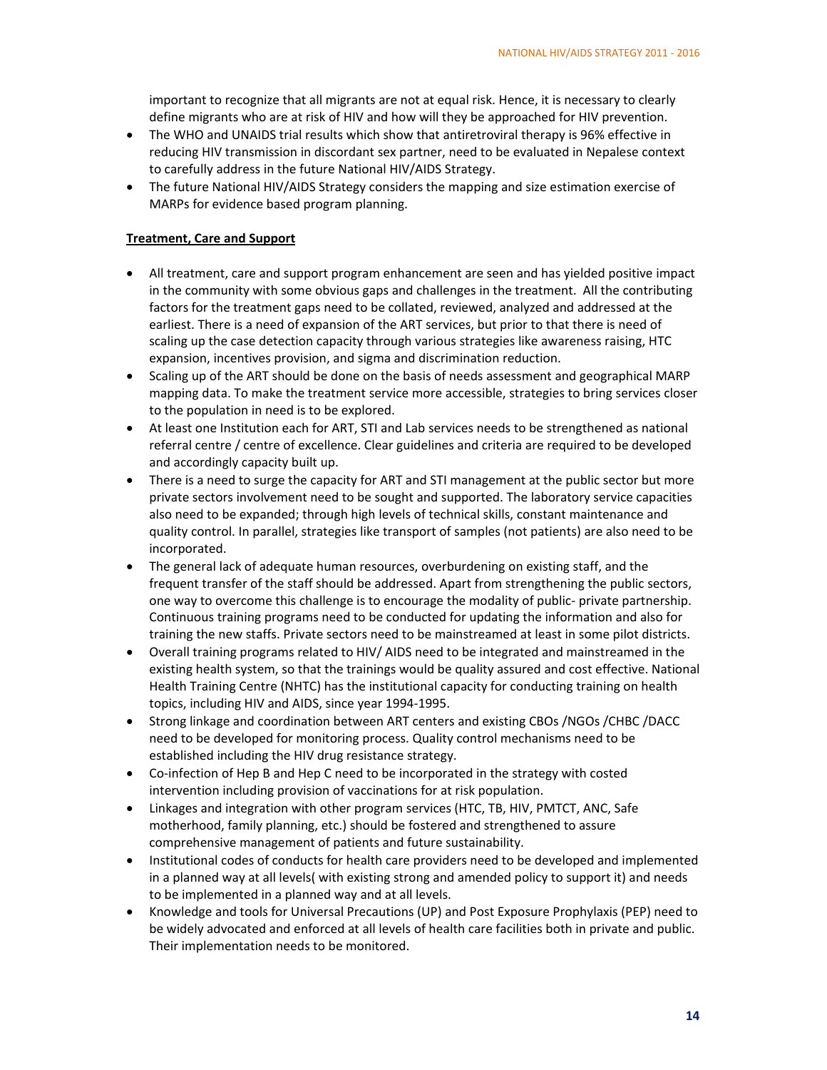important to recognize that all migrants are not at equal risk. Hence, it is necessary to clearly define migrants who are at risk of HIV and how will they be approached for HIV prevention.

- The WHO and UNAIDS trial results which show that antiretroviral therapy is 96% effective in reducing HIV transmission in discordant sex partner, need to be evaluated in Nepalese context to carefully address in the future National HIV/AIDS Strategy.
- The future National HIV/AIDS Strategy considers the mapping and size estimation exercise of MARPs for evidence based program planning.

**Treatment, Care and Support**

- All treatment, care and support program enhancement are seen and has yielded positive impact in the community with some obvious gaps and challenges in the treatment. All the contributing factors for the treatment gaps need to be collated, reviewed, analyzed and addressed at the earliest. There is a need of expansion of the ART services, but prior to that there is need of scaling up the case detection capacity through various strategies like awareness raising, HTC expansion, incentives provision, and sigma and discrimination reduction.
- Scaling up of the ART should be done on the basis of needs assessment and geographical MARP mapping data. To make the treatment service more accessible, strategies to bring services closer to the population in need is to be explored.
- At least one Institution each for ART, STI and Lab services needs to be strengthened as national referral centre / centre of excellence. Clear guidelines and criteria are required to be developed and accordingly capacity built up.
- There is a need to surge the capacity for ART and STI management at the public sector but more private sectors involvement need to be sought and supported. The laboratory service capacities also need to be expanded; through high levels of technical skills, constant maintenance and quality control. In parallel, strategies like transport of samples (not patients) are also need to be incorporated.
- The general lack of adequate human resources, overburdening on existing staff, and the frequent transfer of the staff should be addressed. Apart from strengthening the public sectors, one way to overcome this challenge is to encourage the modality of public- private partnership. Continuous training programs need to be conducted for updating the information and also for training the new staffs. Private sectors need to be mainstreamed at least in some pilot districts.
- Overall training programs related to HIV/ AIDS need to be integrated and mainstreamed in the existing health system, so that the trainings would be quality assured and cost effective. National Health Training Centre (NHTC) has the institutional capacity for conducting training on health topics, including HIV and AIDS, since year 1994-1995.
- Strong linkage and coordination between ART centers and existing CBOs /NGOs /CHBC /DACC need to be developed for monitoring process. Quality control mechanisms need to be established including the HIV drug resistance strategy.
- Co-infection of Hep B and Hep C need to be incorporated in the strategy with costed intervention including provision of vaccinations for at risk population.
- Linkages and integration with other program services (HTC, TB, HIV, PMTCT, ANC, Safe motherhood, family planning, etc.) should be fostered and strengthened to assure comprehensive management of patients and future sustainability.
- Institutional codes of conducts for health care providers need to be developed and implemented in a planned way at all levels( with existing strong and amended policy to support it) and needs to be implemented in a planned way and at all levels.
- Knowledge and tools for Universal Precautions (UP) and Post Exposure Prophylaxis (PEP) need to be widely advocated and enforced at all levels of health care facilities both in private and public. Their implementation needs to be monitored.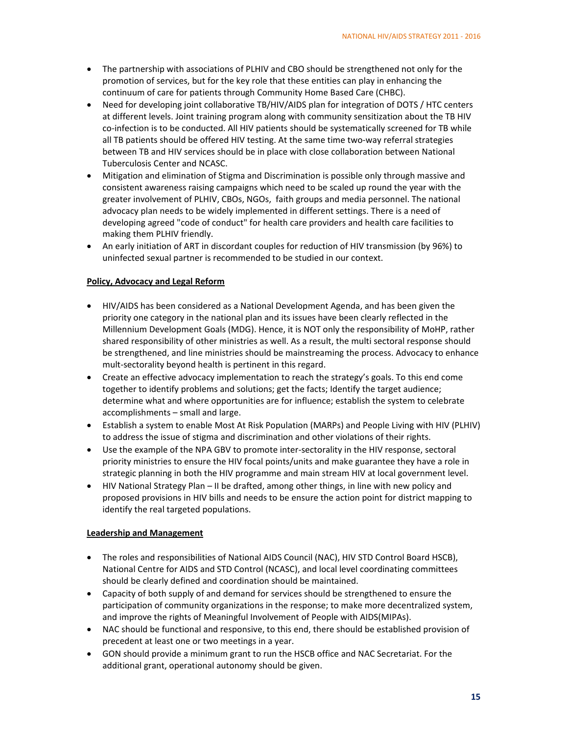- The partnership with associations of PLHIV and CBO should be strengthened not only for the promotion of services, but for the key role that these entities can play in enhancing the continuum of care for patients through Community Home Based Care (CHBC).
- Need for developing joint collaborative TB/HIV/AIDS plan for integration of DOTS / HTC centers at different levels. Joint training program along with community sensitization about the TB HIV co-infection is to be conducted. All HIV patients should be systematically screened for TB while all TB patients should be offered HIV testing. At the same time two-way referral strategies between TB and HIV services should be in place with close collaboration between National Tuberculosis Center and NCASC.
- Mitigation and elimination of Stigma and Discrimination is possible only through massive and consistent awareness raising campaigns which need to be scaled up round the year with the greater involvement of PLHIV, CBOs, NGOs, faith groups and media personnel. The national advocacy plan needs to be widely implemented in different settings. There is a need of developing agreed "code of conduct" for health care providers and health care facilities to making them PLHIV friendly.
- An early initiation of ART in discordant couples for reduction of HIV transmission (by 96%) to uninfected sexual partner is recommended to be studied in our context.

**Policy, Advocacy and Legal Reform**

- HIV/AIDS has been considered as a National Development Agenda, and has been given the priority one category in the national plan and its issues have been clearly reflected in the Millennium Development Goals (MDG). Hence, it is NOT only the responsibility of MoHP, rather shared responsibility of other ministries as well. As a result, the multi sectoral response should be strengthened, and line ministries should be mainstreaming the process. Advocacy to enhance mult-sectorality beyond health is pertinent in this regard.
- Create an effective advocacy implementation to reach the strategy's goals. To this end come together to identify problems and solutions; get the facts; Identify the target audience; determine what and where opportunities are for influence; establish the system to celebrate accomplishments – small and large.
- Establish a system to enable Most At Risk Population (MARPs) and People Living with HIV (PLHIV) to address the issue of stigma and discrimination and other violations of their rights.
- Use the example of the NPA GBV to promote inter-sectorality in the HIV response, sectoral priority ministries to ensure the HIV focal points/units and make guarantee they have a role in strategic planning in both the HIV programme and main stream HIV at local government level.
- HIV National Strategy Plan – II be drafted, among other things, in line with new policy and proposed provisions in HIV bills and needs to be ensure the action point for district mapping to identify the real targeted populations.

**Leadership and Management**

- The roles and responsibilities of National AIDS Council (NAC), HIV STD Control Board HSCB), National Centre for AIDS and STD Control (NCASC), and local level coordinating committees should be clearly defined and coordination should be maintained.
- Capacity of both supply of and demand for services should be strengthened to ensure the participation of community organizations in the response; to make more decentralized system, and improve the rights of Meaningful Involvement of People with AIDS(MIPAs).
- NAC should be functional and responsive, to this end, there should be established provision of precedent at least one or two meetings in a year.
- GON should provide a minimum grant to run the HSCB office and NAC Secretariat. For the additional grant, operational autonomy should be given.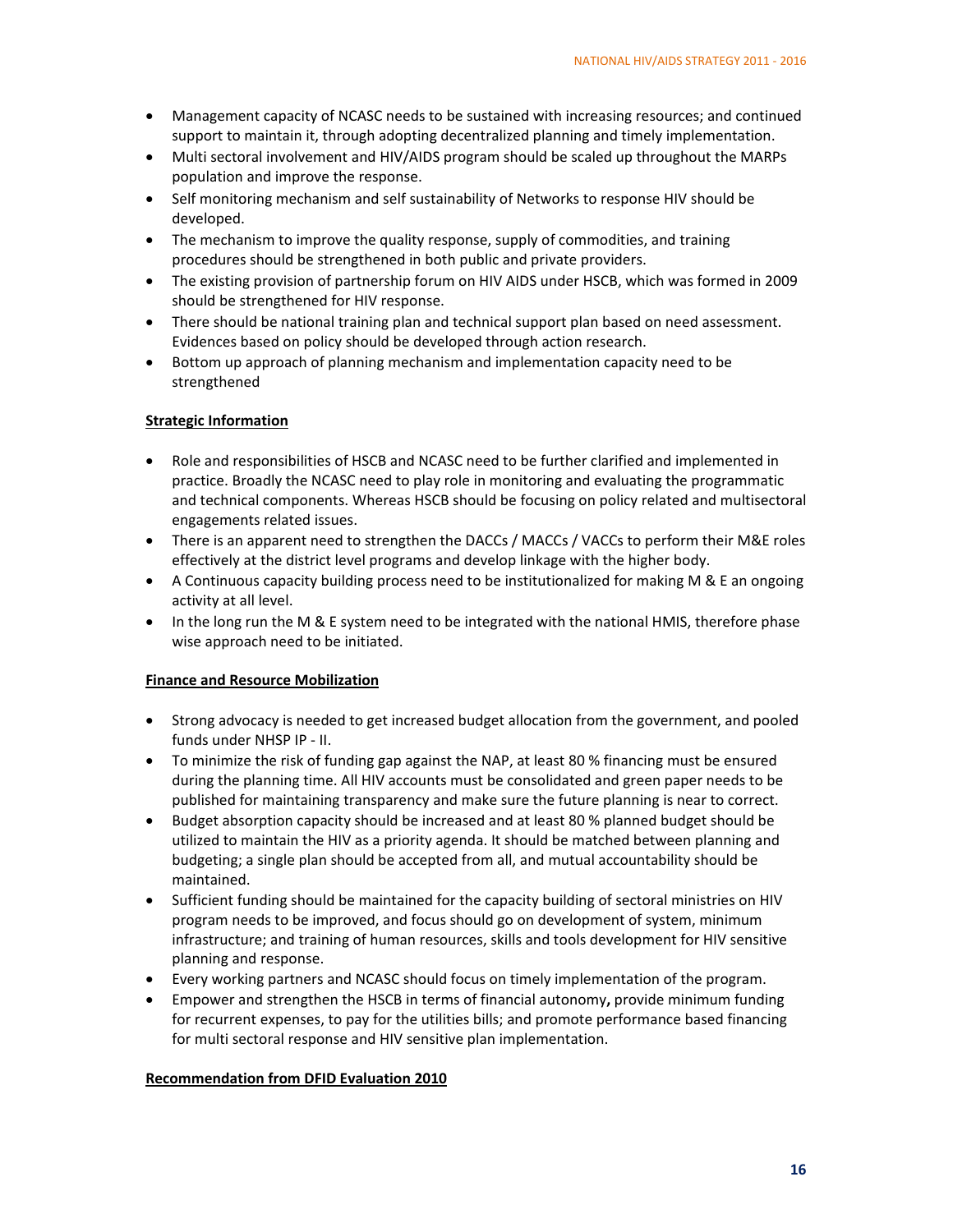- Management capacity of NCASC needs to be sustained with increasing resources; and continued support to maintain it, through adopting decentralized planning and timely implementation.
- Multi sectoral involvement and HIV/AIDS program should be scaled up throughout the MARPs population and improve the response.
- Self monitoring mechanism and self sustainability of Networks to response HIV should be developed.
- The mechanism to improve the quality response, supply of commodities, and training procedures should be strengthened in both public and private providers.
- The existing provision of partnership forum on HIV AIDS under HSCB, which was formed in 2009 should be strengthened for HIV response.
- There should be national training plan and technical support plan based on need assessment. Evidences based on policy should be developed through action research.
- Bottom up approach of planning mechanism and implementation capacity need to be strengthened

**Strategic Information**

- Role and responsibilities of HSCB and NCASC need to be further clarified and implemented in practice. Broadly the NCASC need to play role in monitoring and evaluating the programmatic and technical components. Whereas HSCB should be focusing on policy related and multisectoral engagements related issues.
- There is an apparent need to strengthen the DACCs / MACCs / VACCs to perform their M&E roles effectively at the district level programs and develop linkage with the higher body.
- A Continuous capacity building process need to be institutionalized for making M & E an ongoing activity at all level.
- In the long run the M & E system need to be integrated with the national HMIS, therefore phase wise approach need to be initiated.

**Finance and Resource Mobilization**

- Strong advocacy is needed to get increased budget allocation from the government, and pooled funds under NHSP IP - II.
- To minimize the risk of funding gap against the NAP, at least 80 % financing must be ensured during the planning time. All HIV accounts must be consolidated and green paper needs to be published for maintaining transparency and make sure the future planning is near to correct.
- Budget absorption capacity should be increased and at least 80 % planned budget should be utilized to maintain the HIV as a priority agenda. It should be matched between planning and budgeting; a single plan should be accepted from all, and mutual accountability should be maintained.
- Sufficient funding should be maintained for the capacity building of sectoral ministries on HIV program needs to be improved, and focus should go on development of system, minimum infrastructure; and training of human resources, skills and tools development for HIV sensitive planning and response.
- Every working partners and NCASC should focus on timely implementation of the program.
- Empower and strengthen the HSCB in terms of financial autonomy**,** provide minimum funding for recurrent expenses, to pay for the utilities bills; and promote performance based financing for multi sectoral response and HIV sensitive plan implementation.

**Recommendation from DFID Evaluation 2010**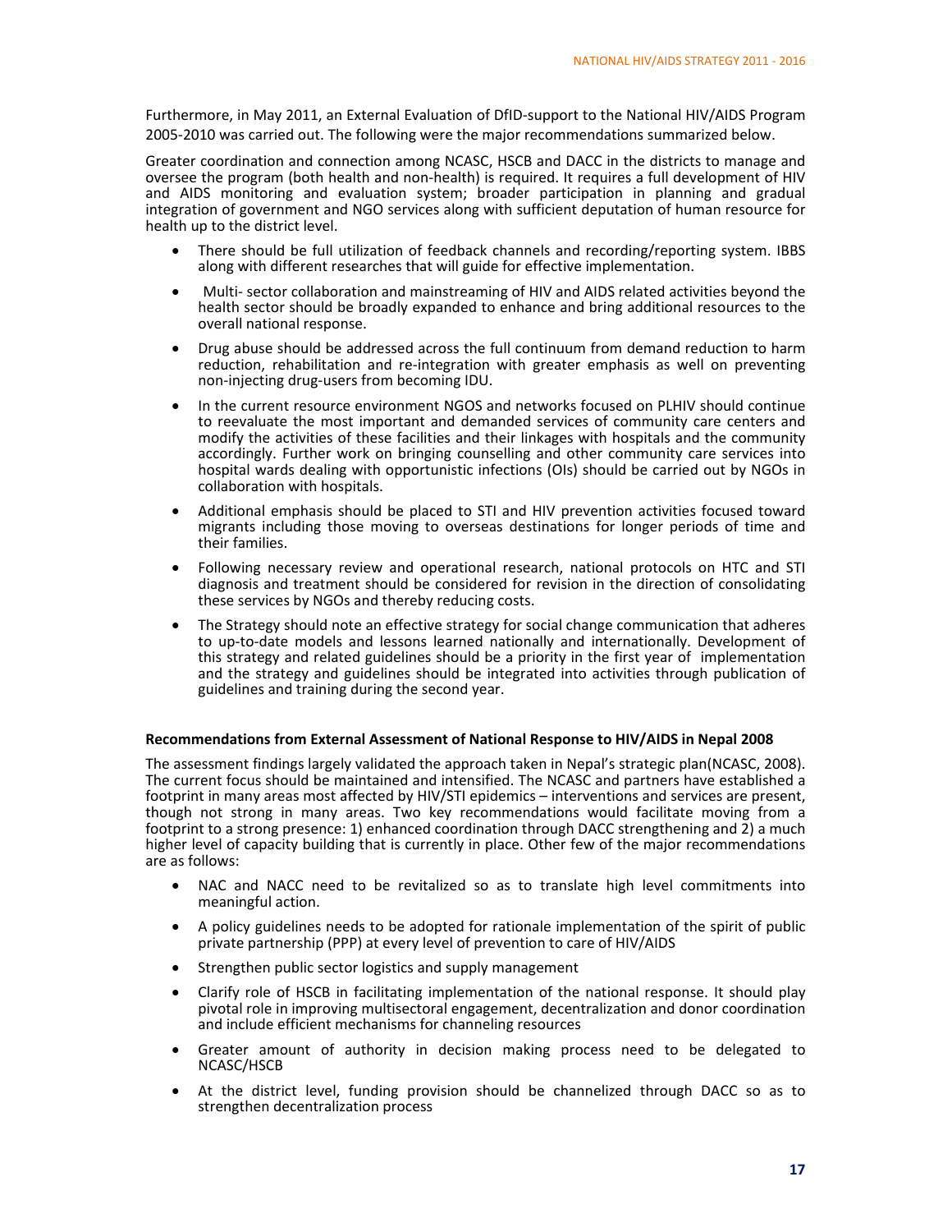Furthermore, in May 2011, an External Evaluation of DfID-support to the National HIV/AIDS Program 2005-2010 was carried out. The following were the major recommendations summarized below.

Greater coordination and connection among NCASC, HSCB and DACC in the districts to manage and oversee the program (both health and non-health) is required. It requires a full development of HIV and AIDS monitoring and evaluation system; broader participation in planning and gradual integration of government and NGO services along with sufficient deputation of human resource for health up to the district level.

- There should be full utilization of feedback channels and recording/reporting system. IBBS along with different researches that will guide for effective implementation.
- Multi- sector collaboration and mainstreaming of HIV and AIDS related activities beyond the health sector should be broadly expanded to enhance and bring additional resources to the overall national response.
- Drug abuse should be addressed across the full continuum from demand reduction to harm reduction, rehabilitation and re-integration with greater emphasis as well on preventing non-injecting drug-users from becoming IDU.
- In the current resource environment NGOS and networks focused on PLHIV should continue to reevaluate the most important and demanded services of community care centers and modify the activities of these facilities and their linkages with hospitals and the community accordingly. Further work on bringing counselling and other community care services into hospital wards dealing with opportunistic infections (OIs) should be carried out by NGOs in collaboration with hospitals.
- Additional emphasis should be placed to STI and HIV prevention activities focused toward migrants including those moving to overseas destinations for longer periods of time and their families.
- Following necessary review and operational research, national protocols on HTC and STI diagnosis and treatment should be considered for revision in the direction of consolidating these services by NGOs and thereby reducing costs.
- The Strategy should note an effective strategy for social change communication that adheres to up-to-date models and lessons learned nationally and internationally. Development of this strategy and related guidelines should be a priority in the first year of implementation and the strategy and guidelines should be integrated into activities through publication of guidelines and training during the second year.

**Recommendations from External Assessment of National Response to HIV/AIDS in Nepal 2008**

The assessment findings largely validated the approach taken in Nepal's strategic plan(NCASC, 2008). The current focus should be maintained and intensified. The NCASC and partners have established a footprint in many areas most affected by HIV/STI epidemics – interventions and services are present, though not strong in many areas. Two key recommendations would facilitate moving from a footprint to a strong presence: 1) enhanced coordination through DACC strengthening and 2) a much higher level of capacity building that is currently in place. Other few of the major recommendations are as follows:

- NAC and NACC need to be revitalized so as to translate high level commitments into meaningful action.
- A policy guidelines needs to be adopted for rationale implementation of the spirit of public private partnership (PPP) at every level of prevention to care of HIV/AIDS
- Strengthen public sector logistics and supply management
- Clarify role of HSCB in facilitating implementation of the national response. It should play pivotal role in improving multisectoral engagement, decentralization and donor coordination and include efficient mechanisms for channeling resources
- Greater amount of authority in decision making process need to be delegated to NCASC/HSCB
- At the district level, funding provision should be channelized through DACC so as to strengthen decentralization process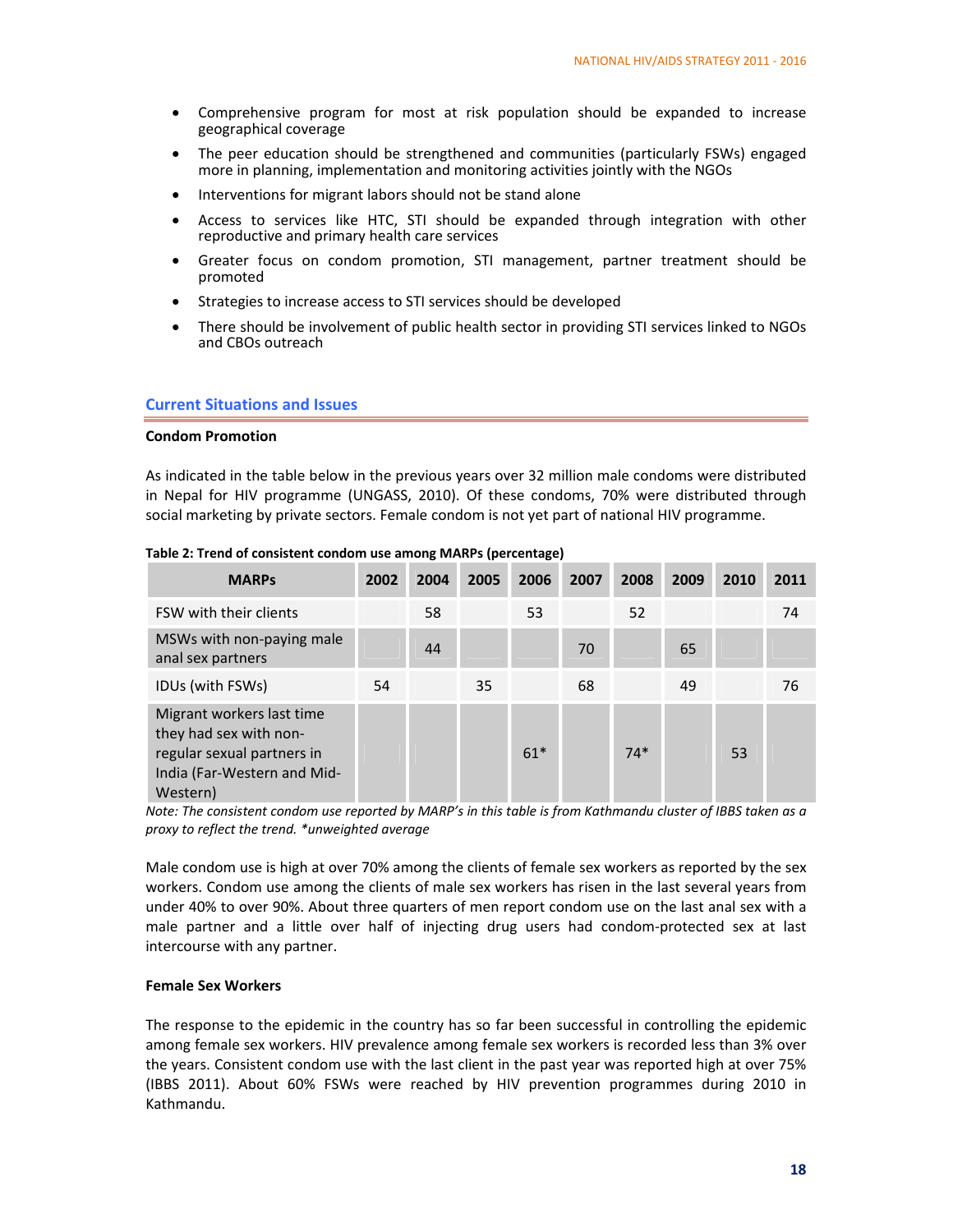- Comprehensive program for most at risk population should be expanded to increase geographical coverage
- The peer education should be strengthened and communities (particularly FSWs) engaged more in planning, implementation and monitoring activities jointly with the NGOs
- Interventions for migrant labors should not be stand alone
- Access to services like HTC, STI should be expanded through integration with other reproductive and primary health care services
- Greater focus on condom promotion, STI management, partner treatment should be promoted
- Strategies to increase access to STI services should be developed
- There should be involvement of public health sector in providing STI services linked to NGOs and CBOs outreach

## Current Situations and Issues

### Condom Promotion

As indicated in the table below in the previous years over 32 million male condoms were distributed in Nepal for HIV programme (UNGASS, 2010). Of these condoms, 70% were distributed through social marketing by private sectors. Female condom is not yet part of national HIV programme.

**Table 2: Trend of consistent condom use among MARPs (percentage)**

| MARPs | 2002 | 2004 | 2005 | 2006 | 2007 | 2008 | 2009 | 2010 | 2011 |
|---|---|---|---|---|---|---|---|---|---|
| FSW with their clients | | 58 | | 53 | | 52 | | | 74 |
| MSWs with non-paying male anal sex partners | | 44 | | | 70 | | 65 | | |
| IDUs (with FSWs) | 54 | | 35 | | 68 | | 49 | | 76 |
| Migrant workers last time they had sex with non-regular sexual partners in India (Far-Western and Mid-Western) | | | | 61* | | 74* | | 53 | |

*Note: The consistent condom use reported by MARP's in this table is from Kathmandu cluster of IBBS taken as a proxy to reflect the trend. *unweighted average*

Male condom use is high at over 70% among the clients of female sex workers as reported by the sex workers. Condom use among the clients of male sex workers has risen in the last several years from under 40% to over 90%. About three quarters of men report condom use on the last anal sex with a male partner and a little over half of injecting drug users had condom-protected sex at last intercourse with any partner.

### Female Sex Workers

The response to the epidemic in the country has so far been successful in controlling the epidemic among female sex workers. HIV prevalence among female sex workers is recorded less than 3% over the years. Consistent condom use with the last client in the past year was reported high at over 75% (IBBS 2011). About 60% FSWs were reached by HIV prevention programmes during 2010 in Kathmandu.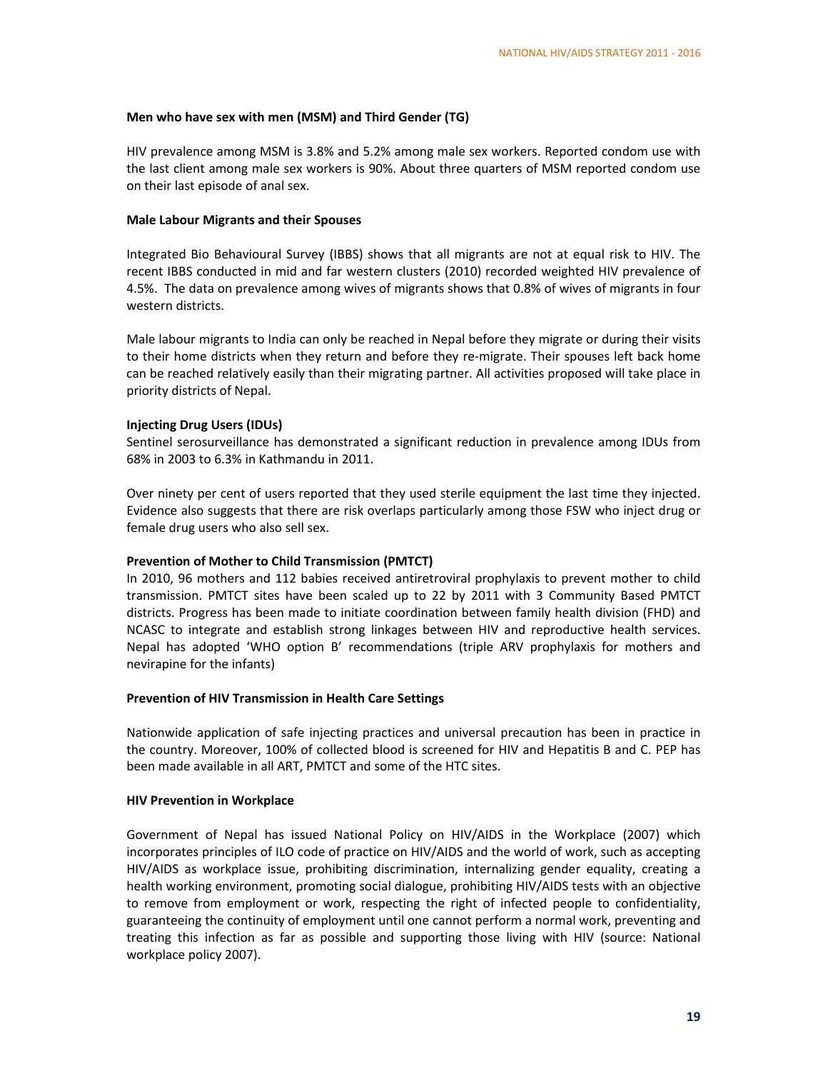**Men who have sex with men (MSM) and Third Gender (TG)**

HIV prevalence among MSM is 3.8% and 5.2% among male sex workers. Reported condom use with the last client among male sex workers is 90%. About three quarters of MSM reported condom use on their last episode of anal sex.

**Male Labour Migrants and their Spouses**

Integrated Bio Behavioural Survey (IBBS) shows that all migrants are not at equal risk to HIV. The recent IBBS conducted in mid and far western clusters (2010) recorded weighted HIV prevalence of 4.5%. The data on prevalence among wives of migrants shows that 0.8% of wives of migrants in four western districts.

Male labour migrants to India can only be reached in Nepal before they migrate or during their visits to their home districts when they return and before they re-migrate. Their spouses left back home can be reached relatively easily than their migrating partner. All activities proposed will take place in priority districts of Nepal.

**Injecting Drug Users (IDUs)**

Sentinel serosurveillance has demonstrated a significant reduction in prevalence among IDUs from 68% in 2003 to 6.3% in Kathmandu in 2011.

Over ninety per cent of users reported that they used sterile equipment the last time they injected. Evidence also suggests that there are risk overlaps particularly among those FSW who inject drug or female drug users who also sell sex.

**Prevention of Mother to Child Transmission (PMTCT)**

In 2010, 96 mothers and 112 babies received antiretroviral prophylaxis to prevent mother to child transmission. PMTCT sites have been scaled up to 22 by 2011 with 3 Community Based PMTCT districts. Progress has been made to initiate coordination between family health division (FHD) and NCASC to integrate and establish strong linkages between HIV and reproductive health services. Nepal has adopted 'WHO option B' recommendations (triple ARV prophylaxis for mothers and nevirapine for the infants)

**Prevention of HIV Transmission in Health Care Settings**

Nationwide application of safe injecting practices and universal precaution has been in practice in the country. Moreover, 100% of collected blood is screened for HIV and Hepatitis B and C. PEP has been made available in all ART, PMTCT and some of the HTC sites.

**HIV Prevention in Workplace**

Government of Nepal has issued National Policy on HIV/AIDS in the Workplace (2007) which incorporates principles of ILO code of practice on HIV/AIDS and the world of work, such as accepting HIV/AIDS as workplace issue, prohibiting discrimination, internalizing gender equality, creating a health working environment, promoting social dialogue, prohibiting HIV/AIDS tests with an objective to remove from employment or work, respecting the right of infected people to confidentiality, guaranteeing the continuity of employment until one cannot perform a normal work, preventing and treating this infection as far as possible and supporting those living with HIV (source: National workplace policy 2007).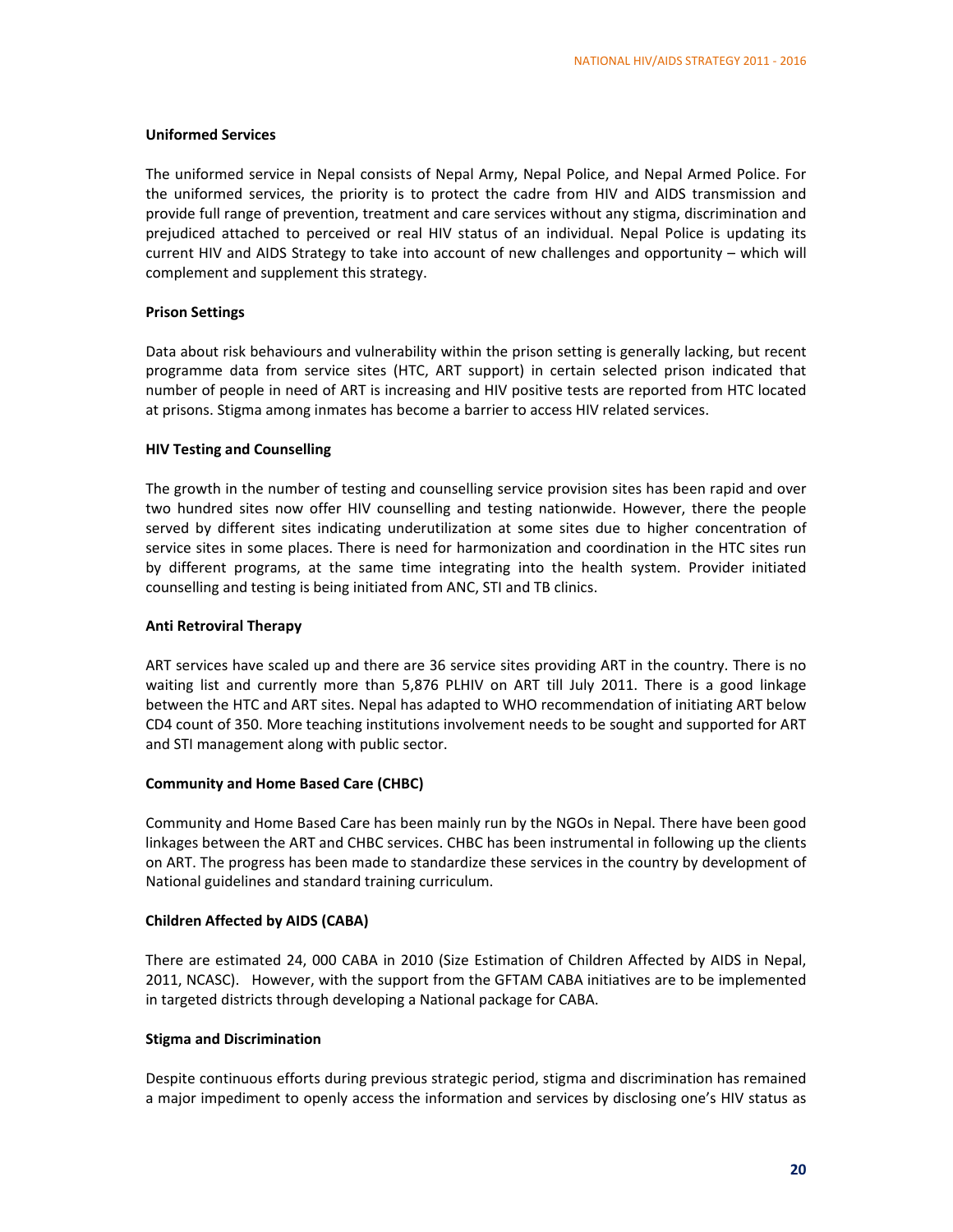#### Uniformed Services

The uniformed service in Nepal consists of Nepal Army, Nepal Police, and Nepal Armed Police. For the uniformed services, the priority is to protect the cadre from HIV and AIDS transmission and provide full range of prevention, treatment and care services without any stigma, discrimination and prejudiced attached to perceived or real HIV status of an individual. Nepal Police is updating its current HIV and AIDS Strategy to take into account of new challenges and opportunity – which will complement and supplement this strategy.

#### Prison Settings

Data about risk behaviours and vulnerability within the prison setting is generally lacking, but recent programme data from service sites (HTC, ART support) in certain selected prison indicated that number of people in need of ART is increasing and HIV positive tests are reported from HTC located at prisons. Stigma among inmates has become a barrier to access HIV related services.

#### HIV Testing and Counselling

The growth in the number of testing and counselling service provision sites has been rapid and over two hundred sites now offer HIV counselling and testing nationwide. However, there the people served by different sites indicating underutilization at some sites due to higher concentration of service sites in some places. There is need for harmonization and coordination in the HTC sites run by different programs, at the same time integrating into the health system. Provider initiated counselling and testing is being initiated from ANC, STI and TB clinics.

#### Anti Retroviral Therapy

ART services have scaled up and there are 36 service sites providing ART in the country. There is no waiting list and currently more than 5,876 PLHIV on ART till July 2011. There is a good linkage between the HTC and ART sites. Nepal has adapted to WHO recommendation of initiating ART below CD4 count of 350. More teaching institutions involvement needs to be sought and supported for ART and STI management along with public sector.

#### Community and Home Based Care (CHBC)

Community and Home Based Care has been mainly run by the NGOs in Nepal. There have been good linkages between the ART and CHBC services. CHBC has been instrumental in following up the clients on ART. The progress has been made to standardize these services in the country by development of National guidelines and standard training curriculum.

#### Children Affected by AIDS (CABA)

There are estimated 24, 000 CABA in 2010 (Size Estimation of Children Affected by AIDS in Nepal, 2011, NCASC). However, with the support from the GFTAM CABA initiatives are to be implemented in targeted districts through developing a National package for CABA.

#### Stigma and Discrimination

Despite continuous efforts during previous strategic period, stigma and discrimination has remained a major impediment to openly access the information and services by disclosing one's HIV status as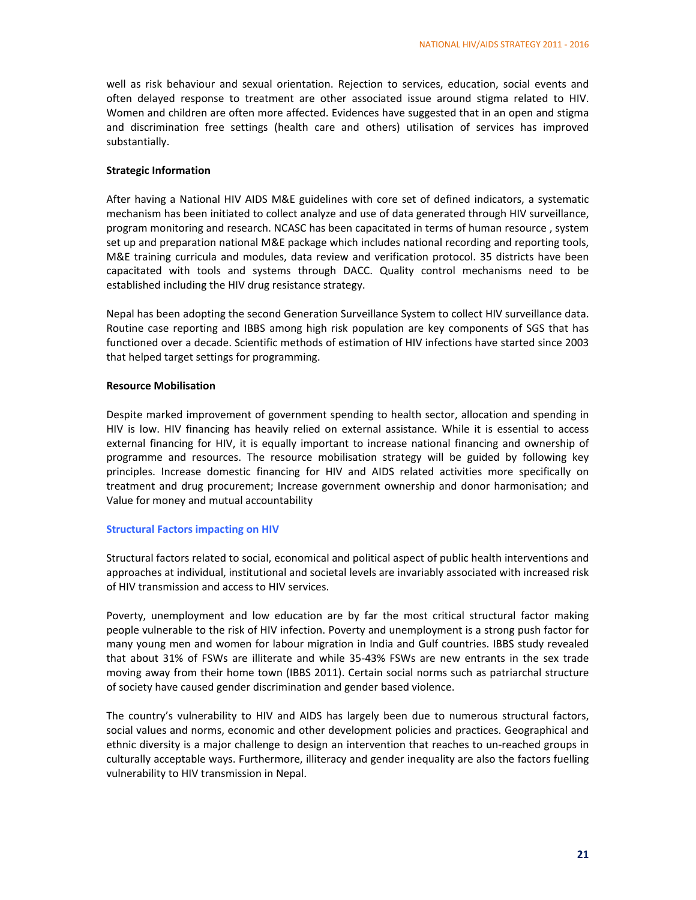well as risk behaviour and sexual orientation. Rejection to services, education, social events and often delayed response to treatment are other associated issue around stigma related to HIV. Women and children are often more affected. Evidences have suggested that in an open and stigma and discrimination free settings (health care and others) utilisation of services has improved substantially.

**Strategic Information**

After having a National HIV AIDS M&E guidelines with core set of defined indicators, a systematic mechanism has been initiated to collect analyze and use of data generated through HIV surveillance, program monitoring and research. NCASC has been capacitated in terms of human resource , system set up and preparation national M&E package which includes national recording and reporting tools, M&E training curricula and modules, data review and verification protocol. 35 districts have been capacitated with tools and systems through DACC. Quality control mechanisms need to be established including the HIV drug resistance strategy.

Nepal has been adopting the second Generation Surveillance System to collect HIV surveillance data. Routine case reporting and IBBS among high risk population are key components of SGS that has functioned over a decade. Scientific methods of estimation of HIV infections have started since 2003 that helped target settings for programming.

**Resource Mobilisation**

Despite marked improvement of government spending to health sector, allocation and spending in HIV is low. HIV financing has heavily relied on external assistance. While it is essential to access external financing for HIV, it is equally important to increase national financing and ownership of programme and resources. The resource mobilisation strategy will be guided by following key principles. Increase domestic financing for HIV and AIDS related activities more specifically on treatment and drug procurement; Increase government ownership and donor harmonisation; and Value for money and mutual accountability

**Structural Factors impacting on HIV**

Structural factors related to social, economical and political aspect of public health interventions and approaches at individual, institutional and societal levels are invariably associated with increased risk of HIV transmission and access to HIV services.

Poverty, unemployment and low education are by far the most critical structural factor making people vulnerable to the risk of HIV infection. Poverty and unemployment is a strong push factor for many young men and women for labour migration in India and Gulf countries. IBBS study revealed that about 31% of FSWs are illiterate and while 35-43% FSWs are new entrants in the sex trade moving away from their home town (IBBS 2011). Certain social norms such as patriarchal structure of society have caused gender discrimination and gender based violence.

The country's vulnerability to HIV and AIDS has largely been due to numerous structural factors, social values and norms, economic and other development policies and practices. Geographical and ethnic diversity is a major challenge to design an intervention that reaches to un-reached groups in culturally acceptable ways. Furthermore, illiteracy and gender inequality are also the factors fuelling vulnerability to HIV transmission in Nepal.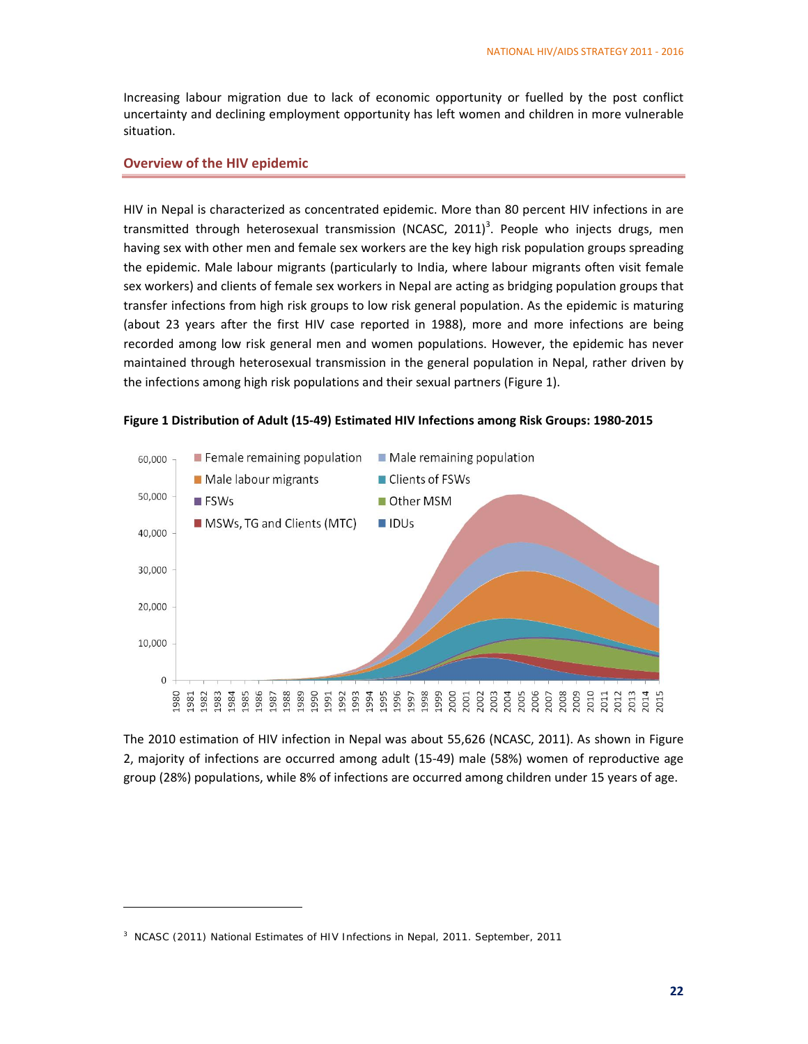Increasing labour migration due to lack of economic opportunity or fuelled by the post conflict uncertainty and declining employment opportunity has left women and children in more vulnerable situation.

## Overview of the HIV epidemic

HIV in Nepal is characterized as concentrated epidemic. More than 80 percent HIV infections in are transmitted through heterosexual transmission (NCASC, 2011)[3]. People who injects drugs, men having sex with other men and female sex workers are the key high risk population groups spreading the epidemic. Male labour migrants (particularly to India, where labour migrants often visit female sex workers) and clients of female sex workers in Nepal are acting as bridging population groups that transfer infections from high risk groups to low risk general population. As the epidemic is maturing (about 23 years after the first HIV case reported in 1988), more and more infections are being recorded among low risk general men and women populations. However, the epidemic has never maintained through heterosexual transmission in the general population in Nepal, rather driven by the infections among high risk populations and their sexual partners (Figure 1).

**Figure 1 Distribution of Adult (15-49) Estimated HIV Infections among Risk Groups: 1980-2015**

The 2010 estimation of HIV infection in Nepal was about 55,626 (NCASC, 2011). As shown in Figure 2, majority of infections are occurred among adult (15-49) male (58%) women of reproductive age group (28%) populations, while 8% of infections are occurred among children under 15 years of age.

---

[3] NCASC (2011) National Estimates of HIV Infections in Nepal, 2011. September, 2011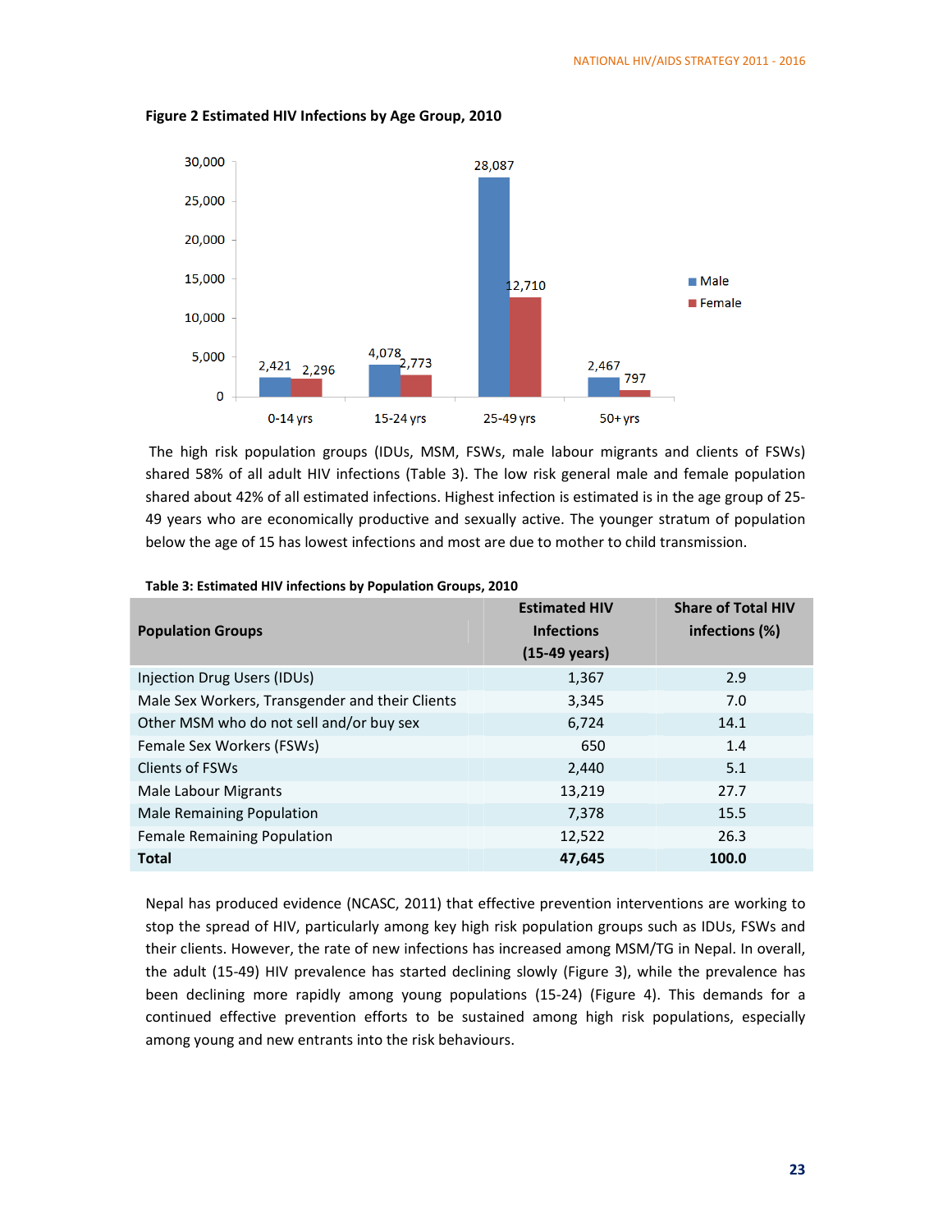**Figure 2 Estimated HIV Infections by Age Group, 2010**

| Age group | Male | Female |
|---|---|---|
| 0-14 yrs | 2,421 | 2,296 |
| 15-24 yrs | 4,078 | 2,773 |
| 25-49 yrs | 28,087 | 12,710 |
| 50+ yrs | 2,467 | 797 |

The high risk population groups (IDUs, MSM, FSWs, male labour migrants and clients of FSWs) shared 58% of all adult HIV infections (Table 3). The low risk general male and female population shared about 42% of all estimated infections. Highest infection is estimated is in the age group of 25-49 years who are economically productive and sexually active. The younger stratum of population below the age of 15 has lowest infections and most are due to mother to child transmission.

**Table 3: Estimated HIV infections by Population Groups, 2010**

| Population Groups | Estimated HIV Infections (15-49 years) | Share of Total HIV infections (%) |
|---|---|---|
| Injection Drug Users (IDUs) | 1,367 | 2.9 |
| Male Sex Workers, Transgender and their Clients | 3,345 | 7.0 |
| Other MSM who do not sell and/or buy sex | 6,724 | 14.1 |
| Female Sex Workers (FSWs) | 650 | 1.4 |
| Clients of FSWs | 2,440 | 5.1 |
| Male Labour Migrants | 13,219 | 27.7 |
| Male Remaining Population | 7,378 | 15.5 |
| Female Remaining Population | 12,522 | 26.3 |
| **Total** | **47,645** | **100.0** |

Nepal has produced evidence (NCASC, 2011) that effective prevention interventions are working to stop the spread of HIV, particularly among key high risk population groups such as IDUs, FSWs and their clients. However, the rate of new infections has increased among MSM/TG in Nepal. In overall, the adult (15-49) HIV prevalence has started declining slowly (Figure 3), while the prevalence has been declining more rapidly among young populations (15-24) (Figure 4). This demands for a continued effective prevention efforts to be sustained among high risk populations, especially among young and new entrants into the risk behaviours.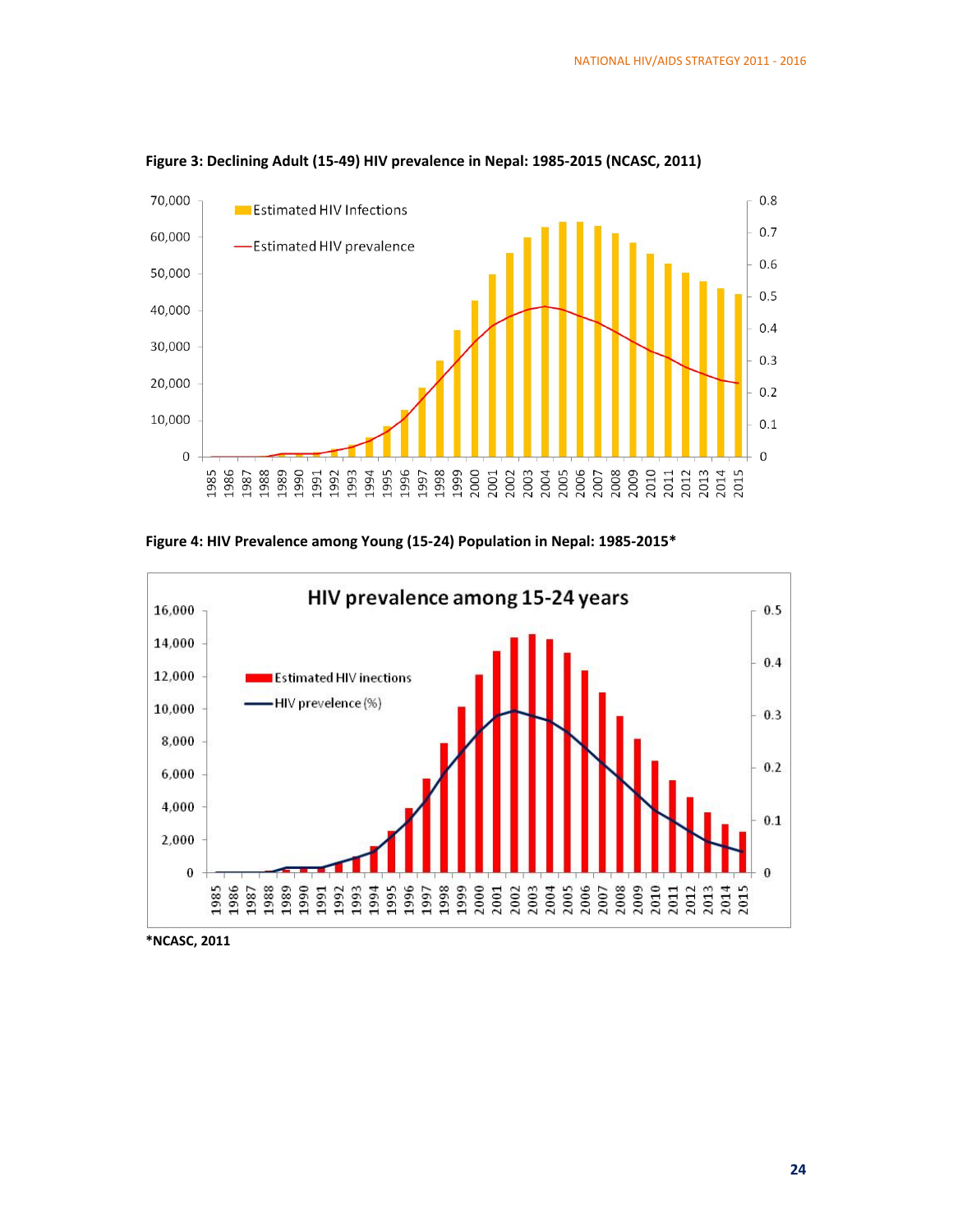**Figure 3: Declining Adult (15-49) HIV prevalence in Nepal: 1985-2015 (NCASC, 2011)**

**Figure 4: HIV Prevalence among Young (15-24) Population in Nepal: 1985-2015***

*NCASC, 2011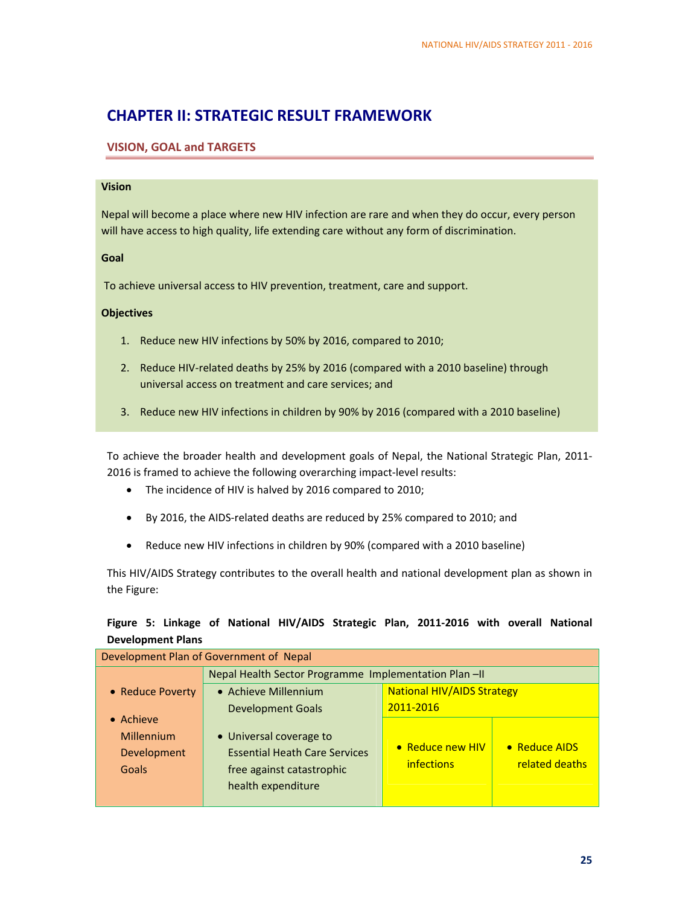# CHAPTER II: STRATEGIC RESULT FRAMEWORK

## VISION, GOAL and TARGETS

**Vision**

Nepal will become a place where new HIV infection are rare and when they do occur, every person will have access to high quality, life extending care without any form of discrimination.

**Goal**

To achieve universal access to HIV prevention, treatment, care and support.

**Objectives**

1. Reduce new HIV infections by 50% by 2016, compared to 2010;
2. Reduce HIV-related deaths by 25% by 2016 (compared with a 2010 baseline) through universal access on treatment and care services; and
3. Reduce new HIV infections in children by 90% by 2016 (compared with a 2010 baseline)

To achieve the broader health and development goals of Nepal, the National Strategic Plan, 2011-2016 is framed to achieve the following overarching impact-level results:

- The incidence of HIV is halved by 2016 compared to 2010;
- By 2016, the AIDS-related deaths are reduced by 25% compared to 2010; and
- Reduce new HIV infections in children by 90% (compared with a 2010 baseline)

This HIV/AIDS Strategy contributes to the overall health and national development plan as shown in the Figure:

**Figure 5: Linkage of National HIV/AIDS Strategic Plan, 2011-2016 with overall National Development Plans**

| Development Plan of Government of Nepal | | | |
|---|---|---|---|
| | Nepal Health Sector Programme Implementation Plan –II | | |
| • Reduce Poverty<br>• Achieve Millennium Development Goals | • Achieve Millennium Development Goals<br>• Universal coverage to Essential Heath Care Services free against catastrophic health expenditure | National HIV/AIDS Strategy 2011-2016 | |
| | | • Reduce new HIV infections | • Reduce AIDS related deaths |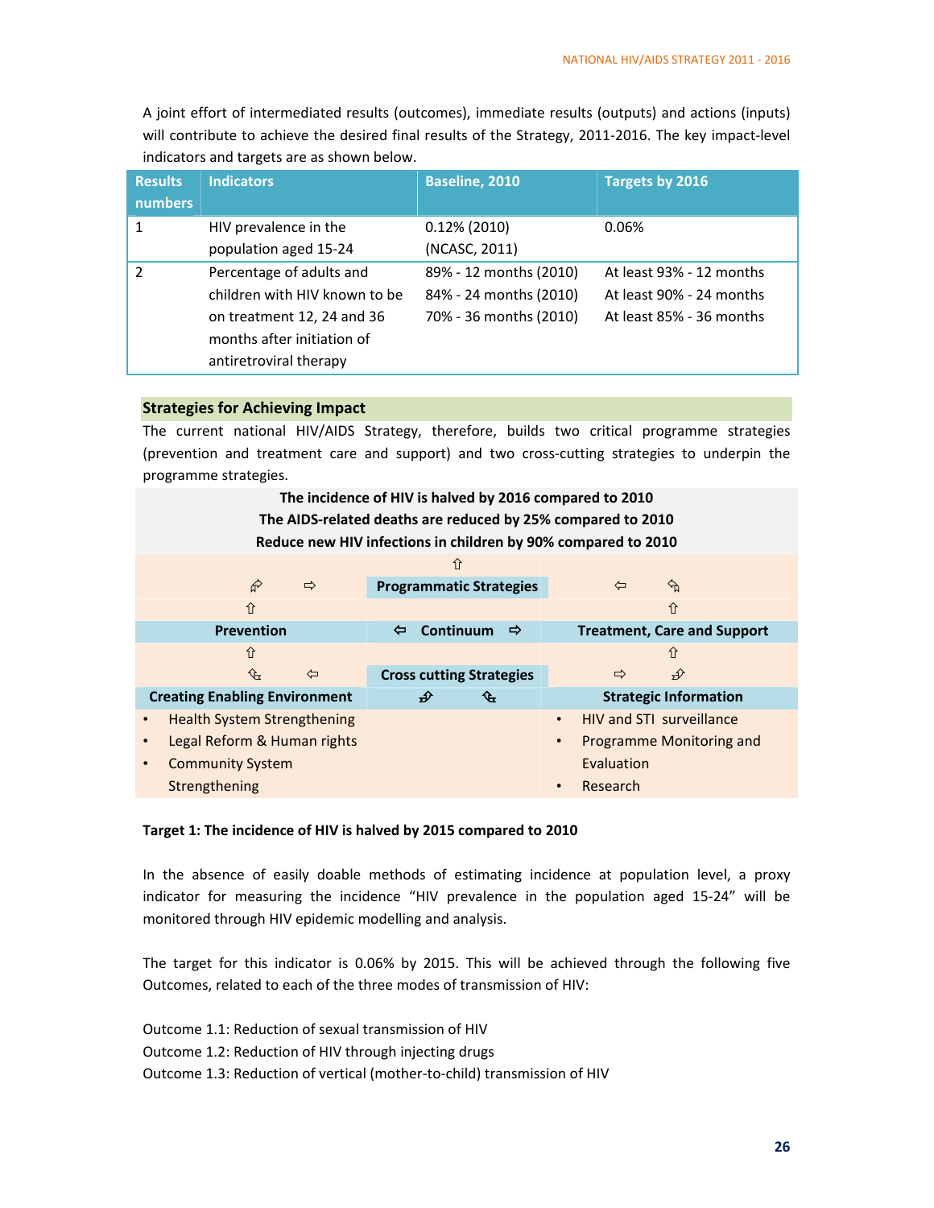A joint effort of intermediated results (outcomes), immediate results (outputs) and actions (inputs) will contribute to achieve the desired final results of the Strategy, 2011-2016. The key impact-level indicators and targets are as shown below.

| Results numbers | Indicators | Baseline, 2010 | Targets by 2016 |
|---|---|---|---|
| 1 | HIV prevalence in the population aged 15-24 | 0.12% (2010) (NCASC, 2011) | 0.06% |
| 2 | Percentage of adults and children with HIV known to be on treatment 12, 24 and 36 months after initiation of antiretroviral therapy | 89% - 12 months (2010)<br>84% - 24 months (2010)<br>70% - 36 months (2010) | At least 93% - 12 months<br>At least 90% - 24 months<br>At least 85% - 36 months |

## Strategies for Achieving Impact

The current national HIV/AIDS Strategy, therefore, builds two critical programme strategies (prevention and treatment care and support) and two cross-cutting strategies to underpin the programme strategies.

**The incidence of HIV is halved by 2016 compared to 2010**
**The AIDS-related deaths are reduced by 25% compared to 2010**
**Reduce new HIV infections in children by 90% compared to 2010**

| | | |
|---|---|---|
| | ⇧ | |
| ⇗ ⇨ | **Programmatic Strategies** | ⇦ ⇖ |
| ⇧ | | ⇧ |
| **Prevention** | ⇦ **Continuum** ⇨ | **Treatment, Care and Support** |
| ⇧ | | ⇧ |
| ⇖ ⇦ | **Cross cutting Strategies** | ⇨ ⇗ |
| **Creating Enabling Environment** | ⇗ ⇖ | **Strategic Information** |
| • Health System Strengthening<br>• Legal Reform & Human rights<br>• Community System Strengthening | | • HIV and STI surveillance<br>• Programme Monitoring and Evaluation<br>• Research |

**Target 1: The incidence of HIV is halved by 2015 compared to 2010**

In the absence of easily doable methods of estimating incidence at population level, a proxy indicator for measuring the incidence "HIV prevalence in the population aged 15-24" will be monitored through HIV epidemic modelling and analysis.

The target for this indicator is 0.06% by 2015. This will be achieved through the following five Outcomes, related to each of the three modes of transmission of HIV:

Outcome 1.1: Reduction of sexual transmission of HIV
Outcome 1.2: Reduction of HIV through injecting drugs
Outcome 1.3: Reduction of vertical (mother-to-child) transmission of HIV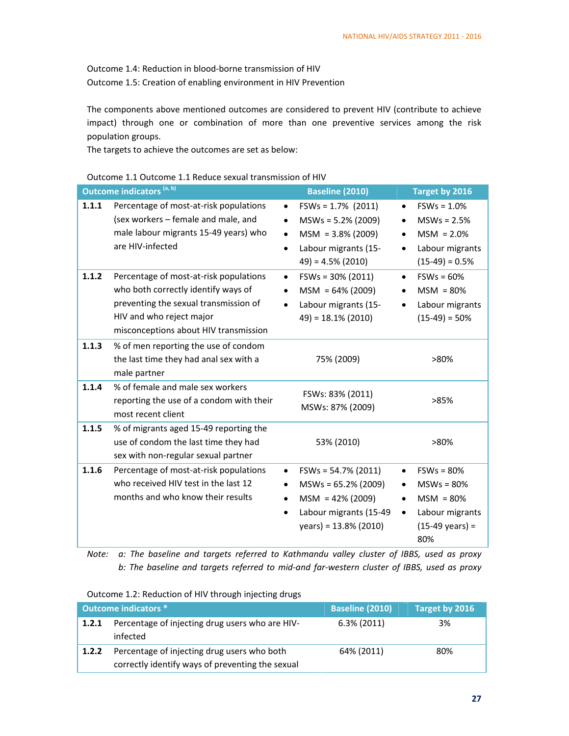Outcome 1.4: Reduction in blood-borne transmission of HIV

Outcome 1.5: Creation of enabling environment in HIV Prevention

The components above mentioned outcomes are considered to prevent HIV (contribute to achieve impact) through one or combination of more than one preventive services among the risk population groups.

The targets to achieve the outcomes are set as below:

Outcome 1.1 Outcome 1.1 Reduce sexual transmission of HIV

| Outcome indicators [a, b] | | Baseline (2010) | Target by 2016 |
|---|---|---|---|
| 1.1.1 | Percentage of most-at-risk populations (sex workers – female and male, and male labour migrants 15-49 years) who are HIV-infected | • FSWs = 1.7% (2011)<br>• MSWs = 5.2% (2009)<br>• MSM = 3.8% (2009)<br>• Labour migrants (15-49) = 4.5% (2010) | • FSWs = 1.0%<br>• MSWs = 2.5%<br>• MSM = 2.0%<br>• Labour migrants (15-49) = 0.5% |
| 1.1.2 | Percentage of most-at-risk populations who both correctly identify ways of preventing the sexual transmission of HIV and who reject major misconceptions about HIV transmission | • FSWs = 30% (2011)<br>• MSM = 64% (2009)<br>• Labour migrants (15-49) = 18.1% (2010) | • FSWs = 60%<br>• MSM = 80%<br>• Labour migrants (15-49) = 50% |
| 1.1.3 | % of men reporting the use of condom the last time they had anal sex with a male partner | 75% (2009) | >80% |
| 1.1.4 | % of female and male sex workers reporting the use of a condom with their most recent client | FSWs: 83% (2011)<br>MSWs: 87% (2009) | >85% |
| 1.1.5 | % of migrants aged 15-49 reporting the use of condom the last time they had sex with non-regular sexual partner | 53% (2010) | >80% |
| 1.1.6 | Percentage of most-at-risk populations who received HIV test in the last 12 months and who know their results | • FSWs = 54.7% (2011)<br>• MSWs = 65.2% (2009)<br>• MSM = 42% (2009)<br>• Labour migrants (15-49 years) = 13.8% (2010) | • FSWs = 80%<br>• MSWs = 80%<br>• MSM = 80%<br>• Labour migrants (15-49 years) = 80% |

*Note: a: The baseline and targets referred to Kathmandu valley cluster of IBBS, used as proxy*
*b: The baseline and targets referred to mid-and far-western cluster of IBBS, used as proxy*

Outcome 1.2: Reduction of HIV through injecting drugs

| Outcome indicators * | | Baseline (2010) | Target by 2016 |
|---|---|---|---|
| 1.2.1 | Percentage of injecting drug users who are HIV-infected | 6.3% (2011) | 3% |
| 1.2.2 | Percentage of injecting drug users who both correctly identify ways of preventing the sexual | 64% (2011) | 80% |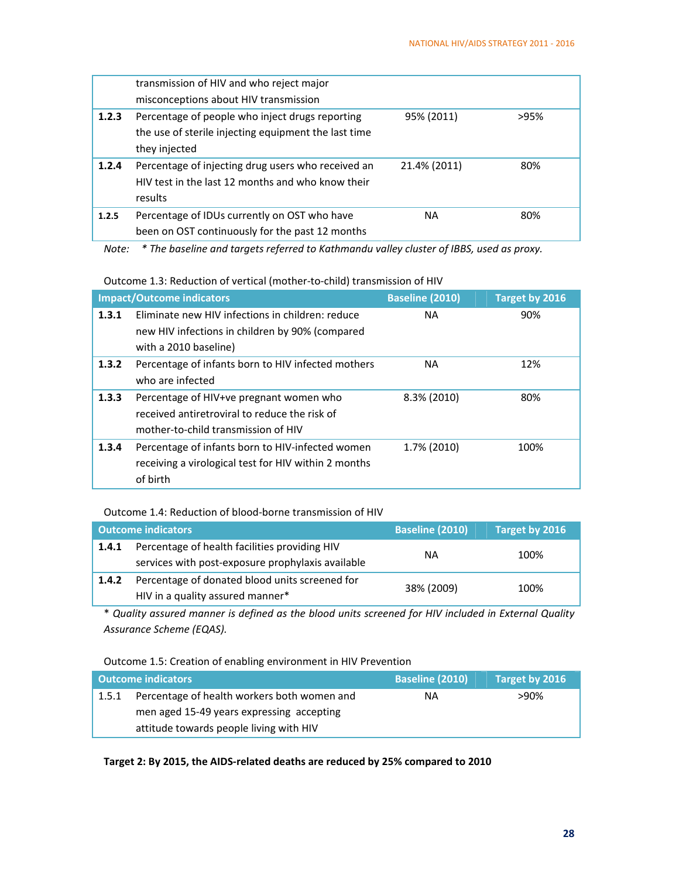| | | | |
|---|---|---|---|
| | transmission of HIV and who reject major misconceptions about HIV transmission | | |
| **1.2.3** | Percentage of people who inject drugs reporting the use of sterile injecting equipment the last time they injected | 95% (2011) | >95% |
| **1.2.4** | Percentage of injecting drug users who received an HIV test in the last 12 months and who know their results | 21.4% (2011) | 80% |
| **1.2.5** | Percentage of IDUs currently on OST who have been on OST continuously for the past 12 months | NA | 80% |

*Note: * The baseline and targets referred to Kathmandu valley cluster of IBBS, used as proxy.*

Outcome 1.3: Reduction of vertical (mother-to-child) transmission of HIV

| Impact/Outcome indicators | | Baseline (2010) | Target by 2016 |
|---|---|---|---|
| **1.3.1** | Eliminate new HIV infections in children: reduce new HIV infections in children by 90% (compared with a 2010 baseline) | NA | 90% |
| **1.3.2** | Percentage of infants born to HIV infected mothers who are infected | NA | 12% |
| **1.3.3** | Percentage of HIV+ve pregnant women who received antiretroviral to reduce the risk of mother-to-child transmission of HIV | 8.3% (2010) | 80% |
| **1.3.4** | Percentage of infants born to HIV-infected women receiving a virological test for HIV within 2 months of birth | 1.7% (2010) | 100% |

Outcome 1.4: Reduction of blood-borne transmission of HIV

| Outcome indicators | | Baseline (2010) | Target by 2016 |
|---|---|---|---|
| **1.4.1** | Percentage of health facilities providing HIV services with post-exposure prophylaxis available | NA | 100% |
| **1.4.2** | Percentage of donated blood units screened for HIV in a quality assured manner* | 38% (2009) | 100% |

*\* Quality assured manner is defined as the blood units screened for HIV included in External Quality Assurance Scheme (EQAS).*

Outcome 1.5: Creation of enabling environment in HIV Prevention

| Outcome indicators | | Baseline (2010) | Target by 2016 |
|---|---|---|---|
| 1.5.1 | Percentage of health workers both women and men aged 15-49 years expressing accepting attitude towards people living with HIV | NA | >90% |

**Target 2: By 2015, the AIDS-related deaths are reduced by 25% compared to 2010**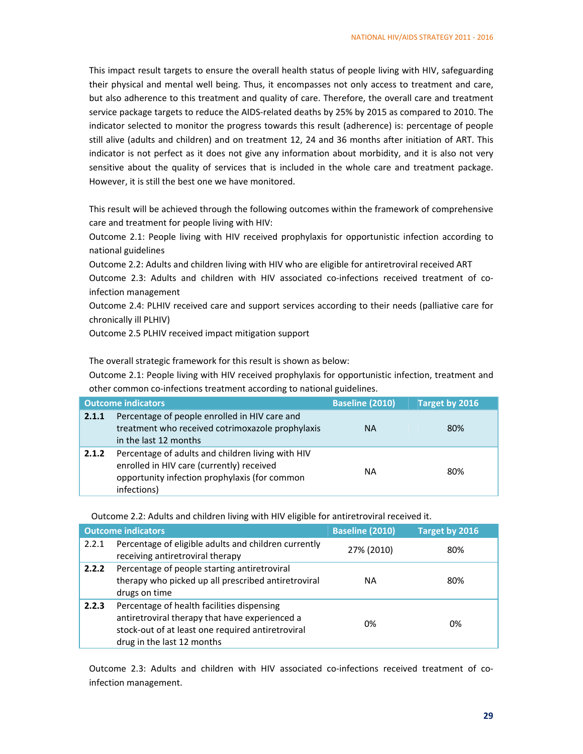This impact result targets to ensure the overall health status of people living with HIV, safeguarding their physical and mental well being. Thus, it encompasses not only access to treatment and care, but also adherence to this treatment and quality of care. Therefore, the overall care and treatment service package targets to reduce the AIDS-related deaths by 25% by 2015 as compared to 2010. The indicator selected to monitor the progress towards this result (adherence) is: percentage of people still alive (adults and children) and on treatment 12, 24 and 36 months after initiation of ART. This indicator is not perfect as it does not give any information about morbidity, and it is also not very sensitive about the quality of services that is included in the whole care and treatment package. However, it is still the best one we have monitored.

This result will be achieved through the following outcomes within the framework of comprehensive care and treatment for people living with HIV:

Outcome 2.1: People living with HIV received prophylaxis for opportunistic infection according to national guidelines

Outcome 2.2: Adults and children living with HIV who are eligible for antiretroviral received ART

Outcome 2.3: Adults and children with HIV associated co-infections received treatment of co-infection management

Outcome 2.4: PLHIV received care and support services according to their needs (palliative care for chronically ill PLHIV)

Outcome 2.5 PLHIV received impact mitigation support

The overall strategic framework for this result is shown as below:

Outcome 2.1: People living with HIV received prophylaxis for opportunistic infection, treatment and other common co-infections treatment according to national guidelines.

| Outcome indicators | | Baseline (2010) | Target by 2016 |
|---|---|---|---|
| **2.1.1** | Percentage of people enrolled in HIV care and treatment who received cotrimoxazole prophylaxis in the last 12 months | NA | 80% |
| **2.1.2** | Percentage of adults and children living with HIV enrolled in HIV care (currently) received opportunity infection prophylaxis (for common infections) | NA | 80% |

Outcome 2.2: Adults and children living with HIV eligible for antiretroviral received it.

| Outcome indicators | | Baseline (2010) | Target by 2016 |
|---|---|---|---|
| 2.2.1 | Percentage of eligible adults and children currently receiving antiretroviral therapy | 27% (2010) | 80% |
| **2.2.2** | Percentage of people starting antiretroviral therapy who picked up all prescribed antiretroviral drugs on time | NA | 80% |
| **2.2.3** | Percentage of health facilities dispensing antiretroviral therapy that have experienced a stock-out of at least one required antiretroviral drug in the last 12 months | 0% | 0% |

Outcome 2.3: Adults and children with HIV associated co-infections received treatment of co-infection management.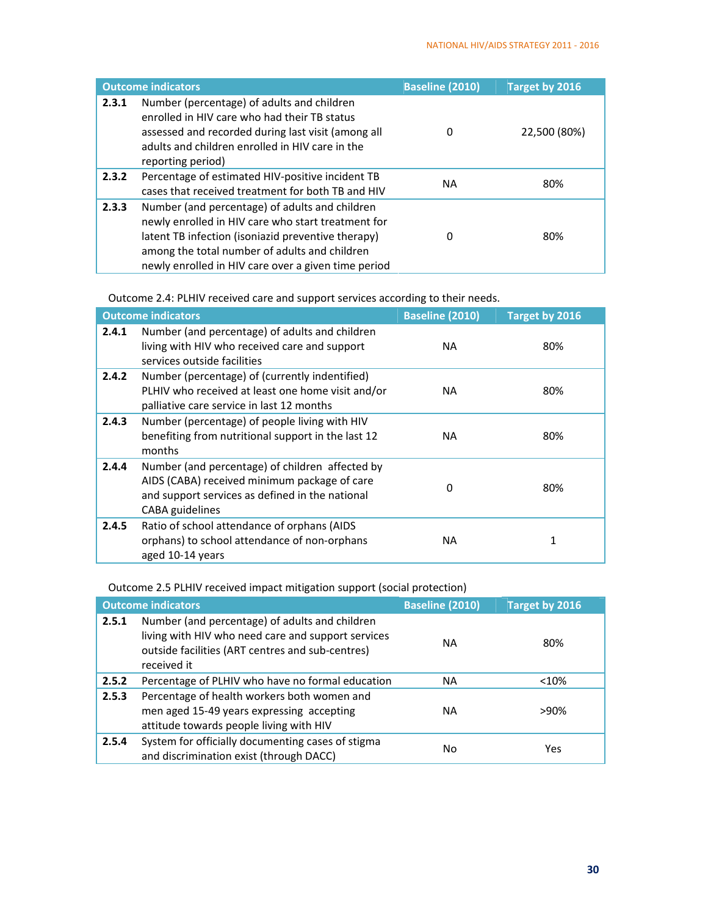| Outcome indicators | | Baseline (2010) | Target by 2016 |
|---|---|---|---|
| 2.3.1 | Number (percentage) of adults and children enrolled in HIV care who had their TB status assessed and recorded during last visit (among all adults and children enrolled in HIV care in the reporting period) | 0 | 22,500 (80%) |
| 2.3.2 | Percentage of estimated HIV-positive incident TB cases that received treatment for both TB and HIV | NA | 80% |
| 2.3.3 | Number (and percentage) of adults and children newly enrolled in HIV care who start treatment for latent TB infection (isoniazid preventive therapy) among the total number of adults and children newly enrolled in HIV care over a given time period | 0 | 80% |

Outcome 2.4: PLHIV received care and support services according to their needs.

| Outcome indicators | | Baseline (2010) | Target by 2016 |
|---|---|---|---|
| 2.4.1 | Number (and percentage) of adults and children living with HIV who received care and support services outside facilities | NA | 80% |
| 2.4.2 | Number (percentage) of (currently indentified) PLHIV who received at least one home visit and/or palliative care service in last 12 months | NA | 80% |
| 2.4.3 | Number (percentage) of people living with HIV benefiting from nutritional support in the last 12 months | NA | 80% |
| 2.4.4 | Number (and percentage) of children affected by AIDS (CABA) received minimum package of care and support services as defined in the national CABA guidelines | 0 | 80% |
| 2.4.5 | Ratio of school attendance of orphans (AIDS orphans) to school attendance of non-orphans aged 10-14 years | NA | 1 |

Outcome 2.5 PLHIV received impact mitigation support (social protection)

| Outcome indicators | | Baseline (2010) | Target by 2016 |
|---|---|---|---|
| 2.5.1 | Number (and percentage) of adults and children living with HIV who need care and support services outside facilities (ART centres and sub-centres) received it | NA | 80% |
| 2.5.2 | Percentage of PLHIV who have no formal education | NA | <10% |
| 2.5.3 | Percentage of health workers both women and men aged 15-49 years expressing accepting attitude towards people living with HIV | NA | >90% |
| 2.5.4 | System for officially documenting cases of stigma and discrimination exist (through DACC) | No | Yes |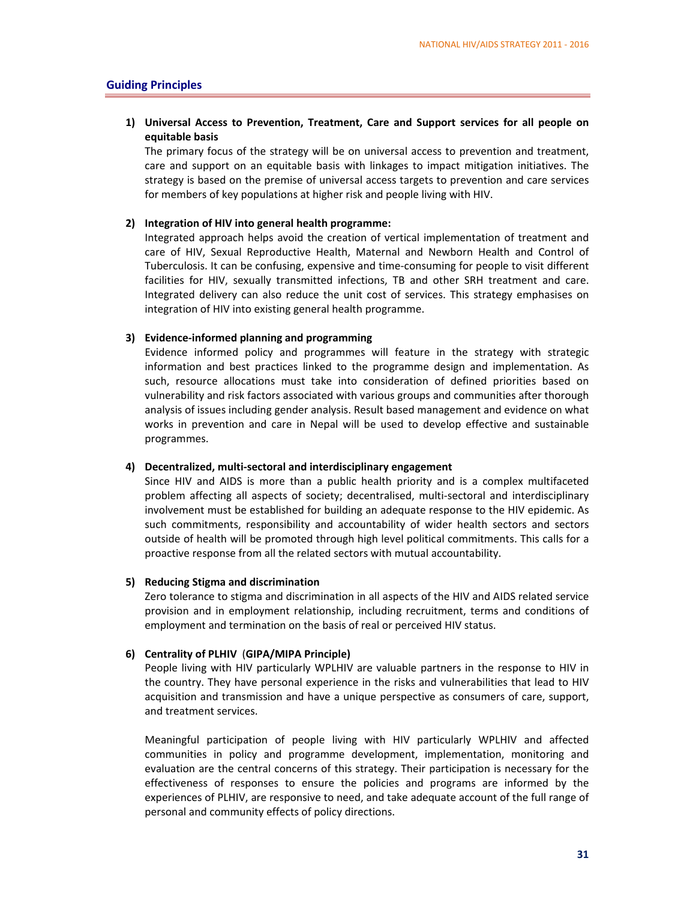## Guiding Principles

1) **Universal Access to Prevention, Treatment, Care and Support services for all people on equitable basis**

   The primary focus of the strategy will be on universal access to prevention and treatment, care and support on an equitable basis with linkages to impact mitigation initiatives. The strategy is based on the premise of universal access targets to prevention and care services for members of key populations at higher risk and people living with HIV.

2) **Integration of HIV into general health programme:**

   Integrated approach helps avoid the creation of vertical implementation of treatment and care of HIV, Sexual Reproductive Health, Maternal and Newborn Health and Control of Tuberculosis. It can be confusing, expensive and time-consuming for people to visit different facilities for HIV, sexually transmitted infections, TB and other SRH treatment and care. Integrated delivery can also reduce the unit cost of services. This strategy emphasises on integration of HIV into existing general health programme.

3) **Evidence-informed planning and programming**

   Evidence informed policy and programmes will feature in the strategy with strategic information and best practices linked to the programme design and implementation. As such, resource allocations must take into consideration of defined priorities based on vulnerability and risk factors associated with various groups and communities after thorough analysis of issues including gender analysis. Result based management and evidence on what works in prevention and care in Nepal will be used to develop effective and sustainable programmes.

4) **Decentralized, multi-sectoral and interdisciplinary engagement**

   Since HIV and AIDS is more than a public health priority and is a complex multifaceted problem affecting all aspects of society; decentralised, multi-sectoral and interdisciplinary involvement must be established for building an adequate response to the HIV epidemic. As such commitments, responsibility and accountability of wider health sectors and sectors outside of health will be promoted through high level political commitments. This calls for a proactive response from all the related sectors with mutual accountability.

5) **Reducing Stigma and discrimination**

   Zero tolerance to stigma and discrimination in all aspects of the HIV and AIDS related service provision and in employment relationship, including recruitment, terms and conditions of employment and termination on the basis of real or perceived HIV status.

6) **Centrality of PLHIV (GIPA/MIPA Principle)**

   People living with HIV particularly WPLHIV are valuable partners in the response to HIV in the country. They have personal experience in the risks and vulnerabilities that lead to HIV acquisition and transmission and have a unique perspective as consumers of care, support, and treatment services.

   Meaningful participation of people living with HIV particularly WPLHIV and affected communities in policy and programme development, implementation, monitoring and evaluation are the central concerns of this strategy. Their participation is necessary for the effectiveness of responses to ensure the policies and programs are informed by the experiences of PLHIV, are responsive to need, and take adequate account of the full range of personal and community effects of policy directions.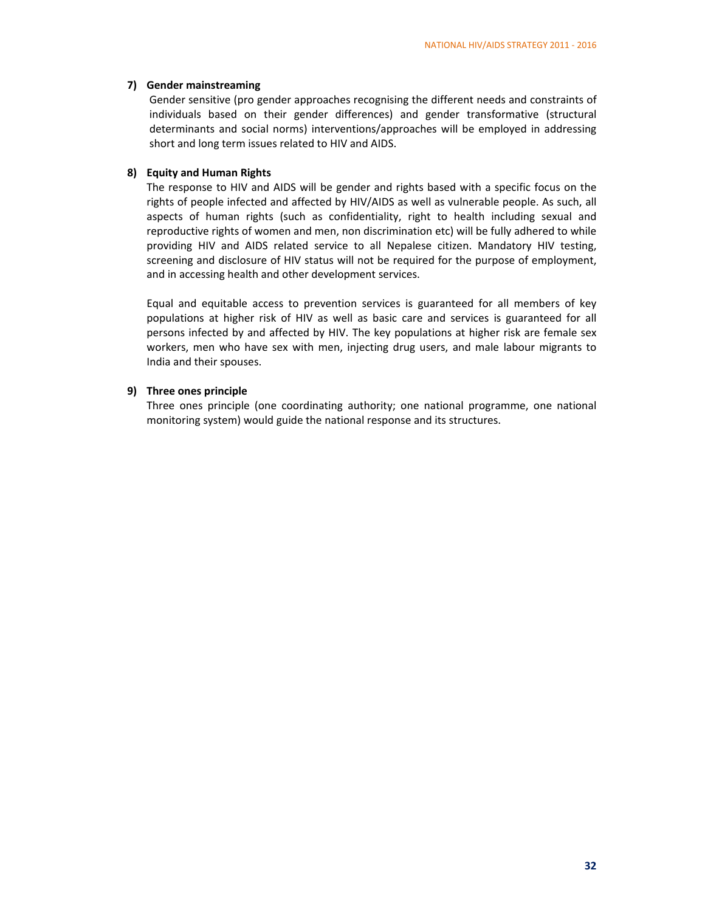**7) Gender mainstreaming**

Gender sensitive (pro gender approaches recognising the different needs and constraints of individuals based on their gender differences) and gender transformative (structural determinants and social norms) interventions/approaches will be employed in addressing short and long term issues related to HIV and AIDS.

**8) Equity and Human Rights**

The response to HIV and AIDS will be gender and rights based with a specific focus on the rights of people infected and affected by HIV/AIDS as well as vulnerable people. As such, all aspects of human rights (such as confidentiality, right to health including sexual and reproductive rights of women and men, non discrimination etc) will be fully adhered to while providing HIV and AIDS related service to all Nepalese citizen. Mandatory HIV testing, screening and disclosure of HIV status will not be required for the purpose of employment, and in accessing health and other development services.

Equal and equitable access to prevention services is guaranteed for all members of key populations at higher risk of HIV as well as basic care and services is guaranteed for all persons infected by and affected by HIV. The key populations at higher risk are female sex workers, men who have sex with men, injecting drug users, and male labour migrants to India and their spouses.

**9) Three ones principle**

Three ones principle (one coordinating authority; one national programme, one national monitoring system) would guide the national response and its structures.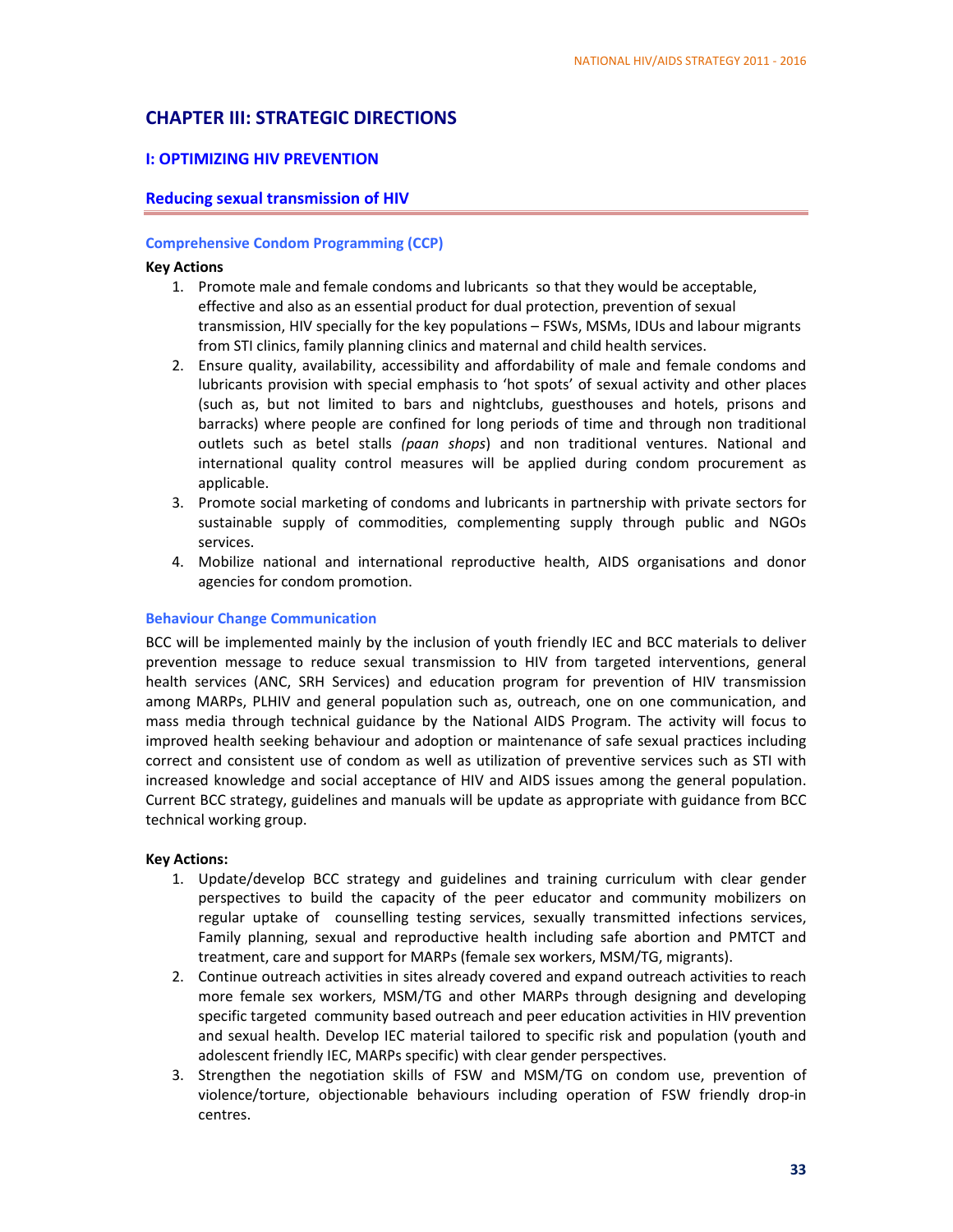# CHAPTER III: STRATEGIC DIRECTIONS

## I: OPTIMIZING HIV PREVENTION

### Reducing sexual transmission of HIV

#### Comprehensive Condom Programming (CCP)

**Key Actions**

1. Promote male and female condoms and lubricants so that they would be acceptable, effective and also as an essential product for dual protection, prevention of sexual transmission, HIV specially for the key populations – FSWs, MSMs, IDUs and labour migrants from STI clinics, family planning clinics and maternal and child health services.
2. Ensure quality, availability, accessibility and affordability of male and female condoms and lubricants provision with special emphasis to 'hot spots' of sexual activity and other places (such as, but not limited to bars and nightclubs, guesthouses and hotels, prisons and barracks) where people are confined for long periods of time and through non traditional outlets such as betel stalls *(paan shops*) and non traditional ventures. National and international quality control measures will be applied during condom procurement as applicable.
3. Promote social marketing of condoms and lubricants in partnership with private sectors for sustainable supply of commodities, complementing supply through public and NGOs services.
4. Mobilize national and international reproductive health, AIDS organisations and donor agencies for condom promotion.

#### Behaviour Change Communication

BCC will be implemented mainly by the inclusion of youth friendly IEC and BCC materials to deliver prevention message to reduce sexual transmission to HIV from targeted interventions, general health services (ANC, SRH Services) and education program for prevention of HIV transmission among MARPs, PLHIV and general population such as, outreach, one on one communication, and mass media through technical guidance by the National AIDS Program. The activity will focus to improved health seeking behaviour and adoption or maintenance of safe sexual practices including correct and consistent use of condom as well as utilization of preventive services such as STI with increased knowledge and social acceptance of HIV and AIDS issues among the general population. Current BCC strategy, guidelines and manuals will be update as appropriate with guidance from BCC technical working group.

**Key Actions:**

1. Update/develop BCC strategy and guidelines and training curriculum with clear gender perspectives to build the capacity of the peer educator and community mobilizers on regular uptake of counselling testing services, sexually transmitted infections services, Family planning, sexual and reproductive health including safe abortion and PMTCT and treatment, care and support for MARPs (female sex workers, MSM/TG, migrants).
2. Continue outreach activities in sites already covered and expand outreach activities to reach more female sex workers, MSM/TG and other MARPs through designing and developing specific targeted community based outreach and peer education activities in HIV prevention and sexual health. Develop IEC material tailored to specific risk and population (youth and adolescent friendly IEC, MARPs specific) with clear gender perspectives.
3. Strengthen the negotiation skills of FSW and MSM/TG on condom use, prevention of violence/torture, objectionable behaviours including operation of FSW friendly drop-in centres.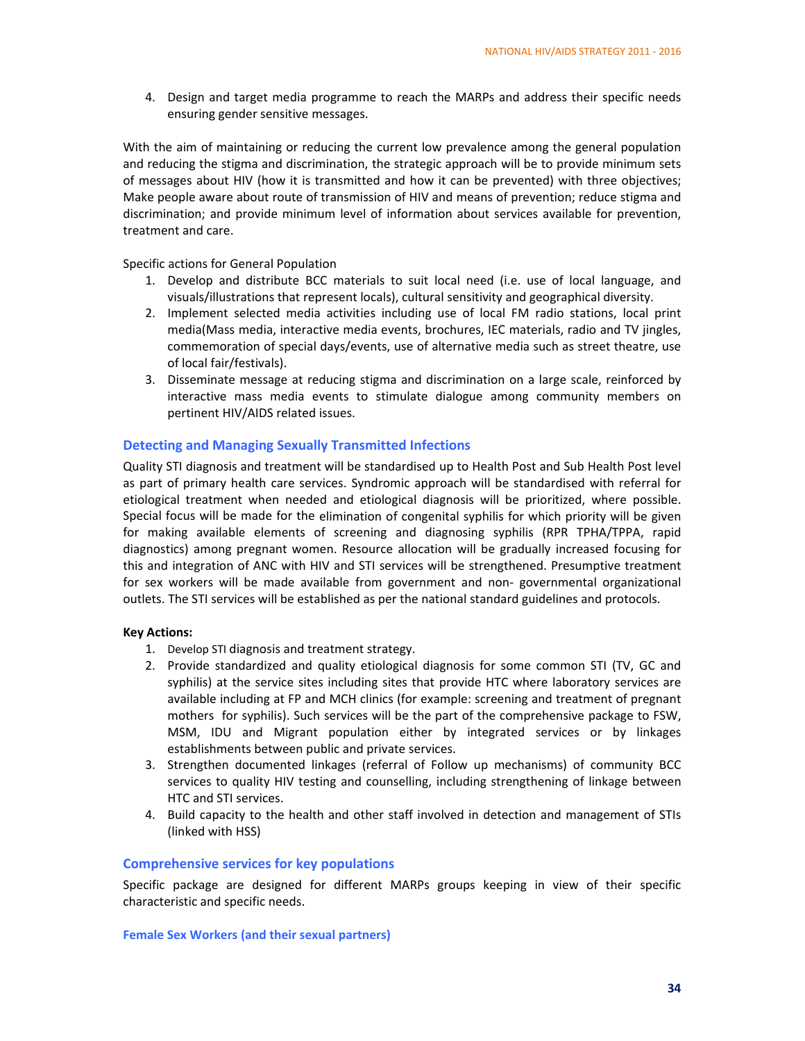4. Design and target media programme to reach the MARPs and address their specific needs ensuring gender sensitive messages.

With the aim of maintaining or reducing the current low prevalence among the general population and reducing the stigma and discrimination, the strategic approach will be to provide minimum sets of messages about HIV (how it is transmitted and how it can be prevented) with three objectives; Make people aware about route of transmission of HIV and means of prevention; reduce stigma and discrimination; and provide minimum level of information about services available for prevention, treatment and care.

Specific actions for General Population

1. Develop and distribute BCC materials to suit local need (i.e. use of local language, and visuals/illustrations that represent locals), cultural sensitivity and geographical diversity.
2. Implement selected media activities including use of local FM radio stations, local print media(Mass media, interactive media events, brochures, IEC materials, radio and TV jingles, commemoration of special days/events, use of alternative media such as street theatre, use of local fair/festivals).
3. Disseminate message at reducing stigma and discrimination on a large scale, reinforced by interactive mass media events to stimulate dialogue among community members on pertinent HIV/AIDS related issues.

### Detecting and Managing Sexually Transmitted Infections

Quality STI diagnosis and treatment will be standardised up to Health Post and Sub Health Post level as part of primary health care services. Syndromic approach will be standardised with referral for etiological treatment when needed and etiological diagnosis will be prioritized, where possible. Special focus will be made for the elimination of congenital syphilis for which priority will be given for making available elements of screening and diagnosing syphilis (RPR TPHA/TPPA, rapid diagnostics) among pregnant women. Resource allocation will be gradually increased focusing for this and integration of ANC with HIV and STI services will be strengthened. Presumptive treatment for sex workers will be made available from government and non- governmental organizational outlets. The STI services will be established as per the national standard guidelines and protocols.

**Key Actions:**

1. Develop STI diagnosis and treatment strategy.
2. Provide standardized and quality etiological diagnosis for some common STI (TV, GC and syphilis) at the service sites including sites that provide HTC where laboratory services are available including at FP and MCH clinics (for example: screening and treatment of pregnant mothers for syphilis). Such services will be the part of the comprehensive package to FSW, MSM, IDU and Migrant population either by integrated services or by linkages establishments between public and private services.
3. Strengthen documented linkages (referral of Follow up mechanisms) of community BCC services to quality HIV testing and counselling, including strengthening of linkage between HTC and STI services.
4. Build capacity to the health and other staff involved in detection and management of STIs (linked with HSS)

### Comprehensive services for key populations

Specific package are designed for different MARPs groups keeping in view of their specific characteristic and specific needs.

#### Female Sex Workers (and their sexual partners)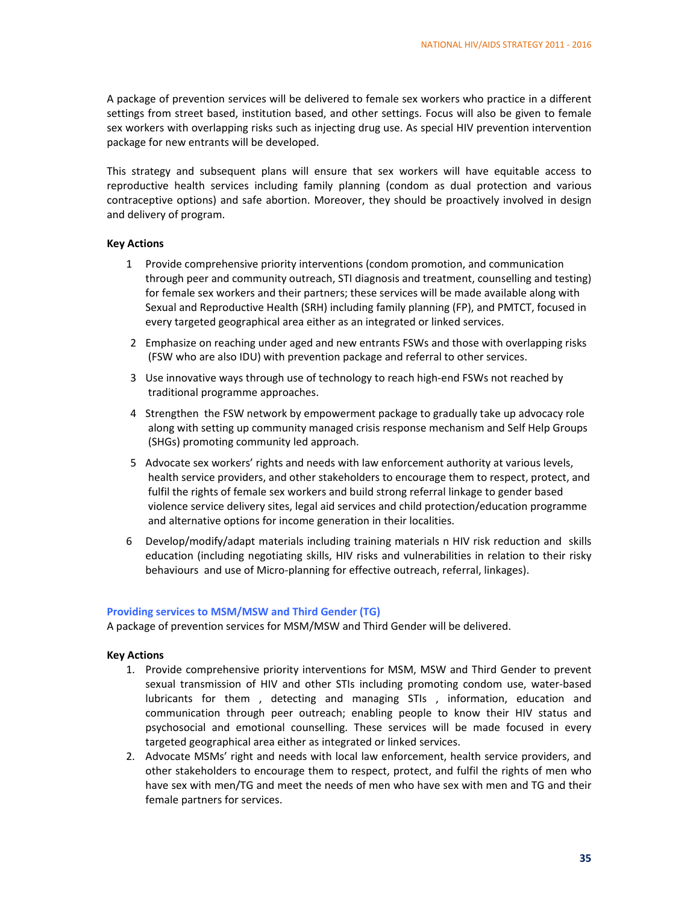A package of prevention services will be delivered to female sex workers who practice in a different settings from street based, institution based, and other settings. Focus will also be given to female sex workers with overlapping risks such as injecting drug use. As special HIV prevention intervention package for new entrants will be developed.

This strategy and subsequent plans will ensure that sex workers will have equitable access to reproductive health services including family planning (condom as dual protection and various contraceptive options) and safe abortion. Moreover, they should be proactively involved in design and delivery of program.

**Key Actions**

1. Provide comprehensive priority interventions (condom promotion, and communication through peer and community outreach, STI diagnosis and treatment, counselling and testing) for female sex workers and their partners; these services will be made available along with Sexual and Reproductive Health (SRH) including family planning (FP), and PMTCT, focused in every targeted geographical area either as an integrated or linked services.
2. Emphasize on reaching under aged and new entrants FSWs and those with overlapping risks (FSW who are also IDU) with prevention package and referral to other services.
3. Use innovative ways through use of technology to reach high-end FSWs not reached by traditional programme approaches.
4. Strengthen the FSW network by empowerment package to gradually take up advocacy role along with setting up community managed crisis response mechanism and Self Help Groups (SHGs) promoting community led approach.
5. Advocate sex workers' rights and needs with law enforcement authority at various levels, health service providers, and other stakeholders to encourage them to respect, protect, and fulfil the rights of female sex workers and build strong referral linkage to gender based violence service delivery sites, legal aid services and child protection/education programme and alternative options for income generation in their localities.
6. Develop/modify/adapt materials including training materials n HIV risk reduction and skills education (including negotiating skills, HIV risks and vulnerabilities in relation to their risky behaviours and use of Micro-planning for effective outreach, referral, linkages).

### Providing services to MSM/MSW and Third Gender (TG)

A package of prevention services for MSM/MSW and Third Gender will be delivered.

**Key Actions**

1. Provide comprehensive priority interventions for MSM, MSW and Third Gender to prevent sexual transmission of HIV and other STIs including promoting condom use, water-based lubricants for them , detecting and managing STIs , information, education and communication through peer outreach; enabling people to know their HIV status and psychosocial and emotional counselling. These services will be made focused in every targeted geographical area either as integrated or linked services.
2. Advocate MSMs' right and needs with local law enforcement, health service providers, and other stakeholders to encourage them to respect, protect, and fulfil the rights of men who have sex with men/TG and meet the needs of men who have sex with men and TG and their female partners for services.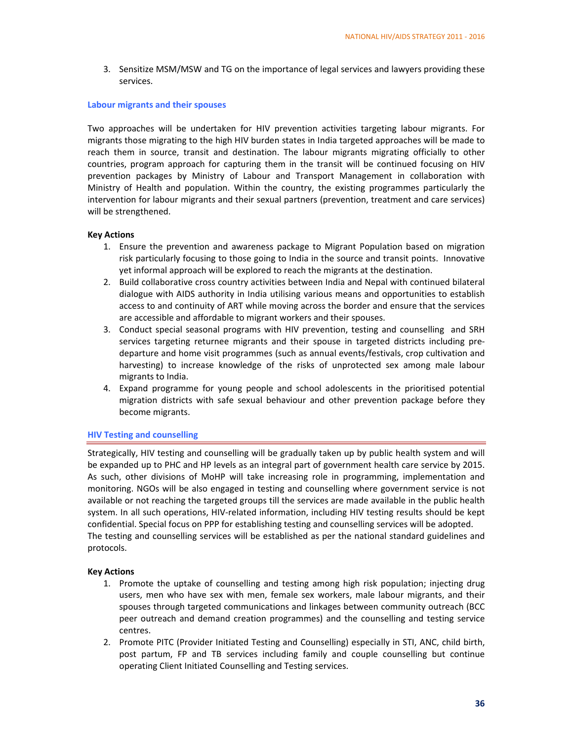3. Sensitize MSM/MSW and TG on the importance of legal services and lawyers providing these services.

### Labour migrants and their spouses

Two approaches will be undertaken for HIV prevention activities targeting labour migrants. For migrants those migrating to the high HIV burden states in India targeted approaches will be made to reach them in source, transit and destination. The labour migrants migrating officially to other countries, program approach for capturing them in the transit will be continued focusing on HIV prevention packages by Ministry of Labour and Transport Management in collaboration with Ministry of Health and population. Within the country, the existing programmes particularly the intervention for labour migrants and their sexual partners (prevention, treatment and care services) will be strengthened.

**Key Actions**

1. Ensure the prevention and awareness package to Migrant Population based on migration risk particularly focusing to those going to India in the source and transit points. Innovative yet informal approach will be explored to reach the migrants at the destination.
2. Build collaborative cross country activities between India and Nepal with continued bilateral dialogue with AIDS authority in India utilising various means and opportunities to establish access to and continuity of ART while moving across the border and ensure that the services are accessible and affordable to migrant workers and their spouses.
3. Conduct special seasonal programs with HIV prevention, testing and counselling and SRH services targeting returnee migrants and their spouse in targeted districts including pre-departure and home visit programmes (such as annual events/festivals, crop cultivation and harvesting) to increase knowledge of the risks of unprotected sex among male labour migrants to India.
4. Expand programme for young people and school adolescents in the prioritised potential migration districts with safe sexual behaviour and other prevention package before they become migrants.

### HIV Testing and counselling

Strategically, HIV testing and counselling will be gradually taken up by public health system and will be expanded up to PHC and HP levels as an integral part of government health care service by 2015. As such, other divisions of MoHP will take increasing role in programming, implementation and monitoring. NGOs will be also engaged in testing and counselling where government service is not available or not reaching the targeted groups till the services are made available in the public health system. In all such operations, HIV-related information, including HIV testing results should be kept confidential. Special focus on PPP for establishing testing and counselling services will be adopted.
The testing and counselling services will be established as per the national standard guidelines and protocols.

**Key Actions**

1. Promote the uptake of counselling and testing among high risk population; injecting drug users, men who have sex with men, female sex workers, male labour migrants, and their spouses through targeted communications and linkages between community outreach (BCC peer outreach and demand creation programmes) and the counselling and testing service centres.
2. Promote PITC (Provider Initiated Testing and Counselling) especially in STI, ANC, child birth, post partum, FP and TB services including family and couple counselling but continue operating Client Initiated Counselling and Testing services.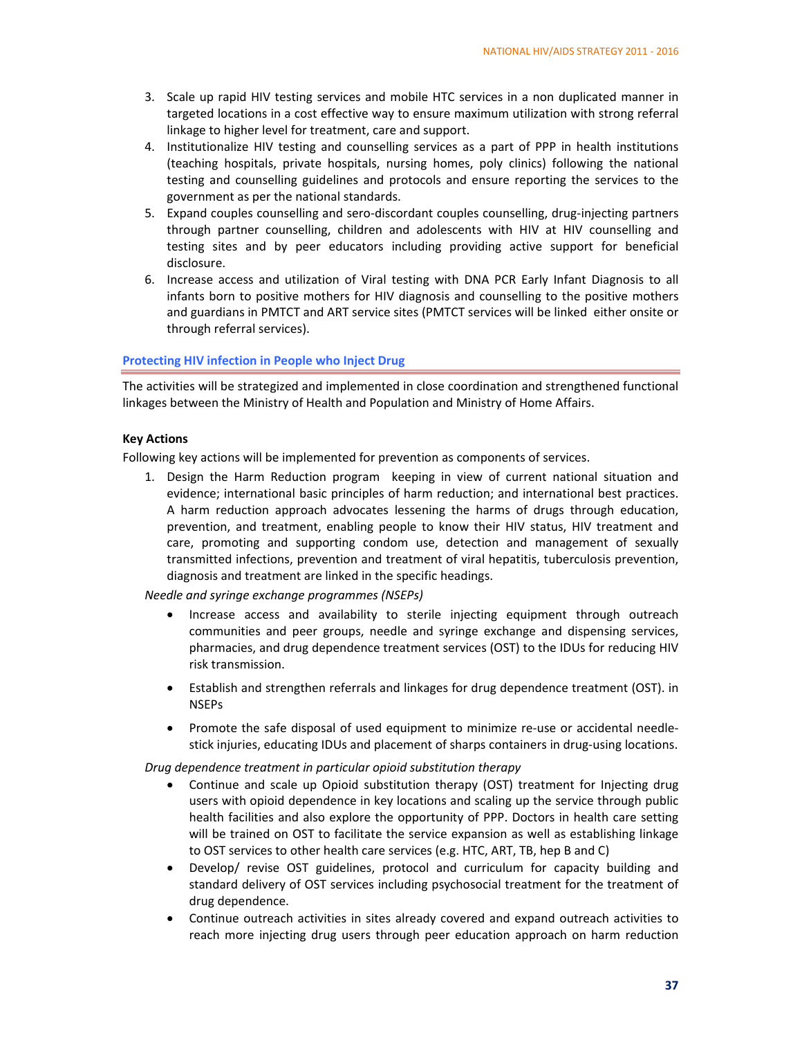3. Scale up rapid HIV testing services and mobile HTC services in a non duplicated manner in targeted locations in a cost effective way to ensure maximum utilization with strong referral linkage to higher level for treatment, care and support.
4. Institutionalize HIV testing and counselling services as a part of PPP in health institutions (teaching hospitals, private hospitals, nursing homes, poly clinics) following the national testing and counselling guidelines and protocols and ensure reporting the services to the government as per the national standards.
5. Expand couples counselling and sero-discordant couples counselling, drug-injecting partners through partner counselling, children and adolescents with HIV at HIV counselling and testing sites and by peer educators including providing active support for beneficial disclosure.
6. Increase access and utilization of Viral testing with DNA PCR Early Infant Diagnosis to all infants born to positive mothers for HIV diagnosis and counselling to the positive mothers and guardians in PMTCT and ART service sites (PMTCT services will be linked either onsite or through referral services).

### Protecting HIV infection in People who Inject Drug

The activities will be strategized and implemented in close coordination and strengthened functional linkages between the Ministry of Health and Population and Ministry of Home Affairs.

**Key Actions**

Following key actions will be implemented for prevention as components of services.

1. Design the Harm Reduction program keeping in view of current national situation and evidence; international basic principles of harm reduction; and international best practices. A harm reduction approach advocates lessening the harms of drugs through education, prevention, and treatment, enabling people to know their HIV status, HIV treatment and care, promoting and supporting condom use, detection and management of sexually transmitted infections, prevention and treatment of viral hepatitis, tuberculosis prevention, diagnosis and treatment are linked in the specific headings.

*Needle and syringe exchange programmes (NSEPs)*

- Increase access and availability to sterile injecting equipment through outreach communities and peer groups, needle and syringe exchange and dispensing services, pharmacies, and drug dependence treatment services (OST) to the IDUs for reducing HIV risk transmission.
- Establish and strengthen referrals and linkages for drug dependence treatment (OST). in NSEPs
- Promote the safe disposal of used equipment to minimize re-use or accidental needle-stick injuries, educating IDUs and placement of sharps containers in drug-using locations.

*Drug dependence treatment in particular opioid substitution therapy*

- Continue and scale up Opioid substitution therapy (OST) treatment for Injecting drug users with opioid dependence in key locations and scaling up the service through public health facilities and also explore the opportunity of PPP. Doctors in health care setting will be trained on OST to facilitate the service expansion as well as establishing linkage to OST services to other health care services (e.g. HTC, ART, TB, hep B and C)
- Develop/ revise OST guidelines, protocol and curriculum for capacity building and standard delivery of OST services including psychosocial treatment for the treatment of drug dependence.
- Continue outreach activities in sites already covered and expand outreach activities to reach more injecting drug users through peer education approach on harm reduction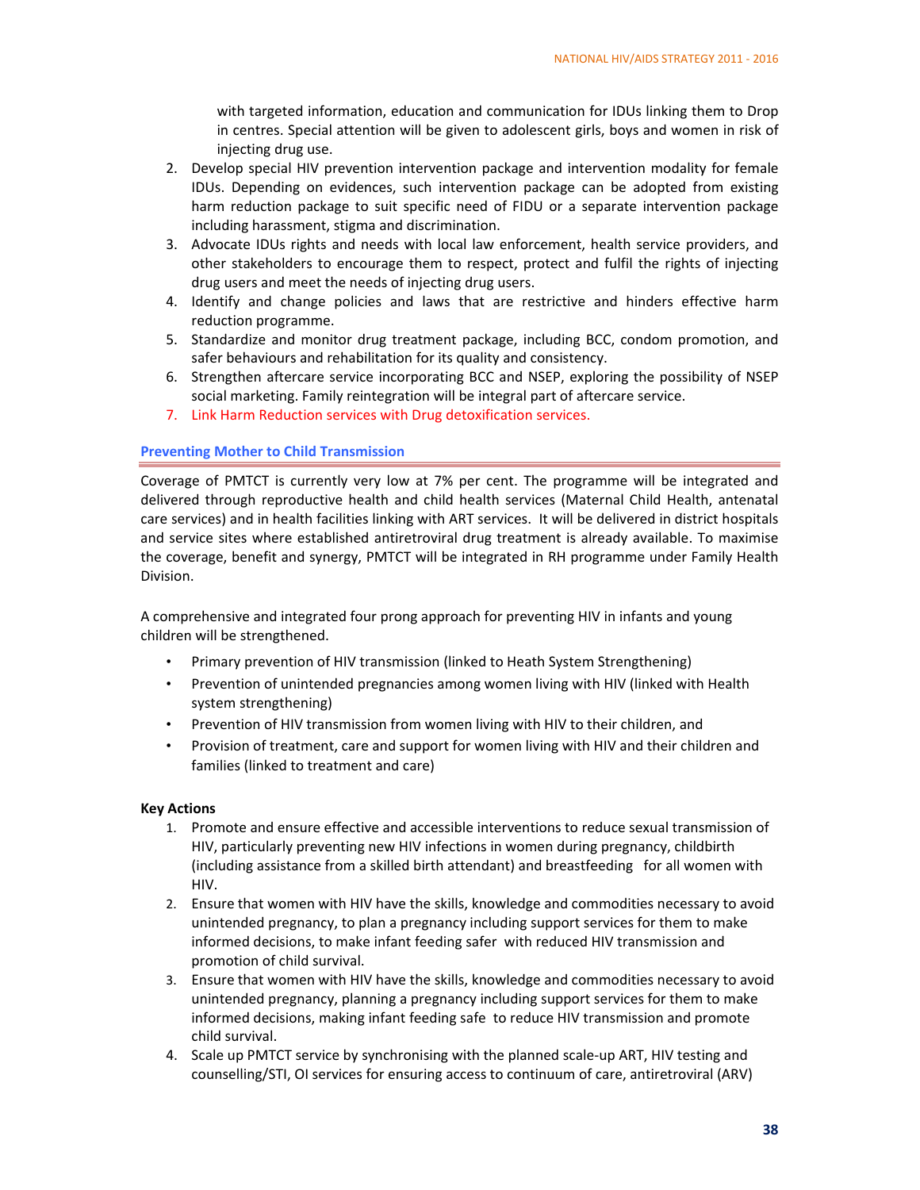with targeted information, education and communication for IDUs linking them to Drop in centres. Special attention will be given to adolescent girls, boys and women in risk of injecting drug use.

2. Develop special HIV prevention intervention package and intervention modality for female IDUs. Depending on evidences, such intervention package can be adopted from existing harm reduction package to suit specific need of FIDU or a separate intervention package including harassment, stigma and discrimination.
3. Advocate IDUs rights and needs with local law enforcement, health service providers, and other stakeholders to encourage them to respect, protect and fulfil the rights of injecting drug users and meet the needs of injecting drug users.
4. Identify and change policies and laws that are restrictive and hinders effective harm reduction programme.
5. Standardize and monitor drug treatment package, including BCC, condom promotion, and safer behaviours and rehabilitation for its quality and consistency.
6. Strengthen aftercare service incorporating BCC and NSEP, exploring the possibility of NSEP social marketing. Family reintegration will be integral part of aftercare service.
7. Link Harm Reduction services with Drug detoxification services.

### Preventing Mother to Child Transmission

Coverage of PMTCT is currently very low at 7% per cent. The programme will be integrated and delivered through reproductive health and child health services (Maternal Child Health, antenatal care services) and in health facilities linking with ART services. It will be delivered in district hospitals and service sites where established antiretroviral drug treatment is already available. To maximise the coverage, benefit and synergy, PMTCT will be integrated in RH programme under Family Health Division.

A comprehensive and integrated four prong approach for preventing HIV in infants and young children will be strengthened.

- Primary prevention of HIV transmission (linked to Heath System Strengthening)
- Prevention of unintended pregnancies among women living with HIV (linked with Health system strengthening)
- Prevention of HIV transmission from women living with HIV to their children, and
- Provision of treatment, care and support for women living with HIV and their children and families (linked to treatment and care)

**Key Actions**

1. Promote and ensure effective and accessible interventions to reduce sexual transmission of HIV, particularly preventing new HIV infections in women during pregnancy, childbirth (including assistance from a skilled birth attendant) and breastfeeding for all women with HIV.
2. Ensure that women with HIV have the skills, knowledge and commodities necessary to avoid unintended pregnancy, to plan a pregnancy including support services for them to make informed decisions, to make infant feeding safer with reduced HIV transmission and promotion of child survival.
3. Ensure that women with HIV have the skills, knowledge and commodities necessary to avoid unintended pregnancy, planning a pregnancy including support services for them to make informed decisions, making infant feeding safe to reduce HIV transmission and promote child survival.
4. Scale up PMTCT service by synchronising with the planned scale-up ART, HIV testing and counselling/STI, OI services for ensuring access to continuum of care, antiretroviral (ARV)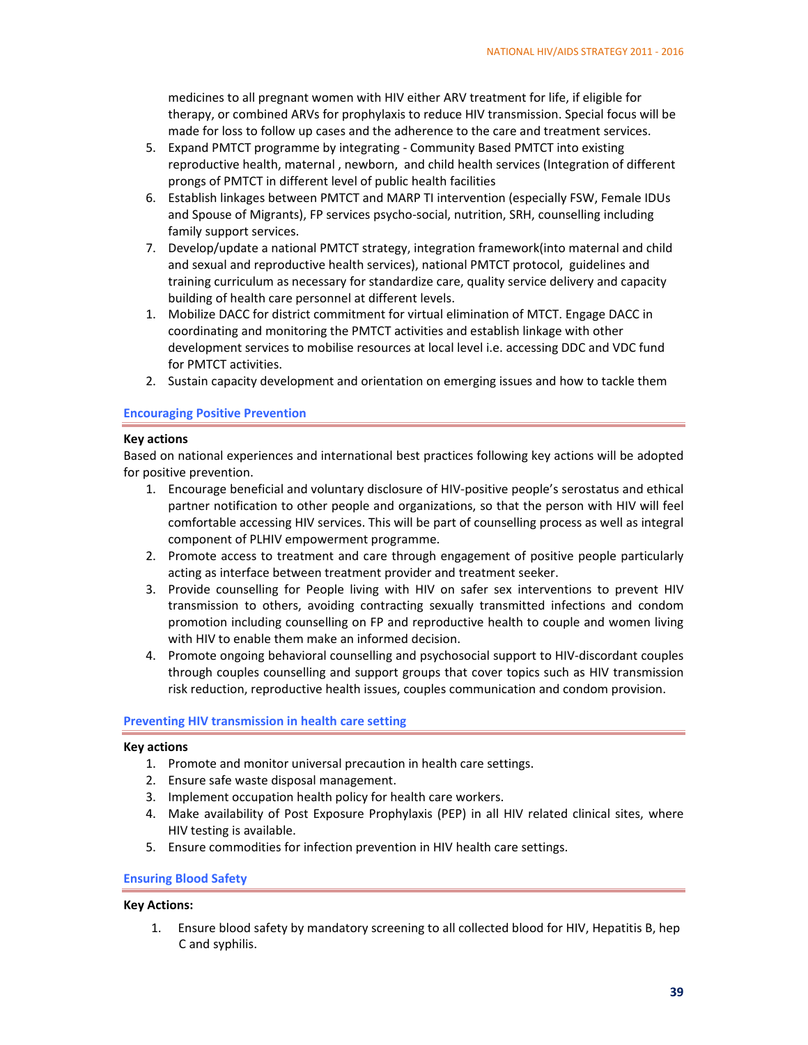medicines to all pregnant women with HIV either ARV treatment for life, if eligible for therapy, or combined ARVs for prophylaxis to reduce HIV transmission. Special focus will be made for loss to follow up cases and the adherence to the care and treatment services.

5. Expand PMTCT programme by integrating - Community Based PMTCT into existing reproductive health, maternal , newborn, and child health services (Integration of different prongs of PMTCT in different level of public health facilities
6. Establish linkages between PMTCT and MARP TI intervention (especially FSW, Female IDUs and Spouse of Migrants), FP services psycho-social, nutrition, SRH, counselling including family support services.
7. Develop/update a national PMTCT strategy, integration framework(into maternal and child and sexual and reproductive health services), national PMTCT protocol, guidelines and training curriculum as necessary for standardize care, quality service delivery and capacity building of health care personnel at different levels.

1. Mobilize DACC for district commitment for virtual elimination of MTCT. Engage DACC in coordinating and monitoring the PMTCT activities and establish linkage with other development services to mobilise resources at local level i.e. accessing DDC and VDC fund for PMTCT activities.
2. Sustain capacity development and orientation on emerging issues and how to tackle them

### Encouraging Positive Prevention

**Key actions**

Based on national experiences and international best practices following key actions will be adopted for positive prevention.

1. Encourage beneficial and voluntary disclosure of HIV-positive people's serostatus and ethical partner notification to other people and organizations, so that the person with HIV will feel comfortable accessing HIV services. This will be part of counselling process as well as integral component of PLHIV empowerment programme.
2. Promote access to treatment and care through engagement of positive people particularly acting as interface between treatment provider and treatment seeker.
3. Provide counselling for People living with HIV on safer sex interventions to prevent HIV transmission to others, avoiding contracting sexually transmitted infections and condom promotion including counselling on FP and reproductive health to couple and women living with HIV to enable them make an informed decision.
4. Promote ongoing behavioral counselling and psychosocial support to HIV-discordant couples through couples counselling and support groups that cover topics such as HIV transmission risk reduction, reproductive health issues, couples communication and condom provision.

### Preventing HIV transmission in health care setting

**Key actions**

1. Promote and monitor universal precaution in health care settings.
2. Ensure safe waste disposal management.
3. Implement occupation health policy for health care workers.
4. Make availability of Post Exposure Prophylaxis (PEP) in all HIV related clinical sites, where HIV testing is available.
5. Ensure commodities for infection prevention in HIV health care settings.

### Ensuring Blood Safety

**Key Actions:**

1. Ensure blood safety by mandatory screening to all collected blood for HIV, Hepatitis B, hep C and syphilis.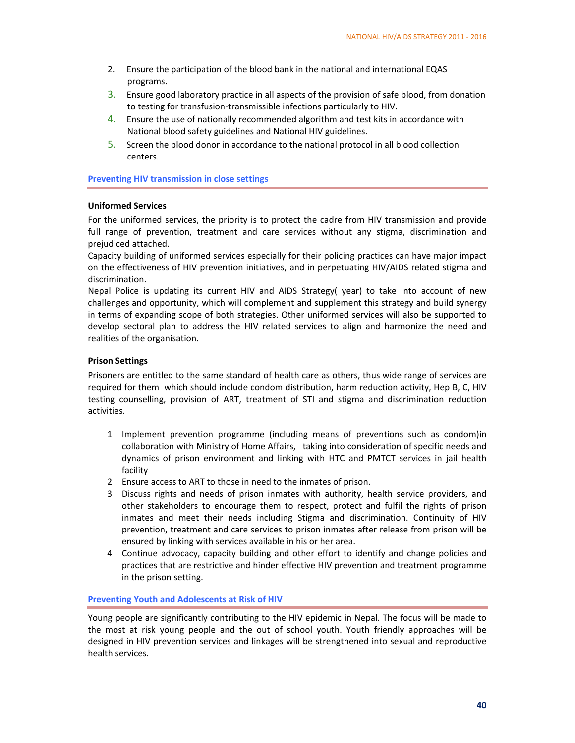2. Ensure the participation of the blood bank in the national and international EQAS programs.
3. Ensure good laboratory practice in all aspects of the provision of safe blood, from donation to testing for transfusion-transmissible infections particularly to HIV.
4. Ensure the use of nationally recommended algorithm and test kits in accordance with National blood safety guidelines and National HIV guidelines.
5. Screen the blood donor in accordance to the national protocol in all blood collection centers.

## Preventing HIV transmission in close settings

### Uniformed Services

For the uniformed services, the priority is to protect the cadre from HIV transmission and provide full range of prevention, treatment and care services without any stigma, discrimination and prejudiced attached.

Capacity building of uniformed services especially for their policing practices can have major impact on the effectiveness of HIV prevention initiatives, and in perpetuating HIV/AIDS related stigma and discrimination.

Nepal Police is updating its current HIV and AIDS Strategy( year) to take into account of new challenges and opportunity, which will complement and supplement this strategy and build synergy in terms of expanding scope of both strategies. Other uniformed services will also be supported to develop sectoral plan to address the HIV related services to align and harmonize the need and realities of the organisation.

### Prison Settings

Prisoners are entitled to the same standard of health care as others, thus wide range of services are required for them which should include condom distribution, harm reduction activity, Hep B, C, HIV testing counselling, provision of ART, treatment of STI and stigma and discrimination reduction activities.

1 Implement prevention programme (including means of preventions such as condom)in collaboration with Ministry of Home Affairs, taking into consideration of specific needs and dynamics of prison environment and linking with HTC and PMTCT services in jail health facility
2 Ensure access to ART to those in need to the inmates of prison.
3 Discuss rights and needs of prison inmates with authority, health service providers, and other stakeholders to encourage them to respect, protect and fulfil the rights of prison inmates and meet their needs including Stigma and discrimination. Continuity of HIV prevention, treatment and care services to prison inmates after release from prison will be ensured by linking with services available in his or her area.
4 Continue advocacy, capacity building and other effort to identify and change policies and practices that are restrictive and hinder effective HIV prevention and treatment programme in the prison setting.

## Preventing Youth and Adolescents at Risk of HIV

Young people are significantly contributing to the HIV epidemic in Nepal. The focus will be made to the most at risk young people and the out of school youth. Youth friendly approaches will be designed in HIV prevention services and linkages will be strengthened into sexual and reproductive health services.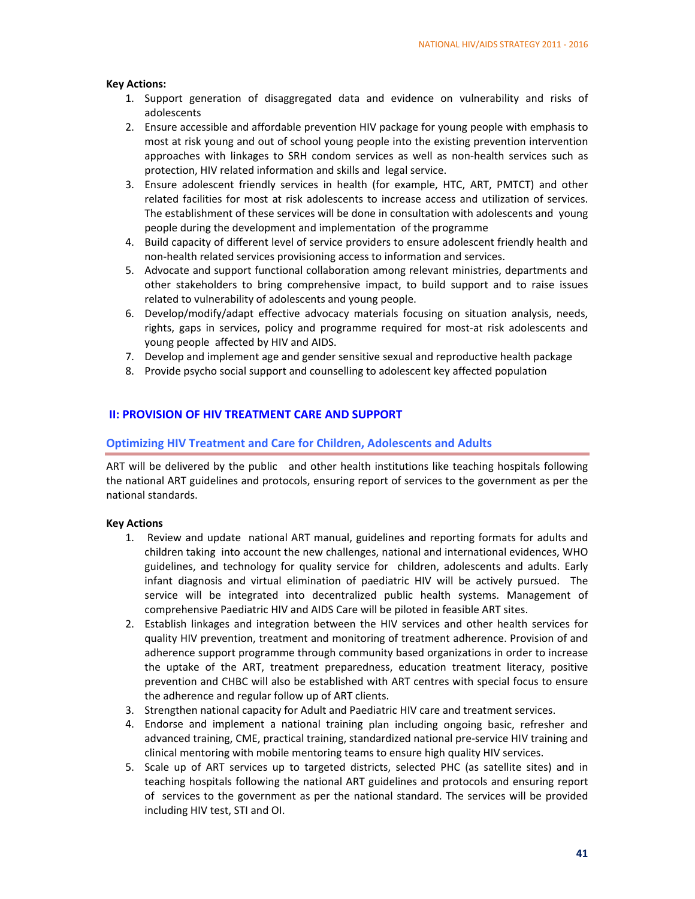**Key Actions:**

1. Support generation of disaggregated data and evidence on vulnerability and risks of adolescents
2. Ensure accessible and affordable prevention HIV package for young people with emphasis to most at risk young and out of school young people into the existing prevention intervention approaches with linkages to SRH condom services as well as non-health services such as protection, HIV related information and skills and legal service.
3. Ensure adolescent friendly services in health (for example, HTC, ART, PMTCT) and other related facilities for most at risk adolescents to increase access and utilization of services. The establishment of these services will be done in consultation with adolescents and young people during the development and implementation of the programme
4. Build capacity of different level of service providers to ensure adolescent friendly health and non-health related services provisioning access to information and services.
5. Advocate and support functional collaboration among relevant ministries, departments and other stakeholders to bring comprehensive impact, to build support and to raise issues related to vulnerability of adolescents and young people.
6. Develop/modify/adapt effective advocacy materials focusing on situation analysis, needs, rights, gaps in services, policy and programme required for most-at risk adolescents and young people affected by HIV and AIDS.
7. Develop and implement age and gender sensitive sexual and reproductive health package
8. Provide psycho social support and counselling to adolescent key affected population

## II: PROVISION OF HIV TREATMENT CARE AND SUPPORT

### Optimizing HIV Treatment and Care for Children, Adolescents and Adults

ART will be delivered by the public and other health institutions like teaching hospitals following the national ART guidelines and protocols, ensuring report of services to the government as per the national standards.

**Key Actions**

1. Review and update national ART manual, guidelines and reporting formats for adults and children taking into account the new challenges, national and international evidences, WHO guidelines, and technology for quality service for children, adolescents and adults. Early infant diagnosis and virtual elimination of paediatric HIV will be actively pursued. The service will be integrated into decentralized public health systems. Management of comprehensive Paediatric HIV and AIDS Care will be piloted in feasible ART sites.
2. Establish linkages and integration between the HIV services and other health services for quality HIV prevention, treatment and monitoring of treatment adherence. Provision of and adherence support programme through community based organizations in order to increase the uptake of the ART, treatment preparedness, education treatment literacy, positive prevention and CHBC will also be established with ART centres with special focus to ensure the adherence and regular follow up of ART clients.
3. Strengthen national capacity for Adult and Paediatric HIV care and treatment services.
4. Endorse and implement a national training plan including ongoing basic, refresher and advanced training, CME, practical training, standardized national pre-service HIV training and clinical mentoring with mobile mentoring teams to ensure high quality HIV services.
5. Scale up of ART services up to targeted districts, selected PHC (as satellite sites) and in teaching hospitals following the national ART guidelines and protocols and ensuring report of services to the government as per the national standard. The services will be provided including HIV test, STI and OI.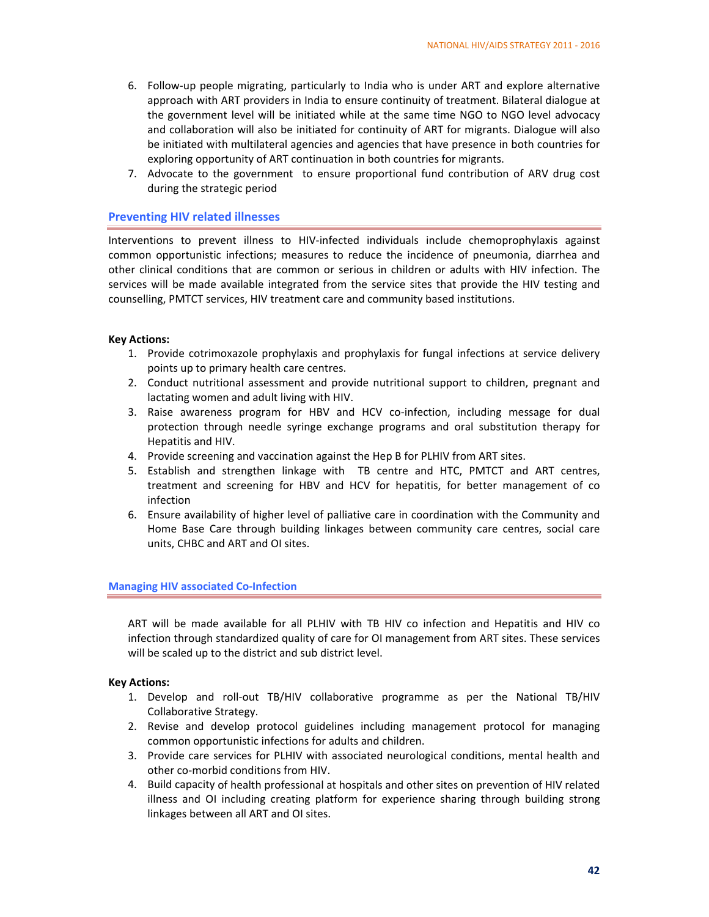6. Follow-up people migrating, particularly to India who is under ART and explore alternative approach with ART providers in India to ensure continuity of treatment. Bilateral dialogue at the government level will be initiated while at the same time NGO to NGO level advocacy and collaboration will also be initiated for continuity of ART for migrants. Dialogue will also be initiated with multilateral agencies and agencies that have presence in both countries for exploring opportunity of ART continuation in both countries for migrants.
7. Advocate to the government to ensure proportional fund contribution of ARV drug cost during the strategic period

## Preventing HIV related illnesses

Interventions to prevent illness to HIV-infected individuals include chemoprophylaxis against common opportunistic infections; measures to reduce the incidence of pneumonia, diarrhea and other clinical conditions that are common or serious in children or adults with HIV infection. The services will be made available integrated from the service sites that provide the HIV testing and counselling, PMTCT services, HIV treatment care and community based institutions.

**Key Actions:**

1. Provide cotrimoxazole prophylaxis and prophylaxis for fungal infections at service delivery points up to primary health care centres.
2. Conduct nutritional assessment and provide nutritional support to children, pregnant and lactating women and adult living with HIV.
3. Raise awareness program for HBV and HCV co-infection, including message for dual protection through needle syringe exchange programs and oral substitution therapy for Hepatitis and HIV.
4. Provide screening and vaccination against the Hep B for PLHIV from ART sites.
5. Establish and strengthen linkage with TB centre and HTC, PMTCT and ART centres, treatment and screening for HBV and HCV for hepatitis, for better management of co infection
6. Ensure availability of higher level of palliative care in coordination with the Community and Home Base Care through building linkages between community care centres, social care units, CHBC and ART and OI sites.

## Managing HIV associated Co-Infection

ART will be made available for all PLHIV with TB HIV co infection and Hepatitis and HIV co infection through standardized quality of care for OI management from ART sites. These services will be scaled up to the district and sub district level.

**Key Actions:**

1. Develop and roll-out TB/HIV collaborative programme as per the National TB/HIV Collaborative Strategy.
2. Revise and develop protocol guidelines including management protocol for managing common opportunistic infections for adults and children.
3. Provide care services for PLHIV with associated neurological conditions, mental health and other co-morbid conditions from HIV.
4. Build capacity of health professional at hospitals and other sites on prevention of HIV related illness and OI including creating platform for experience sharing through building strong linkages between all ART and OI sites.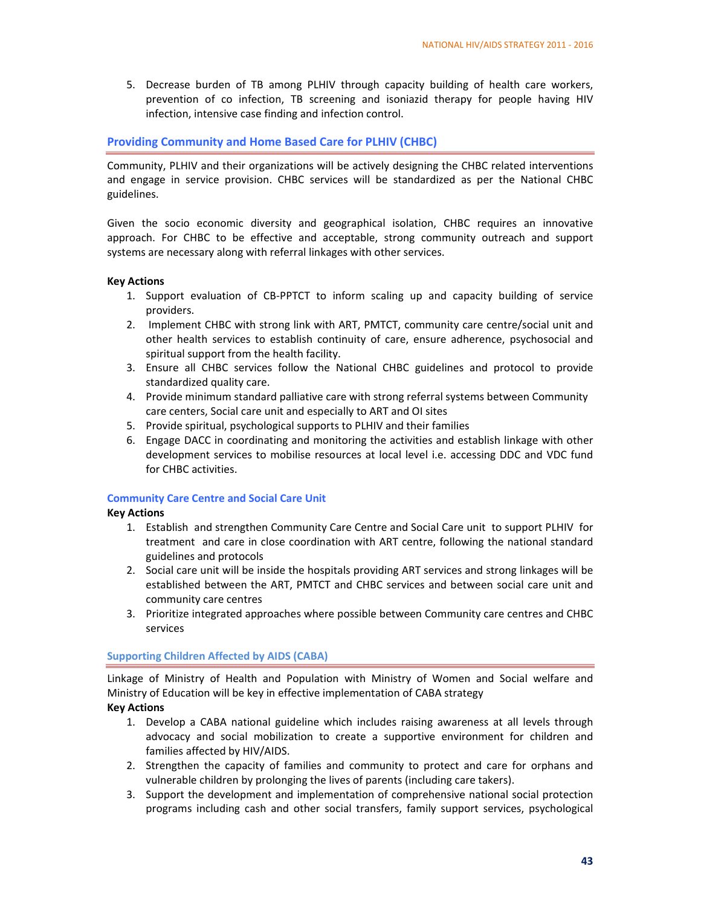5. Decrease burden of TB among PLHIV through capacity building of health care workers, prevention of co infection, TB screening and isoniazid therapy for people having HIV infection, intensive case finding and infection control.

## Providing Community and Home Based Care for PLHIV (CHBC)

Community, PLHIV and their organizations will be actively designing the CHBC related interventions and engage in service provision. CHBC services will be standardized as per the National CHBC guidelines.

Given the socio economic diversity and geographical isolation, CHBC requires an innovative approach. For CHBC to be effective and acceptable, strong community outreach and support systems are necessary along with referral linkages with other services.

**Key Actions**

1. Support evaluation of CB-PPTCT to inform scaling up and capacity building of service providers.
2. Implement CHBC with strong link with ART, PMTCT, community care centre/social unit and other health services to establish continuity of care, ensure adherence, psychosocial and spiritual support from the health facility.
3. Ensure all CHBC services follow the National CHBC guidelines and protocol to provide standardized quality care.
4. Provide minimum standard palliative care with strong referral systems between Community care centers, Social care unit and especially to ART and OI sites
5. Provide spiritual, psychological supports to PLHIV and their families
6. Engage DACC in coordinating and monitoring the activities and establish linkage with other development services to mobilise resources at local level i.e. accessing DDC and VDC fund for CHBC activities.

### Community Care Centre and Social Care Unit

**Key Actions**

1. Establish and strengthen Community Care Centre and Social Care unit to support PLHIV for treatment and care in close coordination with ART centre, following the national standard guidelines and protocols
2. Social care unit will be inside the hospitals providing ART services and strong linkages will be established between the ART, PMTCT and CHBC services and between social care unit and community care centres
3. Prioritize integrated approaches where possible between Community care centres and CHBC services

## Supporting Children Affected by AIDS (CABA)

Linkage of Ministry of Health and Population with Ministry of Women and Social welfare and Ministry of Education will be key in effective implementation of CABA strategy

**Key Actions**

1. Develop a CABA national guideline which includes raising awareness at all levels through advocacy and social mobilization to create a supportive environment for children and families affected by HIV/AIDS.
2. Strengthen the capacity of families and community to protect and care for orphans and vulnerable children by prolonging the lives of parents (including care takers).
3. Support the development and implementation of comprehensive national social protection programs including cash and other social transfers, family support services, psychological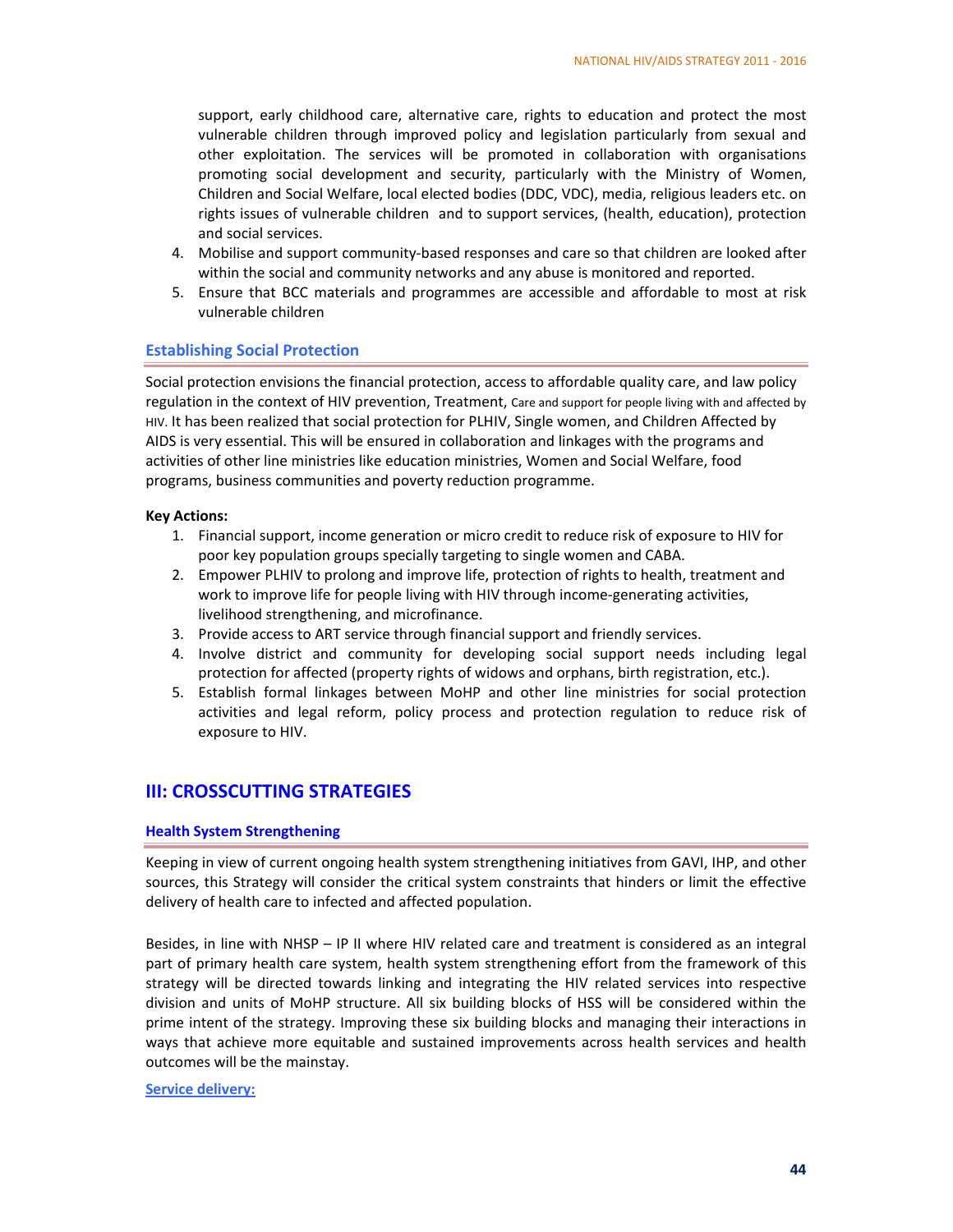support, early childhood care, alternative care, rights to education and protect the most vulnerable children through improved policy and legislation particularly from sexual and other exploitation. The services will be promoted in collaboration with organisations promoting social development and security, particularly with the Ministry of Women, Children and Social Welfare, local elected bodies (DDC, VDC), media, religious leaders etc. on rights issues of vulnerable children and to support services, (health, education), protection and social services.

4. Mobilise and support community-based responses and care so that children are looked after within the social and community networks and any abuse is monitored and reported.
5. Ensure that BCC materials and programmes are accessible and affordable to most at risk vulnerable children

### Establishing Social Protection

Social protection envisions the financial protection, access to affordable quality care, and law policy regulation in the context of HIV prevention, Treatment, Care and support for people living with and affected by HIV. It has been realized that social protection for PLHIV, Single women, and Children Affected by AIDS is very essential. This will be ensured in collaboration and linkages with the programs and activities of other line ministries like education ministries, Women and Social Welfare, food programs, business communities and poverty reduction programme.

**Key Actions:**

1. Financial support, income generation or micro credit to reduce risk of exposure to HIV for poor key population groups specially targeting to single women and CABA.
2. Empower PLHIV to prolong and improve life, protection of rights to health, treatment and work to improve life for people living with HIV through income-generating activities, livelihood strengthening, and microfinance.
3. Provide access to ART service through financial support and friendly services.
4. Involve district and community for developing social support needs including legal protection for affected (property rights of widows and orphans, birth registration, etc.).
5. Establish formal linkages between MoHP and other line ministries for social protection activities and legal reform, policy process and protection regulation to reduce risk of exposure to HIV.

## III: CROSSCUTTING STRATEGIES

### Health System Strengthening

Keeping in view of current ongoing health system strengthening initiatives from GAVI, IHP, and other sources, this Strategy will consider the critical system constraints that hinders or limit the effective delivery of health care to infected and affected population.

Besides, in line with NHSP – IP II where HIV related care and treatment is considered as an integral part of primary health care system, health system strengthening effort from the framework of this strategy will be directed towards linking and integrating the HIV related services into respective division and units of MoHP structure. All six building blocks of HSS will be considered within the prime intent of the strategy. Improving these six building blocks and managing their interactions in ways that achieve more equitable and sustained improvements across health services and health outcomes will be the mainstay.

**Service delivery:**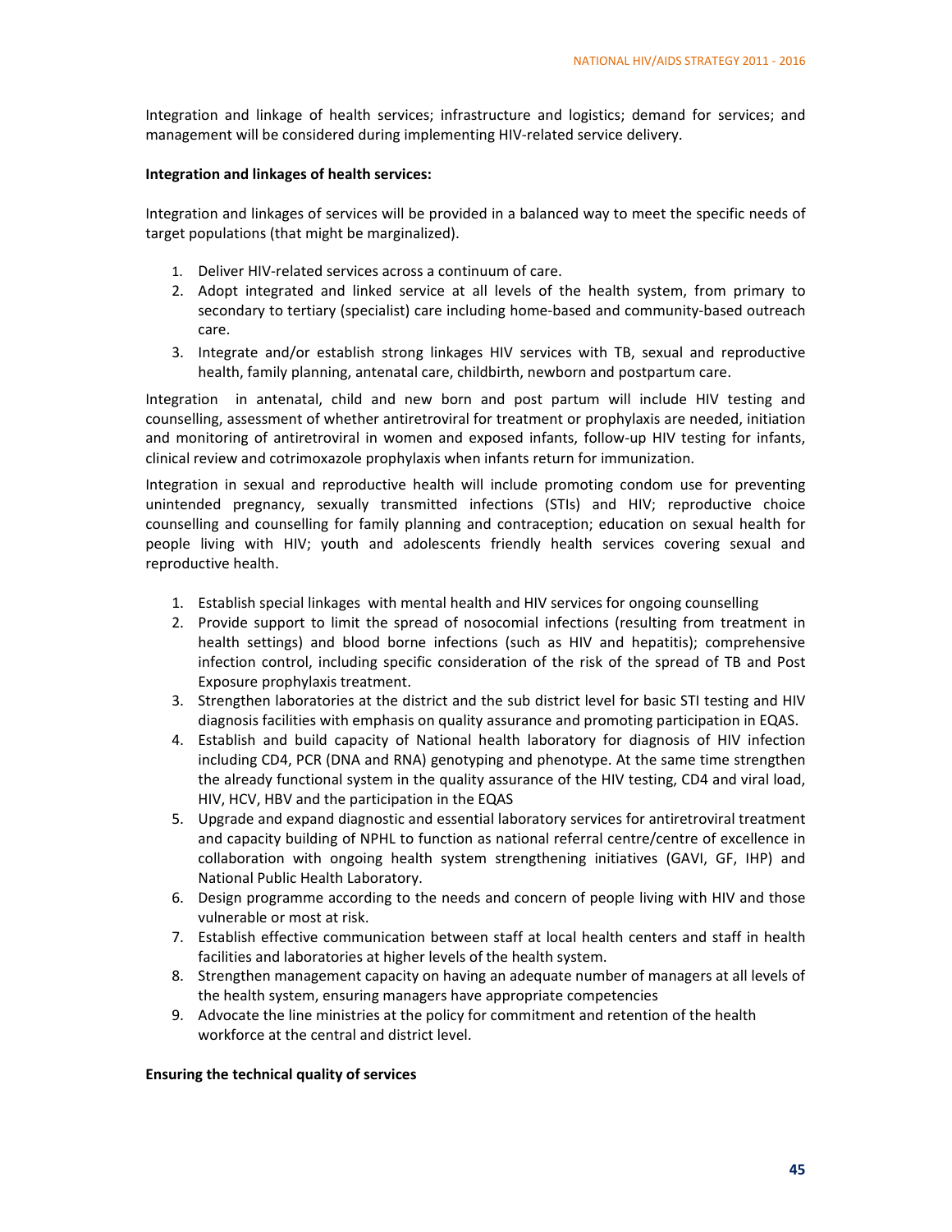Integration and linkage of health services; infrastructure and logistics; demand for services; and management will be considered during implementing HIV-related service delivery.

**Integration and linkages of health services:**

Integration and linkages of services will be provided in a balanced way to meet the specific needs of target populations (that might be marginalized).

1. Deliver HIV-related services across a continuum of care.
2. Adopt integrated and linked service at all levels of the health system, from primary to secondary to tertiary (specialist) care including home-based and community-based outreach care.
3. Integrate and/or establish strong linkages HIV services with TB, sexual and reproductive health, family planning, antenatal care, childbirth, newborn and postpartum care.

Integration in antenatal, child and new born and post partum will include HIV testing and counselling, assessment of whether antiretroviral for treatment or prophylaxis are needed, initiation and monitoring of antiretroviral in women and exposed infants, follow-up HIV testing for infants, clinical review and cotrimoxazole prophylaxis when infants return for immunization.

Integration in sexual and reproductive health will include promoting condom use for preventing unintended pregnancy, sexually transmitted infections (STIs) and HIV; reproductive choice counselling and counselling for family planning and contraception; education on sexual health for people living with HIV; youth and adolescents friendly health services covering sexual and reproductive health.

1. Establish special linkages with mental health and HIV services for ongoing counselling
2. Provide support to limit the spread of nosocomial infections (resulting from treatment in health settings) and blood borne infections (such as HIV and hepatitis); comprehensive infection control, including specific consideration of the risk of the spread of TB and Post Exposure prophylaxis treatment.
3. Strengthen laboratories at the district and the sub district level for basic STI testing and HIV diagnosis facilities with emphasis on quality assurance and promoting participation in EQAS.
4. Establish and build capacity of National health laboratory for diagnosis of HIV infection including CD4, PCR (DNA and RNA) genotyping and phenotype. At the same time strengthen the already functional system in the quality assurance of the HIV testing, CD4 and viral load, HIV, HCV, HBV and the participation in the EQAS
5. Upgrade and expand diagnostic and essential laboratory services for antiretroviral treatment and capacity building of NPHL to function as national referral centre/centre of excellence in collaboration with ongoing health system strengthening initiatives (GAVI, GF, IHP) and National Public Health Laboratory.
6. Design programme according to the needs and concern of people living with HIV and those vulnerable or most at risk.
7. Establish effective communication between staff at local health centers and staff in health facilities and laboratories at higher levels of the health system.
8. Strengthen management capacity on having an adequate number of managers at all levels of the health system, ensuring managers have appropriate competencies
9. Advocate the line ministries at the policy for commitment and retention of the health workforce at the central and district level.

**Ensuring the technical quality of services**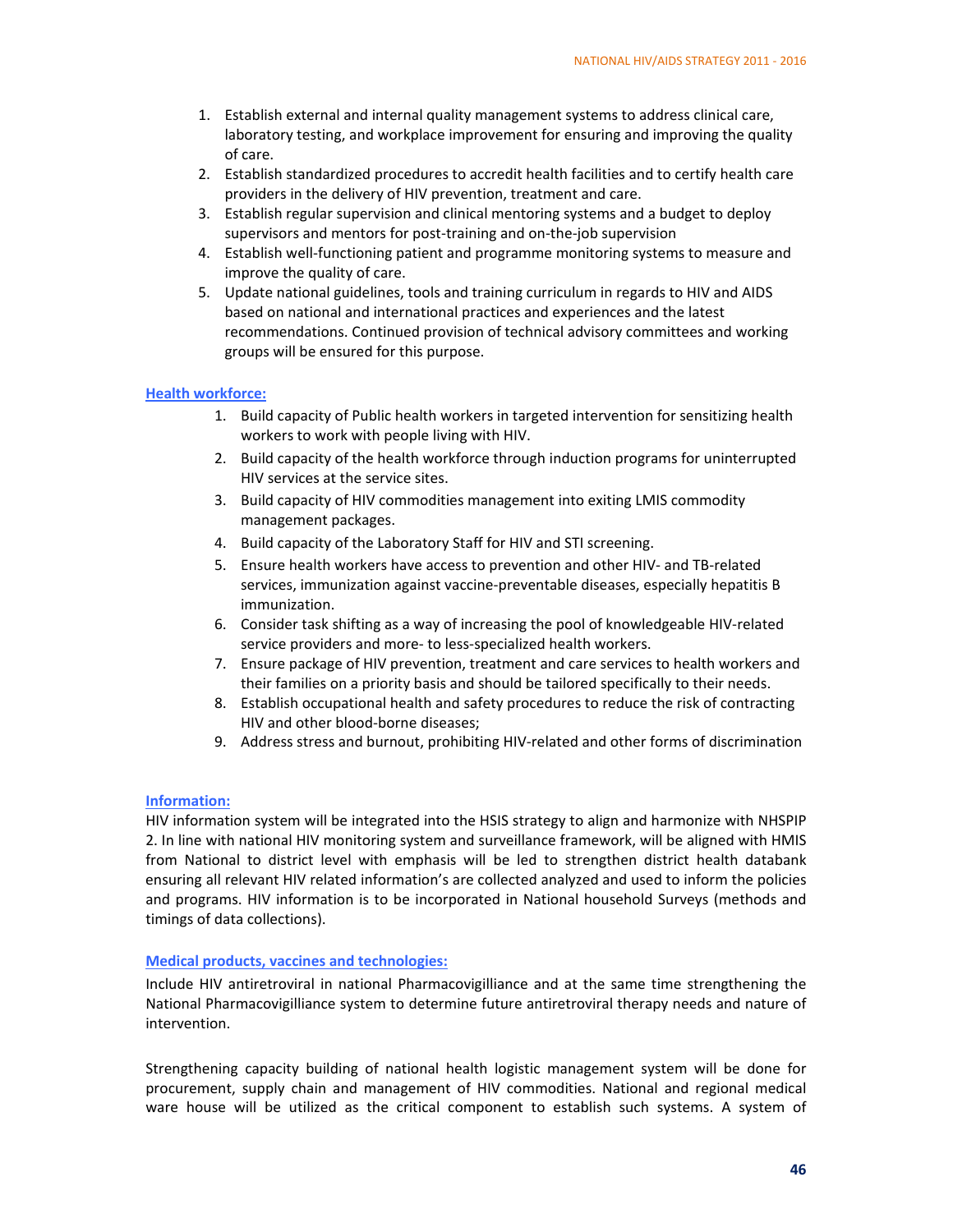1. Establish external and internal quality management systems to address clinical care, laboratory testing, and workplace improvement for ensuring and improving the quality of care.
2. Establish standardized procedures to accredit health facilities and to certify health care providers in the delivery of HIV prevention, treatment and care.
3. Establish regular supervision and clinical mentoring systems and a budget to deploy supervisors and mentors for post-training and on-the-job supervision
4. Establish well-functioning patient and programme monitoring systems to measure and improve the quality of care.
5. Update national guidelines, tools and training curriculum in regards to HIV and AIDS based on national and international practices and experiences and the latest recommendations. Continued provision of technical advisory committees and working groups will be ensured for this purpose.

**Health workforce:**

1. Build capacity of Public health workers in targeted intervention for sensitizing health workers to work with people living with HIV.
2. Build capacity of the health workforce through induction programs for uninterrupted HIV services at the service sites.
3. Build capacity of HIV commodities management into exiting LMIS commodity management packages.
4. Build capacity of the Laboratory Staff for HIV and STI screening.
5. Ensure health workers have access to prevention and other HIV- and TB-related services, immunization against vaccine-preventable diseases, especially hepatitis B immunization.
6. Consider task shifting as a way of increasing the pool of knowledgeable HIV-related service providers and more- to less-specialized health workers.
7. Ensure package of HIV prevention, treatment and care services to health workers and their families on a priority basis and should be tailored specifically to their needs.
8. Establish occupational health and safety procedures to reduce the risk of contracting HIV and other blood-borne diseases;
9. Address stress and burnout, prohibiting HIV-related and other forms of discrimination

**Information:**

HIV information system will be integrated into the HSIS strategy to align and harmonize with NHSPIP 2. In line with national HIV monitoring system and surveillance framework, will be aligned with HMIS from National to district level with emphasis will be led to strengthen district health databank ensuring all relevant HIV related information's are collected analyzed and used to inform the policies and programs. HIV information is to be incorporated in National household Surveys (methods and timings of data collections).

**Medical products, vaccines and technologies:**

Include HIV antiretroviral in national Pharmacovigilliance and at the same time strengthening the National Pharmacovigilliance system to determine future antiretroviral therapy needs and nature of intervention.

Strengthening capacity building of national health logistic management system will be done for procurement, supply chain and management of HIV commodities. National and regional medical ware house will be utilized as the critical component to establish such systems. A system of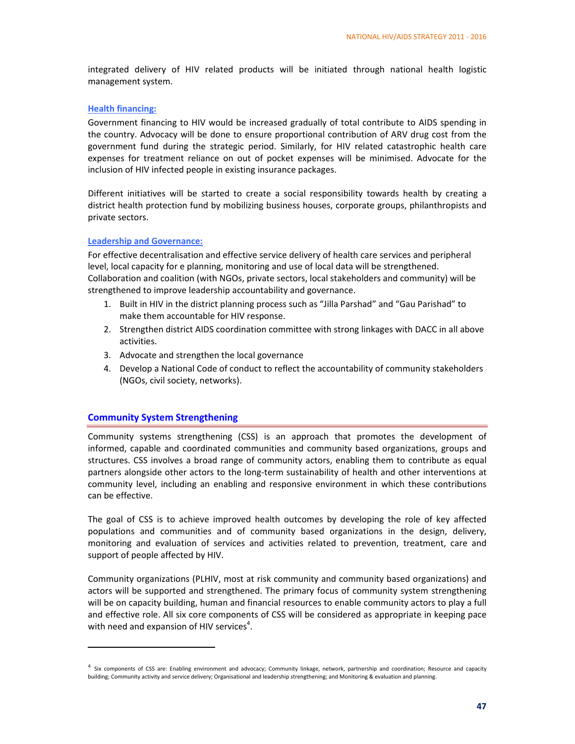integrated delivery of HIV related products will be initiated through national health logistic management system.

### Health financing:

Government financing to HIV would be increased gradually of total contribute to AIDS spending in the country. Advocacy will be done to ensure proportional contribution of ARV drug cost from the government fund during the strategic period. Similarly, for HIV related catastrophic health care expenses for treatment reliance on out of pocket expenses will be minimised. Advocate for the inclusion of HIV infected people in existing insurance packages.

Different initiatives will be started to create a social responsibility towards health by creating a district health protection fund by mobilizing business houses, corporate groups, philanthropists and private sectors.

### Leadership and Governance:

For effective decentralisation and effective service delivery of health care services and peripheral level, local capacity for e planning, monitoring and use of local data will be strengthened. Collaboration and coalition (with NGOs, private sectors, local stakeholders and community) will be strengthened to improve leadership accountability and governance.

1. Built in HIV in the district planning process such as "Jilla Parshad" and "Gau Parishad" to make them accountable for HIV response.
2. Strengthen district AIDS coordination committee with strong linkages with DACC in all above activities.
3. Advocate and strengthen the local governance
4. Develop a National Code of conduct to reflect the accountability of community stakeholders (NGOs, civil society, networks).

## Community System Strengthening

Community systems strengthening (CSS) is an approach that promotes the development of informed, capable and coordinated communities and community based organizations, groups and structures. CSS involves a broad range of community actors, enabling them to contribute as equal partners alongside other actors to the long-term sustainability of health and other interventions at community level, including an enabling and responsive environment in which these contributions can be effective.

The goal of CSS is to achieve improved health outcomes by developing the role of key affected populations and communities and of community based organizations in the design, delivery, monitoring and evaluation of services and activities related to prevention, treatment, care and support of people affected by HIV.

Community organizations (PLHIV, most at risk community and community based organizations) and actors will be supported and strengthened. The primary focus of community system strengthening will be on capacity building, human and financial resources to enable community actors to play a full and effective role. All six core components of CSS will be considered as appropriate in keeping pace with need and expansion of HIV services[4].

---

[4] Six components of CSS are: Enabling environment and advocacy; Community linkage, network, partnership and coordination; Resource and capacity building; Community activity and service delivery; Organisational and leadership strengthening; and Monitoring & evaluation and planning.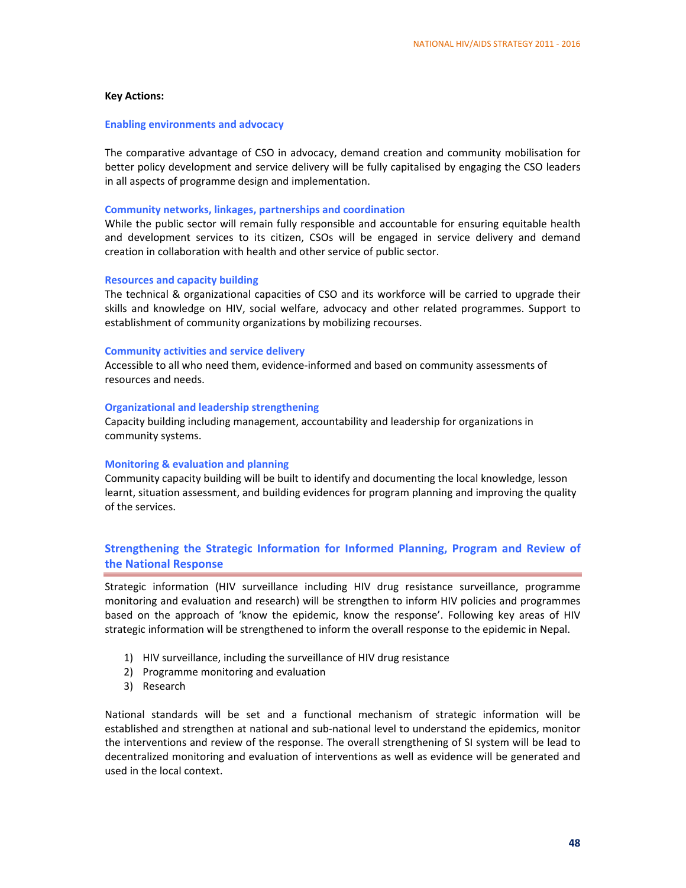**Key Actions:**

### Enabling environments and advocacy

The comparative advantage of CSO in advocacy, demand creation and community mobilisation for better policy development and service delivery will be fully capitalised by engaging the CSO leaders in all aspects of programme design and implementation.

### Community networks, linkages, partnerships and coordination

While the public sector will remain fully responsible and accountable for ensuring equitable health and development services to its citizen, CSOs will be engaged in service delivery and demand creation in collaboration with health and other service of public sector.

### Resources and capacity building

The technical & organizational capacities of CSO and its workforce will be carried to upgrade their skills and knowledge on HIV, social welfare, advocacy and other related programmes. Support to establishment of community organizations by mobilizing recourses.

### Community activities and service delivery

Accessible to all who need them, evidence-informed and based on community assessments of resources and needs.

### Organizational and leadership strengthening

Capacity building including management, accountability and leadership for organizations in community systems.

### Monitoring & evaluation and planning

Community capacity building will be built to identify and documenting the local knowledge, lesson learnt, situation assessment, and building evidences for program planning and improving the quality of the services.

## Strengthening the Strategic Information for Informed Planning, Program and Review of the National Response

Strategic information (HIV surveillance including HIV drug resistance surveillance, programme monitoring and evaluation and research) will be strengthen to inform HIV policies and programmes based on the approach of 'know the epidemic, know the response'. Following key areas of HIV strategic information will be strengthened to inform the overall response to the epidemic in Nepal.

1) HIV surveillance, including the surveillance of HIV drug resistance
2) Programme monitoring and evaluation
3) Research

National standards will be set and a functional mechanism of strategic information will be established and strengthen at national and sub-national level to understand the epidemics, monitor the interventions and review of the response. The overall strengthening of SI system will be lead to decentralized monitoring and evaluation of interventions as well as evidence will be generated and used in the local context.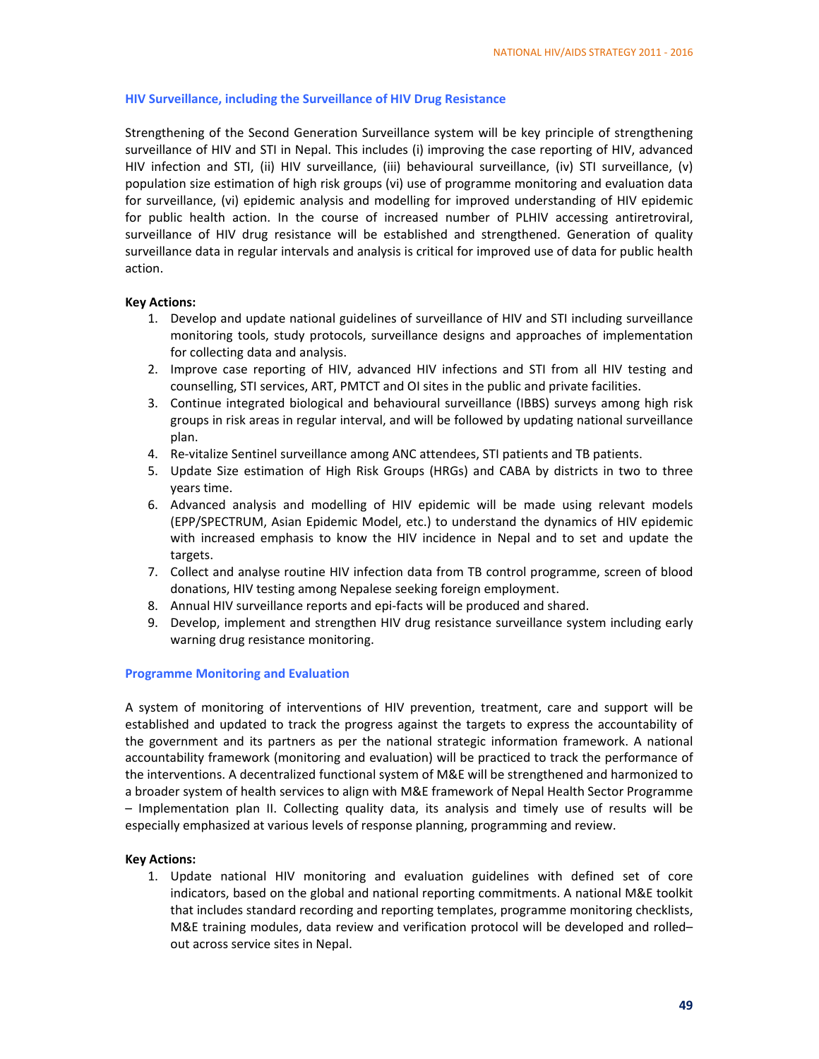### HIV Surveillance, including the Surveillance of HIV Drug Resistance

Strengthening of the Second Generation Surveillance system will be key principle of strengthening surveillance of HIV and STI in Nepal. This includes (i) improving the case reporting of HIV, advanced HIV infection and STI, (ii) HIV surveillance, (iii) behavioural surveillance, (iv) STI surveillance, (v) population size estimation of high risk groups (vi) use of programme monitoring and evaluation data for surveillance, (vi) epidemic analysis and modelling for improved understanding of HIV epidemic for public health action. In the course of increased number of PLHIV accessing antiretroviral, surveillance of HIV drug resistance will be established and strengthened. Generation of quality surveillance data in regular intervals and analysis is critical for improved use of data for public health action.

**Key Actions:**

1. Develop and update national guidelines of surveillance of HIV and STI including surveillance monitoring tools, study protocols, surveillance designs and approaches of implementation for collecting data and analysis.
2. Improve case reporting of HIV, advanced HIV infections and STI from all HIV testing and counselling, STI services, ART, PMTCT and OI sites in the public and private facilities.
3. Continue integrated biological and behavioural surveillance (IBBS) surveys among high risk groups in risk areas in regular interval, and will be followed by updating national surveillance plan.
4. Re-vitalize Sentinel surveillance among ANC attendees, STI patients and TB patients.
5. Update Size estimation of High Risk Groups (HRGs) and CABA by districts in two to three years time.
6. Advanced analysis and modelling of HIV epidemic will be made using relevant models (EPP/SPECTRUM, Asian Epidemic Model, etc.) to understand the dynamics of HIV epidemic with increased emphasis to know the HIV incidence in Nepal and to set and update the targets.
7. Collect and analyse routine HIV infection data from TB control programme, screen of blood donations, HIV testing among Nepalese seeking foreign employment.
8. Annual HIV surveillance reports and epi-facts will be produced and shared.
9. Develop, implement and strengthen HIV drug resistance surveillance system including early warning drug resistance monitoring.

### Programme Monitoring and Evaluation

A system of monitoring of interventions of HIV prevention, treatment, care and support will be established and updated to track the progress against the targets to express the accountability of the government and its partners as per the national strategic information framework. A national accountability framework (monitoring and evaluation) will be practiced to track the performance of the interventions. A decentralized functional system of M&E will be strengthened and harmonized to a broader system of health services to align with M&E framework of Nepal Health Sector Programme – Implementation plan II. Collecting quality data, its analysis and timely use of results will be especially emphasized at various levels of response planning, programming and review.

**Key Actions:**

1. Update national HIV monitoring and evaluation guidelines with defined set of core indicators, based on the global and national reporting commitments. A national M&E toolkit that includes standard recording and reporting templates, programme monitoring checklists, M&E training modules, data review and verification protocol will be developed and rolled–out across service sites in Nepal.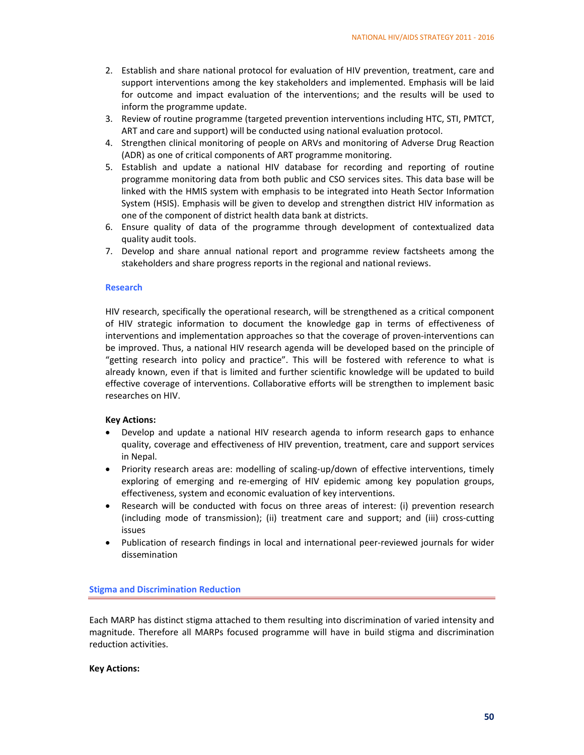2. Establish and share national protocol for evaluation of HIV prevention, treatment, care and support interventions among the key stakeholders and implemented. Emphasis will be laid for outcome and impact evaluation of the interventions; and the results will be used to inform the programme update.
3. Review of routine programme (targeted prevention interventions including HTC, STI, PMTCT, ART and care and support) will be conducted using national evaluation protocol.
4. Strengthen clinical monitoring of people on ARVs and monitoring of Adverse Drug Reaction (ADR) as one of critical components of ART programme monitoring.
5. Establish and update a national HIV database for recording and reporting of routine programme monitoring data from both public and CSO services sites. This data base will be linked with the HMIS system with emphasis to be integrated into Heath Sector Information System (HSIS). Emphasis will be given to develop and strengthen district HIV information as one of the component of district health data bank at districts.
6. Ensure quality of data of the programme through development of contextualized data quality audit tools.
7. Develop and share annual national report and programme review factsheets among the stakeholders and share progress reports in the regional and national reviews.

### Research

HIV research, specifically the operational research, will be strengthened as a critical component of HIV strategic information to document the knowledge gap in terms of effectiveness of interventions and implementation approaches so that the coverage of proven-interventions can be improved. Thus, a national HIV research agenda will be developed based on the principle of "getting research into policy and practice". This will be fostered with reference to what is already known, even if that is limited and further scientific knowledge will be updated to build effective coverage of interventions. Collaborative efforts will be strengthen to implement basic researches on HIV.

**Key Actions:**

- Develop and update a national HIV research agenda to inform research gaps to enhance quality, coverage and effectiveness of HIV prevention, treatment, care and support services in Nepal.
- Priority research areas are: modelling of scaling-up/down of effective interventions, timely exploring of emerging and re-emerging of HIV epidemic among key population groups, effectiveness, system and economic evaluation of key interventions.
- Research will be conducted with focus on three areas of interest: (i) prevention research (including mode of transmission); (ii) treatment care and support; and (iii) cross-cutting issues
- Publication of research findings in local and international peer-reviewed journals for wider dissemination

## Stigma and Discrimination Reduction

Each MARP has distinct stigma attached to them resulting into discrimination of varied intensity and magnitude. Therefore all MARPs focused programme will have in build stigma and discrimination reduction activities.

**Key Actions:**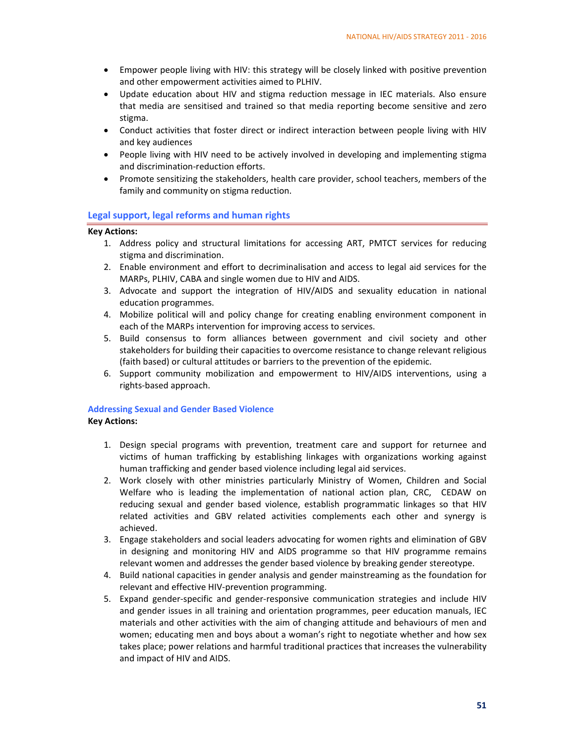- Empower people living with HIV: this strategy will be closely linked with positive prevention and other empowerment activities aimed to PLHIV.
- Update education about HIV and stigma reduction message in IEC materials. Also ensure that media are sensitised and trained so that media reporting become sensitive and zero stigma.
- Conduct activities that foster direct or indirect interaction between people living with HIV and key audiences
- People living with HIV need to be actively involved in developing and implementing stigma and discrimination-reduction efforts.
- Promote sensitizing the stakeholders, health care provider, school teachers, members of the family and community on stigma reduction.

## Legal support, legal reforms and human rights

**Key Actions:**

1. Address policy and structural limitations for accessing ART, PMTCT services for reducing stigma and discrimination.
2. Enable environment and effort to decriminalisation and access to legal aid services for the MARPs, PLHIV, CABA and single women due to HIV and AIDS.
3. Advocate and support the integration of HIV/AIDS and sexuality education in national education programmes.
4. Mobilize political will and policy change for creating enabling environment component in each of the MARPs intervention for improving access to services.
5. Build consensus to form alliances between government and civil society and other stakeholders for building their capacities to overcome resistance to change relevant religious (faith based) or cultural attitudes or barriers to the prevention of the epidemic.
6. Support community mobilization and empowerment to HIV/AIDS interventions, using a rights-based approach.

### Addressing Sexual and Gender Based Violence

**Key Actions:**

1. Design special programs with prevention, treatment care and support for returnee and victims of human trafficking by establishing linkages with organizations working against human trafficking and gender based violence including legal aid services.
2. Work closely with other ministries particularly Ministry of Women, Children and Social Welfare who is leading the implementation of national action plan, CRC, CEDAW on reducing sexual and gender based violence, establish programmatic linkages so that HIV related activities and GBV related activities complements each other and synergy is achieved.
3. Engage stakeholders and social leaders advocating for women rights and elimination of GBV in designing and monitoring HIV and AIDS programme so that HIV programme remains relevant women and addresses the gender based violence by breaking gender stereotype.
4. Build national capacities in gender analysis and gender mainstreaming as the foundation for relevant and effective HIV-prevention programming.
5. Expand gender-specific and gender-responsive communication strategies and include HIV and gender issues in all training and orientation programmes, peer education manuals, IEC materials and other activities with the aim of changing attitude and behaviours of men and women; educating men and boys about a woman's right to negotiate whether and how sex takes place; power relations and harmful traditional practices that increases the vulnerability and impact of HIV and AIDS.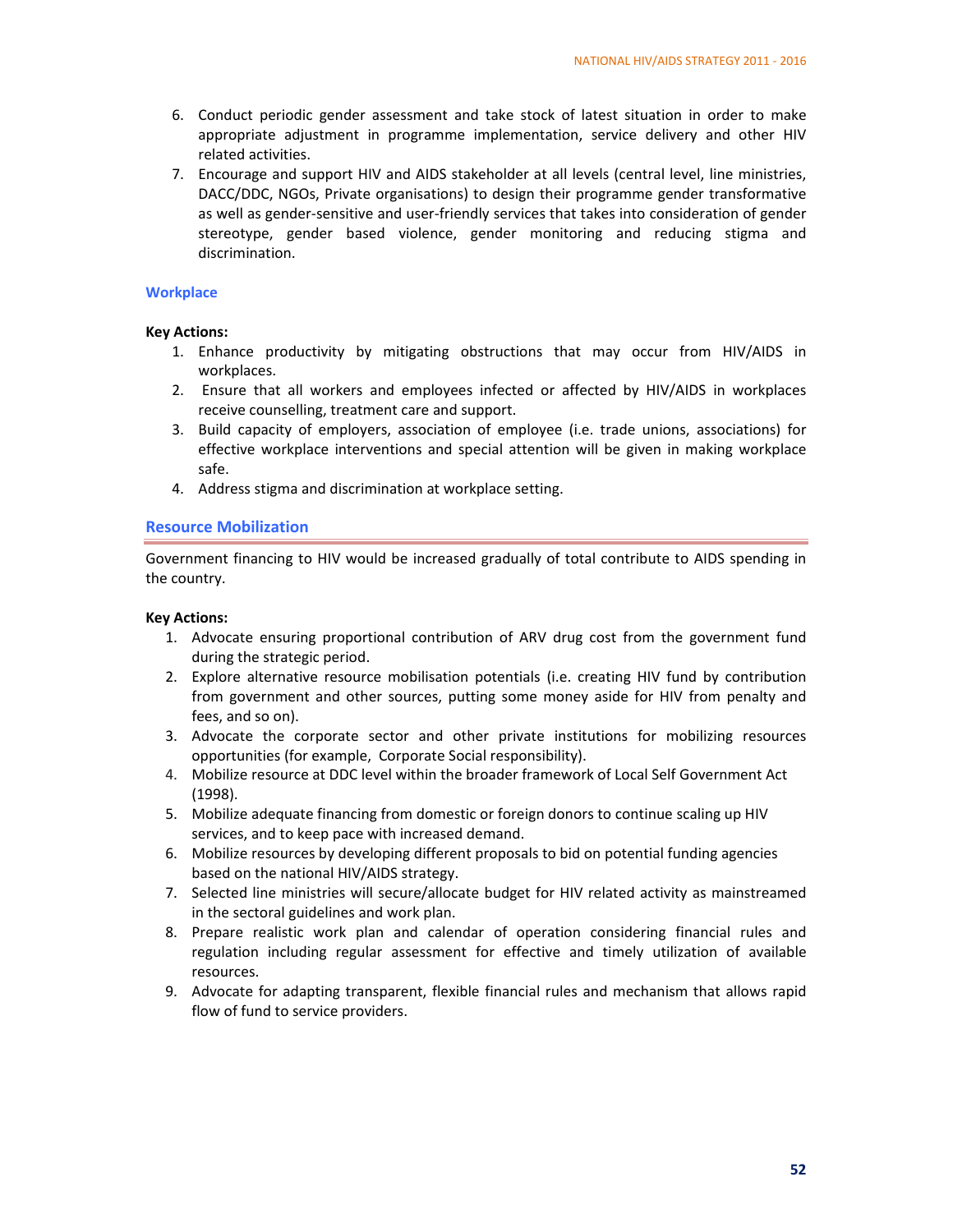6. Conduct periodic gender assessment and take stock of latest situation in order to make appropriate adjustment in programme implementation, service delivery and other HIV related activities.
7. Encourage and support HIV and AIDS stakeholder at all levels (central level, line ministries, DACC/DDC, NGOs, Private organisations) to design their programme gender transformative as well as gender-sensitive and user-friendly services that takes into consideration of gender stereotype, gender based violence, gender monitoring and reducing stigma and discrimination.

### Workplace

**Key Actions:**

1. Enhance productivity by mitigating obstructions that may occur from HIV/AIDS in workplaces.
2. Ensure that all workers and employees infected or affected by HIV/AIDS in workplaces receive counselling, treatment care and support.
3. Build capacity of employers, association of employee (i.e. trade unions, associations) for effective workplace interventions and special attention will be given in making workplace safe.
4. Address stigma and discrimination at workplace setting.

## Resource Mobilization

Government financing to HIV would be increased gradually of total contribute to AIDS spending in the country.

**Key Actions:**

1. Advocate ensuring proportional contribution of ARV drug cost from the government fund during the strategic period.
2. Explore alternative resource mobilisation potentials (i.e. creating HIV fund by contribution from government and other sources, putting some money aside for HIV from penalty and fees, and so on).
3. Advocate the corporate sector and other private institutions for mobilizing resources opportunities (for example, Corporate Social responsibility).
4. Mobilize resource at DDC level within the broader framework of Local Self Government Act (1998).
5. Mobilize adequate financing from domestic or foreign donors to continue scaling up HIV services, and to keep pace with increased demand.
6. Mobilize resources by developing different proposals to bid on potential funding agencies based on the national HIV/AIDS strategy.
7. Selected line ministries will secure/allocate budget for HIV related activity as mainstreamed in the sectoral guidelines and work plan.
8. Prepare realistic work plan and calendar of operation considering financial rules and regulation including regular assessment for effective and timely utilization of available resources.
9. Advocate for adapting transparent, flexible financial rules and mechanism that allows rapid flow of fund to service providers.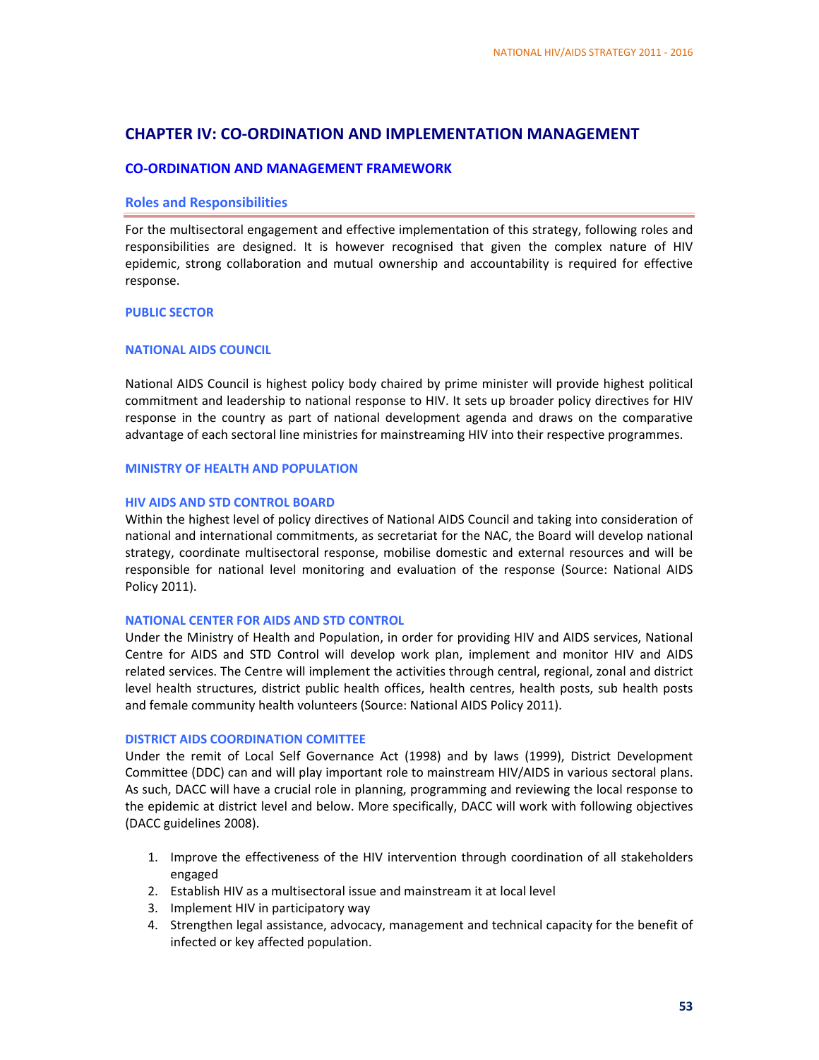# CHAPTER IV: CO-ORDINATION AND IMPLEMENTATION MANAGEMENT

## CO-ORDINATION AND MANAGEMENT FRAMEWORK

### Roles and Responsibilities

For the multisectoral engagement and effective implementation of this strategy, following roles and responsibilities are designed. It is however recognised that given the complex nature of HIV epidemic, strong collaboration and mutual ownership and accountability is required for effective response.

#### PUBLIC SECTOR

#### NATIONAL AIDS COUNCIL

National AIDS Council is highest policy body chaired by prime minister will provide highest political commitment and leadership to national response to HIV. It sets up broader policy directives for HIV response in the country as part of national development agenda and draws on the comparative advantage of each sectoral line ministries for mainstreaming HIV into their respective programmes.

#### MINISTRY OF HEALTH AND POPULATION

##### HIV AIDS AND STD CONTROL BOARD

Within the highest level of policy directives of National AIDS Council and taking into consideration of national and international commitments, as secretariat for the NAC, the Board will develop national strategy, coordinate multisectoral response, mobilise domestic and external resources and will be responsible for national level monitoring and evaluation of the response (Source: National AIDS Policy 2011).

##### NATIONAL CENTER FOR AIDS AND STD CONTROL

Under the Ministry of Health and Population, in order for providing HIV and AIDS services, National Centre for AIDS and STD Control will develop work plan, implement and monitor HIV and AIDS related services. The Centre will implement the activities through central, regional, zonal and district level health structures, district public health offices, health centres, health posts, sub health posts and female community health volunteers (Source: National AIDS Policy 2011).

##### DISTRICT AIDS COORDINATION COMITTEE

Under the remit of Local Self Governance Act (1998) and by laws (1999), District Development Committee (DDC) can and will play important role to mainstream HIV/AIDS in various sectoral plans. As such, DACC will have a crucial role in planning, programming and reviewing the local response to the epidemic at district level and below. More specifically, DACC will work with following objectives (DACC guidelines 2008).

1. Improve the effectiveness of the HIV intervention through coordination of all stakeholders engaged
2. Establish HIV as a multisectoral issue and mainstream it at local level
3. Implement HIV in participatory way
4. Strengthen legal assistance, advocacy, management and technical capacity for the benefit of infected or key affected population.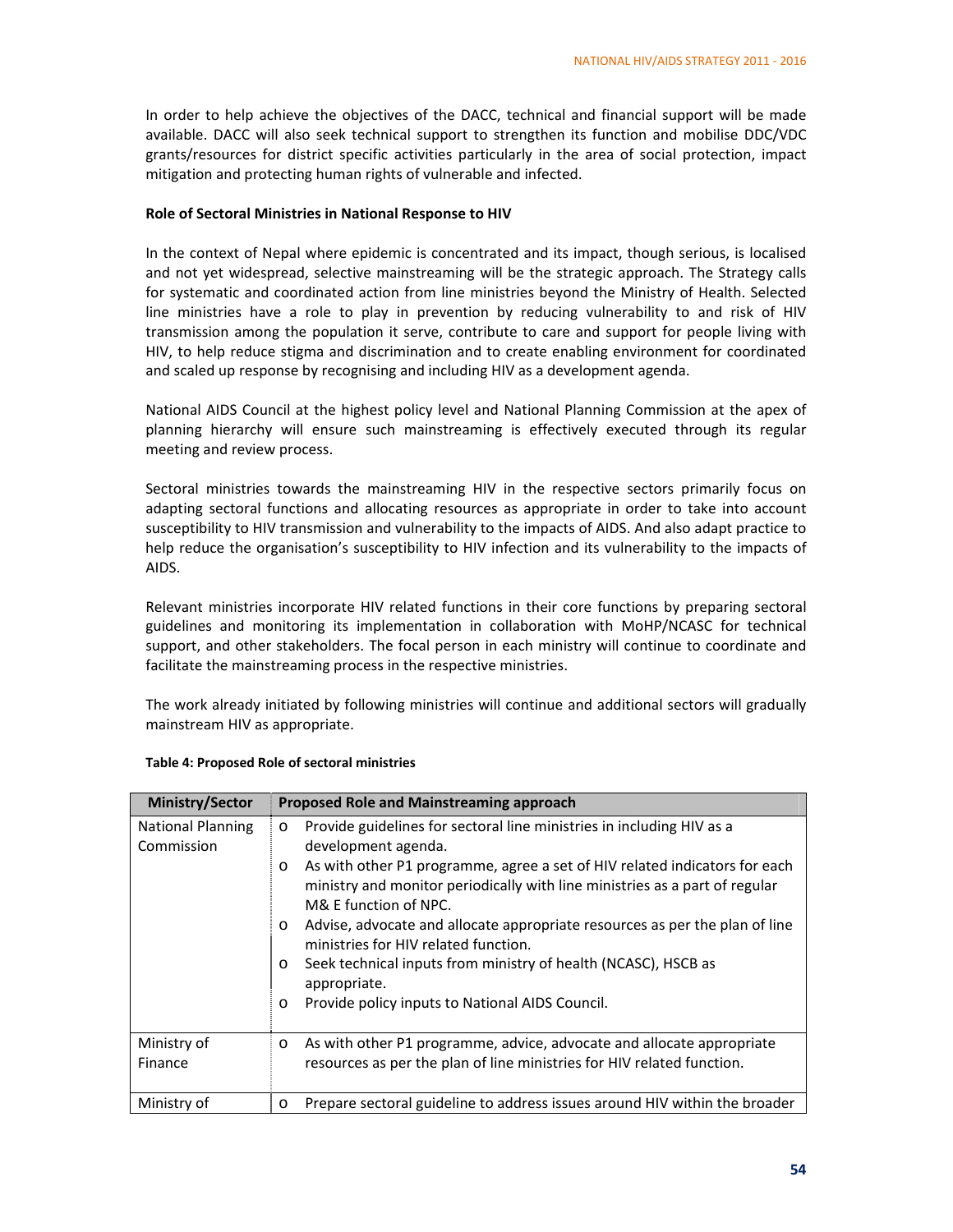In order to help achieve the objectives of the DACC, technical and financial support will be made available. DACC will also seek technical support to strengthen its function and mobilise DDC/VDC grants/resources for district specific activities particularly in the area of social protection, impact mitigation and protecting human rights of vulnerable and infected.

**Role of Sectoral Ministries in National Response to HIV**

In the context of Nepal where epidemic is concentrated and its impact, though serious, is localised and not yet widespread, selective mainstreaming will be the strategic approach. The Strategy calls for systematic and coordinated action from line ministries beyond the Ministry of Health. Selected line ministries have a role to play in prevention by reducing vulnerability to and risk of HIV transmission among the population it serve, contribute to care and support for people living with HIV, to help reduce stigma and discrimination and to create enabling environment for coordinated and scaled up response by recognising and including HIV as a development agenda.

National AIDS Council at the highest policy level and National Planning Commission at the apex of planning hierarchy will ensure such mainstreaming is effectively executed through its regular meeting and review process.

Sectoral ministries towards the mainstreaming HIV in the respective sectors primarily focus on adapting sectoral functions and allocating resources as appropriate in order to take into account susceptibility to HIV transmission and vulnerability to the impacts of AIDS. And also adapt practice to help reduce the organisation's susceptibility to HIV infection and its vulnerability to the impacts of AIDS.

Relevant ministries incorporate HIV related functions in their core functions by preparing sectoral guidelines and monitoring its implementation in collaboration with MoHP/NCASC for technical support, and other stakeholders. The focal person in each ministry will continue to coordinate and facilitate the mainstreaming process in the respective ministries.

The work already initiated by following ministries will continue and additional sectors will gradually mainstream HIV as appropriate.

**Table 4: Proposed Role of sectoral ministries**

| Ministry/Sector | Proposed Role and Mainstreaming approach |
|---|---|
| National Planning Commission | o Provide guidelines for sectoral line ministries in including HIV as a development agenda.<br>o As with other P1 programme, agree a set of HIV related indicators for each ministry and monitor periodically with line ministries as a part of regular M& E function of NPC.<br>o Advise, advocate and allocate appropriate resources as per the plan of line ministries for HIV related function.<br>o Seek technical inputs from ministry of health (NCASC), HSCB as appropriate.<br>o Provide policy inputs to National AIDS Council. |
| Ministry of Finance | o As with other P1 programme, advice, advocate and allocate appropriate resources as per the plan of line ministries for HIV related function. |
| Ministry of | o Prepare sectoral guideline to address issues around HIV within the broader |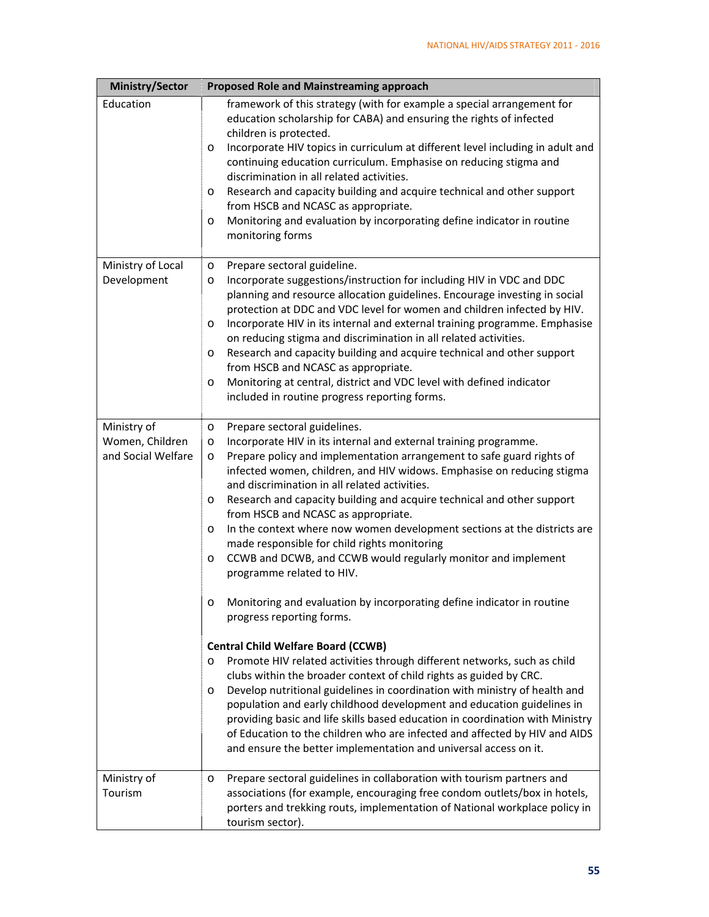| Ministry/Sector | Proposed Role and Mainstreaming approach |
|---|---|
| Education | framework of this strategy (with for example a special arrangement for education scholarship for CABA) and ensuring the rights of infected children is protected.<br>o Incorporate HIV topics in curriculum at different level including in adult and continuing education curriculum. Emphasise on reducing stigma and discrimination in all related activities.<br>o Research and capacity building and acquire technical and other support from HSCB and NCASC as appropriate.<br>o Monitoring and evaluation by incorporating define indicator in routine monitoring forms |
| Ministry of Local Development | o Prepare sectoral guideline.<br>o Incorporate suggestions/instruction for including HIV in VDC and DDC planning and resource allocation guidelines. Encourage investing in social protection at DDC and VDC level for women and children infected by HIV.<br>o Incorporate HIV in its internal and external training programme. Emphasise on reducing stigma and discrimination in all related activities.<br>o Research and capacity building and acquire technical and other support from HSCB and NCASC as appropriate.<br>o Monitoring at central, district and VDC level with defined indicator included in routine progress reporting forms. |
| Ministry of Women, Children and Social Welfare | o Prepare sectoral guidelines.<br>o Incorporate HIV in its internal and external training programme.<br>o Prepare policy and implementation arrangement to safe guard rights of infected women, children, and HIV widows. Emphasise on reducing stigma and discrimination in all related activities.<br>o Research and capacity building and acquire technical and other support from HSCB and NCASC as appropriate.<br>o In the context where now women development sections at the districts are made responsible for child rights monitoring<br>o CCWB and DCWB, and CCWB would regularly monitor and implement programme related to HIV.<br>o Monitoring and evaluation by incorporating define indicator in routine progress reporting forms.<br><br>**Central Child Welfare Board (CCWB)**<br>o Promote HIV related activities through different networks, such as child clubs within the broader context of child rights as guided by CRC.<br>o Develop nutritional guidelines in coordination with ministry of health and population and early childhood development and education guidelines in providing basic and life skills based education in coordination with Ministry of Education to the children who are infected and affected by HIV and AIDS and ensure the better implementation and universal access on it. |
| Ministry of Tourism | o Prepare sectoral guidelines in collaboration with tourism partners and associations (for example, encouraging free condom outlets/box in hotels, porters and trekking routs, implementation of National workplace policy in tourism sector). |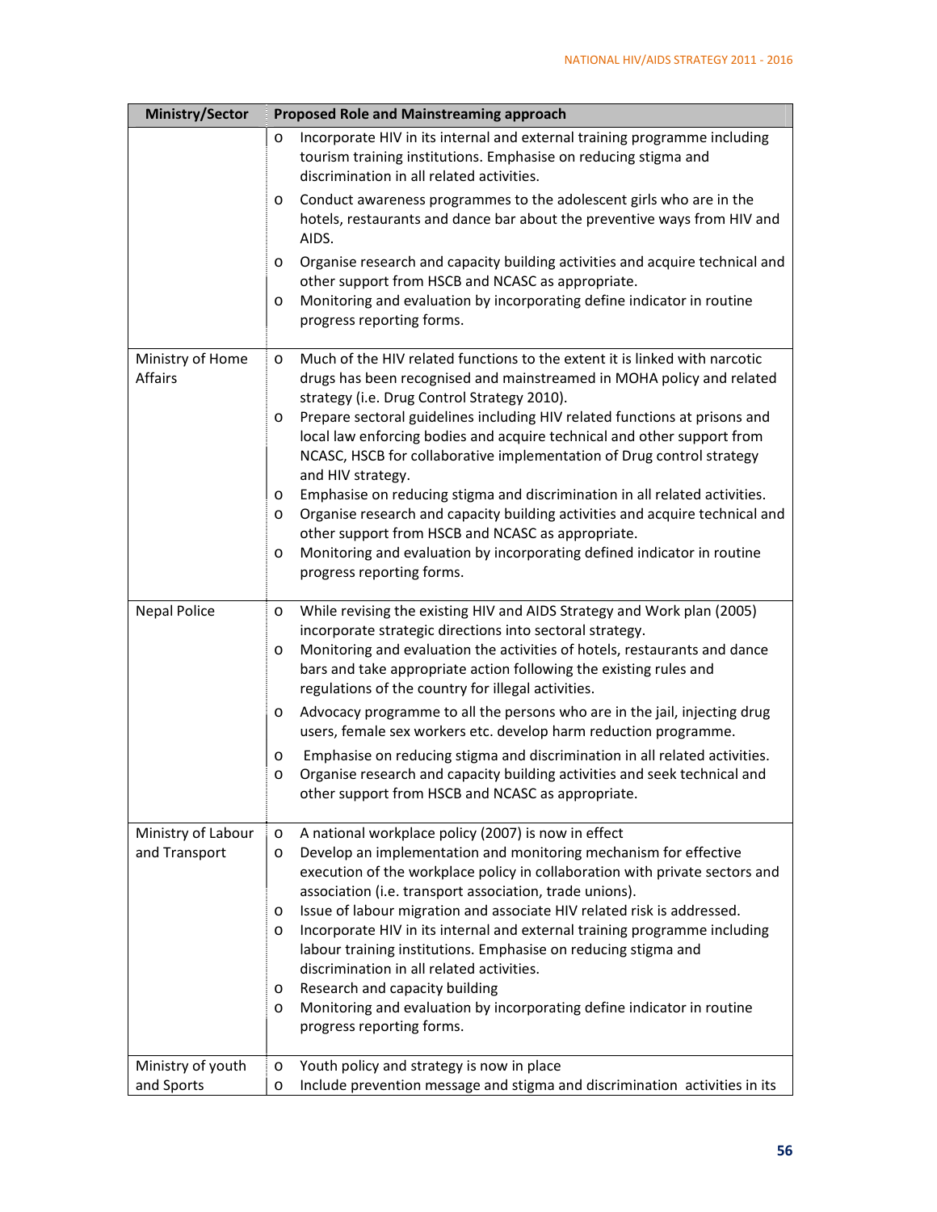| Ministry/Sector | Proposed Role and Mainstreaming approach |
|---|---|
| | o Incorporate HIV in its internal and external training programme including tourism training institutions. Emphasise on reducing stigma and discrimination in all related activities.<br>o Conduct awareness programmes to the adolescent girls who are in the hotels, restaurants and dance bar about the preventive ways from HIV and AIDS.<br>o Organise research and capacity building activities and acquire technical and other support from HSCB and NCASC as appropriate.<br>o Monitoring and evaluation by incorporating define indicator in routine progress reporting forms. |
| Ministry of Home Affairs | o Much of the HIV related functions to the extent it is linked with narcotic drugs has been recognised and mainstreamed in MOHA policy and related strategy (i.e. Drug Control Strategy 2010).<br>o Prepare sectoral guidelines including HIV related functions at prisons and local law enforcing bodies and acquire technical and other support from NCASC, HSCB for collaborative implementation of Drug control strategy and HIV strategy.<br>o Emphasise on reducing stigma and discrimination in all related activities.<br>o Organise research and capacity building activities and acquire technical and other support from HSCB and NCASC as appropriate.<br>o Monitoring and evaluation by incorporating defined indicator in routine progress reporting forms. |
| Nepal Police | o While revising the existing HIV and AIDS Strategy and Work plan (2005) incorporate strategic directions into sectoral strategy.<br>o Monitoring and evaluation the activities of hotels, restaurants and dance bars and take appropriate action following the existing rules and regulations of the country for illegal activities.<br>o Advocacy programme to all the persons who are in the jail, injecting drug users, female sex workers etc. develop harm reduction programme.<br>o Emphasise on reducing stigma and discrimination in all related activities.<br>o Organise research and capacity building activities and seek technical and other support from HSCB and NCASC as appropriate. |
| Ministry of Labour and Transport | o A national workplace policy (2007) is now in effect<br>o Develop an implementation and monitoring mechanism for effective execution of the workplace policy in collaboration with private sectors and association (i.e. transport association, trade unions).<br>o Issue of labour migration and associate HIV related risk is addressed.<br>o Incorporate HIV in its internal and external training programme including labour training institutions. Emphasise on reducing stigma and discrimination in all related activities.<br>o Research and capacity building<br>o Monitoring and evaluation by incorporating define indicator in routine progress reporting forms. |
| Ministry of youth and Sports | o Youth policy and strategy is now in place<br>o Include prevention message and stigma and discrimination activities in its |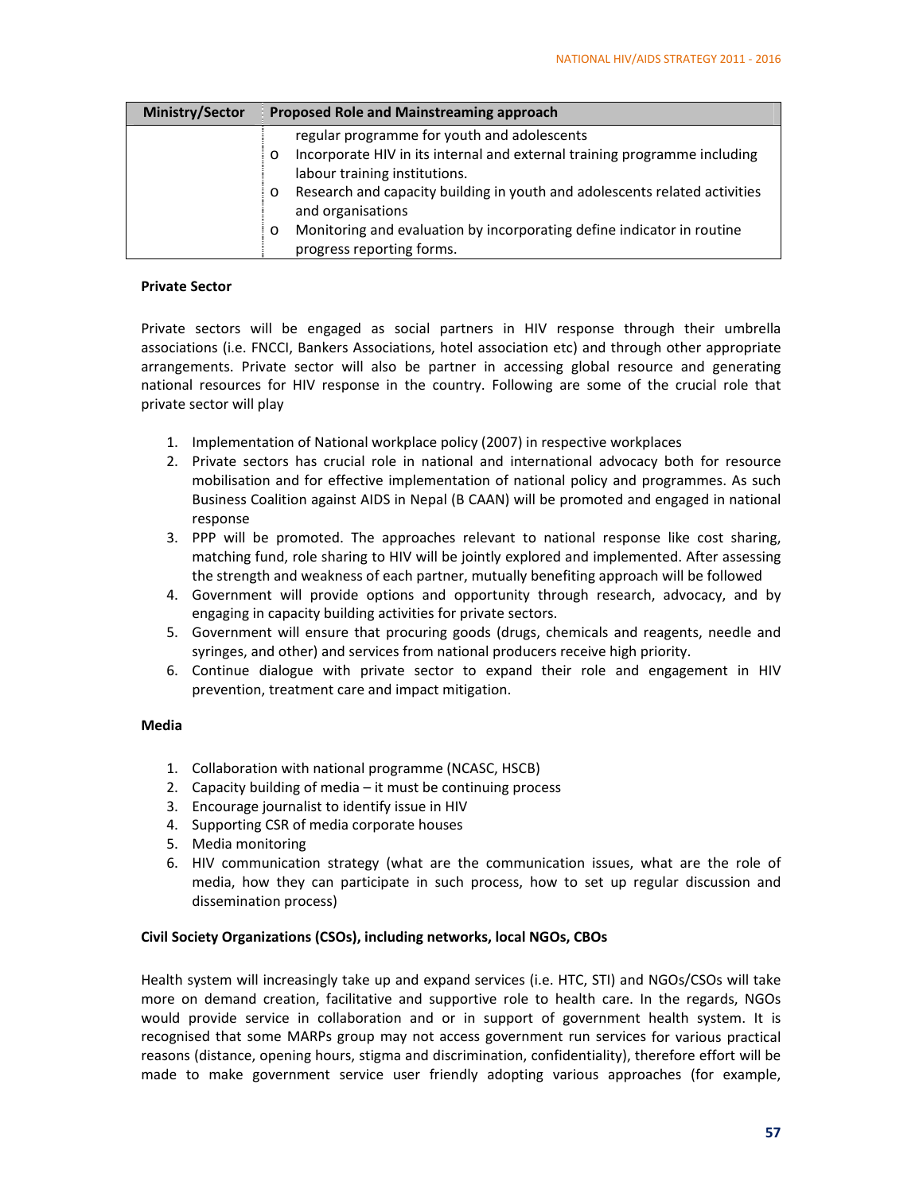| Ministry/Sector | Proposed Role and Mainstreaming approach |
|---|---|
| | regular programme for youth and adolescents<br>o Incorporate HIV in its internal and external training programme including labour training institutions.<br>o Research and capacity building in youth and adolescents related activities and organisations<br>o Monitoring and evaluation by incorporating define indicator in routine progress reporting forms. |

**Private Sector**

Private sectors will be engaged as social partners in HIV response through their umbrella associations (i.e. FNCCI, Bankers Associations, hotel association etc) and through other appropriate arrangements. Private sector will also be partner in accessing global resource and generating national resources for HIV response in the country. Following are some of the crucial role that private sector will play

1. Implementation of National workplace policy (2007) in respective workplaces
2. Private sectors has crucial role in national and international advocacy both for resource mobilisation and for effective implementation of national policy and programmes. As such Business Coalition against AIDS in Nepal (B CAAN) will be promoted and engaged in national response
3. PPP will be promoted. The approaches relevant to national response like cost sharing, matching fund, role sharing to HIV will be jointly explored and implemented. After assessing the strength and weakness of each partner, mutually benefiting approach will be followed
4. Government will provide options and opportunity through research, advocacy, and by engaging in capacity building activities for private sectors.
5. Government will ensure that procuring goods (drugs, chemicals and reagents, needle and syringes, and other) and services from national producers receive high priority.
6. Continue dialogue with private sector to expand their role and engagement in HIV prevention, treatment care and impact mitigation.

**Media**

1. Collaboration with national programme (NCASC, HSCB)
2. Capacity building of media – it must be continuing process
3. Encourage journalist to identify issue in HIV
4. Supporting CSR of media corporate houses
5. Media monitoring
6. HIV communication strategy (what are the communication issues, what are the role of media, how they can participate in such process, how to set up regular discussion and dissemination process)

**Civil Society Organizations (CSOs), including networks, local NGOs, CBOs**

Health system will increasingly take up and expand services (i.e. HTC, STI) and NGOs/CSOs will take more on demand creation, facilitative and supportive role to health care. In the regards, NGOs would provide service in collaboration and or in support of government health system. It is recognised that some MARPs group may not access government run services for various practical reasons (distance, opening hours, stigma and discrimination, confidentiality), therefore effort will be made to make government service user friendly adopting various approaches (for example,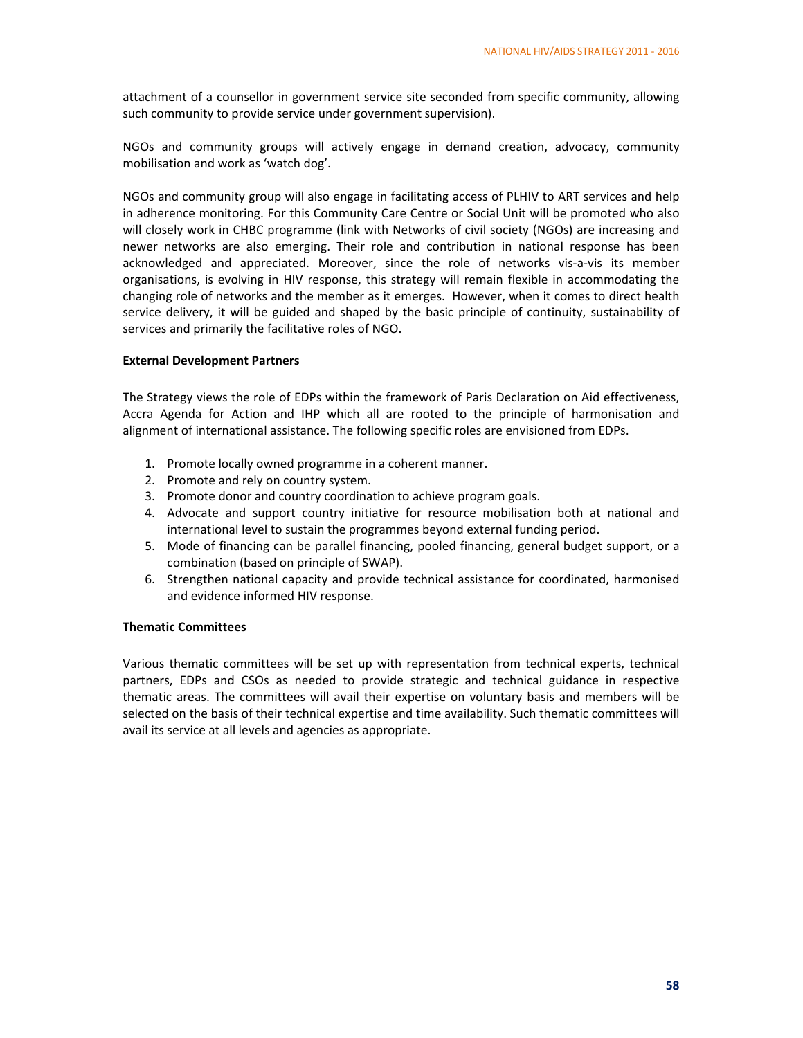attachment of a counsellor in government service site seconded from specific community, allowing such community to provide service under government supervision).

NGOs and community groups will actively engage in demand creation, advocacy, community mobilisation and work as 'watch dog'.

NGOs and community group will also engage in facilitating access of PLHIV to ART services and help in adherence monitoring. For this Community Care Centre or Social Unit will be promoted who also will closely work in CHBC programme (link with Networks of civil society (NGOs) are increasing and newer networks are also emerging. Their role and contribution in national response has been acknowledged and appreciated. Moreover, since the role of networks vis-a-vis its member organisations, is evolving in HIV response, this strategy will remain flexible in accommodating the changing role of networks and the member as it emerges. However, when it comes to direct health service delivery, it will be guided and shaped by the basic principle of continuity, sustainability of services and primarily the facilitative roles of NGO.

**External Development Partners**

The Strategy views the role of EDPs within the framework of Paris Declaration on Aid effectiveness, Accra Agenda for Action and IHP which all are rooted to the principle of harmonisation and alignment of international assistance. The following specific roles are envisioned from EDPs.

1. Promote locally owned programme in a coherent manner.
2. Promote and rely on country system.
3. Promote donor and country coordination to achieve program goals.
4. Advocate and support country initiative for resource mobilisation both at national and international level to sustain the programmes beyond external funding period.
5. Mode of financing can be parallel financing, pooled financing, general budget support, or a combination (based on principle of SWAP).
6. Strengthen national capacity and provide technical assistance for coordinated, harmonised and evidence informed HIV response.

**Thematic Committees**

Various thematic committees will be set up with representation from technical experts, technical partners, EDPs and CSOs as needed to provide strategic and technical guidance in respective thematic areas. The committees will avail their expertise on voluntary basis and members will be selected on the basis of their technical expertise and time availability. Such thematic committees will avail its service at all levels and agencies as appropriate.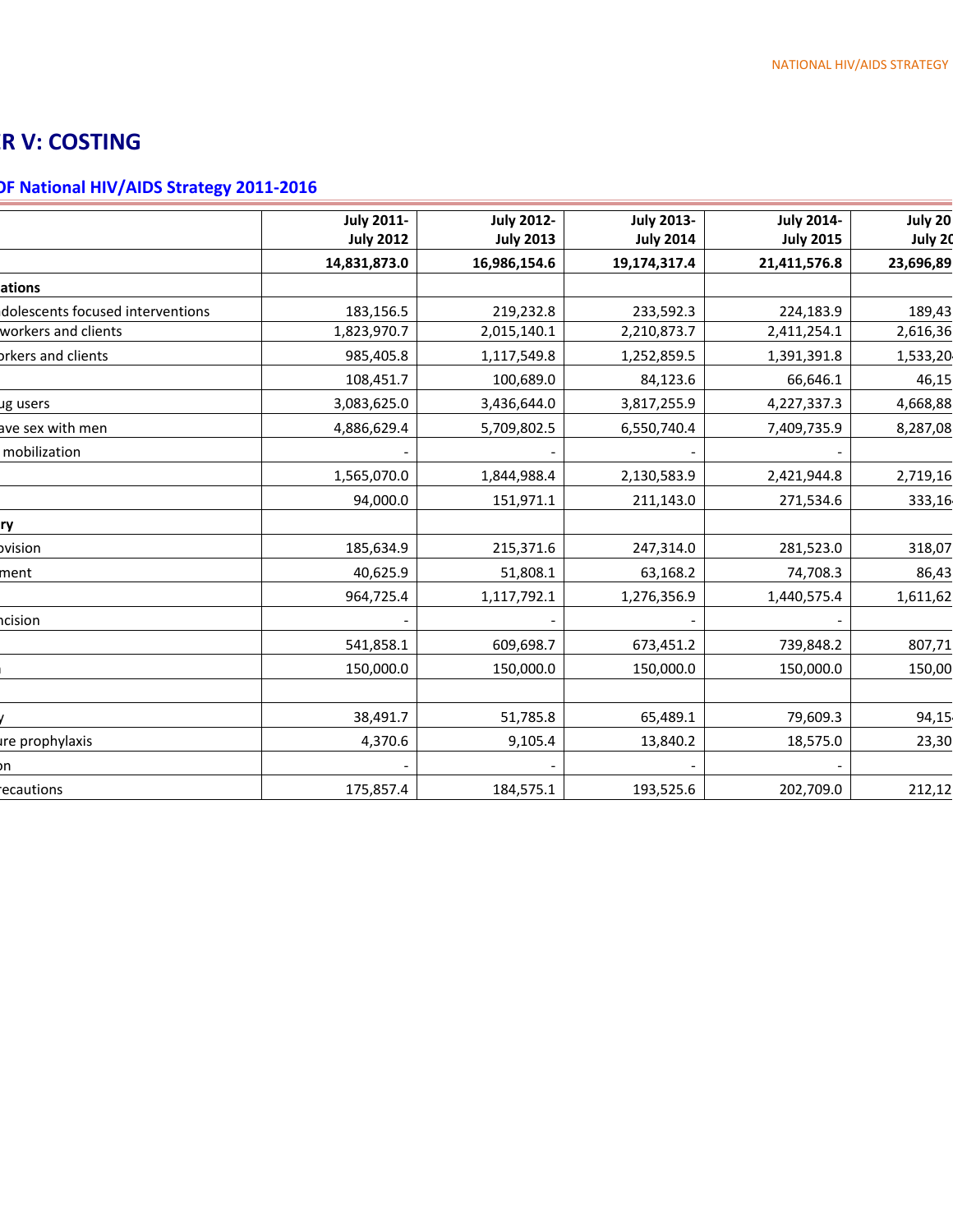# R V: COSTING

## OF National HIV/AIDS Strategy 2011-2016

| | July 2011-July 2012 | July 2012-July 2013 | July 2013-July 2014 | July 2014-July 2015 | July 20 July 20 |
|---|---|---|---|---|---|
| | **14,831,873.0** | **16,986,154.6** | **19,174,317.4** | **21,411,576.8** | **23,696,89** |
| **ations** | | | | | |
| dolescents focused interventions | 183,156.5 | 219,232.8 | 233,592.3 | 224,183.9 | 189,43 |
| workers and clients | 1,823,970.7 | 2,015,140.1 | 2,210,873.7 | 2,411,254.1 | 2,616,36 |
| orkers and clients | 985,405.8 | 1,117,549.8 | 1,252,859.5 | 1,391,391.8 | 1,533,20 |
| | 108,451.7 | 100,689.0 | 84,123.6 | 66,646.1 | 46,15 |
| ug users | 3,083,625.0 | 3,436,644.0 | 3,817,255.9 | 4,227,337.3 | 4,668,88 |
| ave sex with men | 4,886,629.4 | 5,709,802.5 | 6,550,740.4 | 7,409,735.9 | 8,287,08 |
| mobilization | - | - | - | - | |
| | 1,565,070.0 | 1,844,988.4 | 2,130,583.9 | 2,421,944.8 | 2,719,16 |
| | 94,000.0 | 151,971.1 | 211,143.0 | 271,534.6 | 333,16 |
| **ry** | | | | | |
| ovision | 185,634.9 | 215,371.6 | 247,314.0 | 281,523.0 | 318,07 |
| ment | 40,625.9 | 51,808.1 | 63,168.2 | 74,708.3 | 86,43 |
| | 964,725.4 | 1,117,792.1 | 1,276,356.9 | 1,440,575.4 | 1,611,62 |
| ncision | - | - | - | - | |
| | 541,858.1 | 609,698.7 | 673,451.2 | 739,848.2 | 807,71 |
| | 150,000.0 | 150,000.0 | 150,000.0 | 150,000.0 | 150,00 |
| | | | | | |
| y | 38,491.7 | 51,785.8 | 65,489.1 | 79,609.3 | 94,15 |
| ure prophylaxis | 4,370.6 | 9,105.4 | 13,840.2 | 18,575.0 | 23,30 |
| on | - | - | - | - | |
| recautions | 175,857.4 | 184,575.1 | 193,525.6 | 202,709.0 | 212,12 |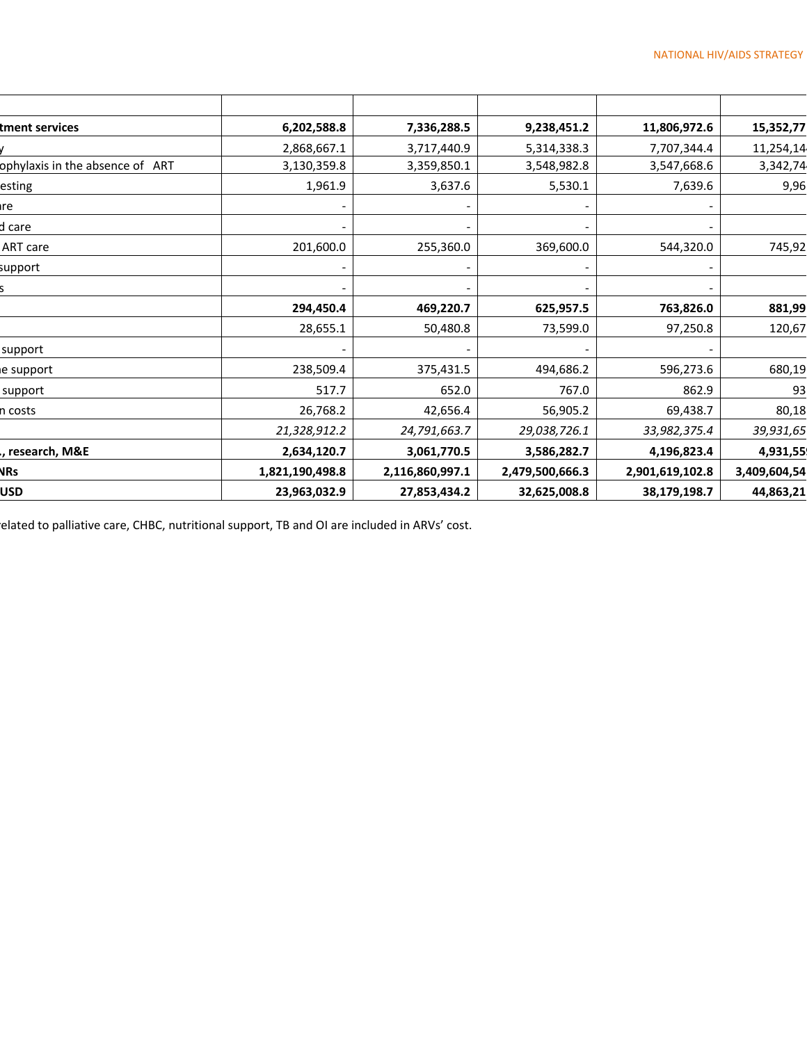| | | | | | |
|---|---|---|---|---|---|
| **tment services** | **6,202,588.8** | **7,336,288.5** | **9,238,451.2** | **11,806,972.6** | **15,352,77** |
| y | 2,868,667.1 | 3,717,440.9 | 5,314,338.3 | 7,707,344.4 | 11,254,14 |
| ophylaxis in the absence of ART | 3,130,359.8 | 3,359,850.1 | 3,548,982.8 | 3,547,668.6 | 3,342,74 |
| esting | 1,961.9 | 3,637.6 | 5,530.1 | 7,639.6 | 9,96 |
| re | - | - | - | - | |
| d care | - | - | - | - | |
| ART care | 201,600.0 | 255,360.0 | 369,600.0 | 544,320.0 | 745,92 |
| support | - | - | - | - | |
| s | - | - | - | - | |
| | **294,450.4** | **469,220.7** | **625,957.5** | **763,826.0** | **881,99** |
| | 28,655.1 | 50,480.8 | 73,599.0 | 97,250.8 | 120,67 |
| support | - | - | - | - | |
| e support | 238,509.4 | 375,431.5 | 494,686.2 | 596,273.6 | 680,19 |
| support | 517.7 | 652.0 | 767.0 | 862.9 | 93 |
| n costs | 26,768.2 | 42,656.4 | 56,905.2 | 69,438.7 | 80,18 |
| | *21,328,912.2* | *24,791,663.7* | *29,038,726.1* | *33,982,375.4* | *39,931,65* |
| **., research, M&E** | **2,634,120.7** | **3,061,770.5** | **3,586,282.7** | **4,196,823.4** | **4,931,55** |
| **NRs** | **1,821,190,498.8** | **2,116,860,997.1** | **2,479,500,666.3** | **2,901,619,102.8** | **3,409,604,54** |
| **USD** | **23,963,032.9** | **27,853,434.2** | **32,625,008.8** | **38,179,198.7** | **44,863,21** |

elated to palliative care, CHBC, nutritional support, TB and OI are included in ARVs' cost.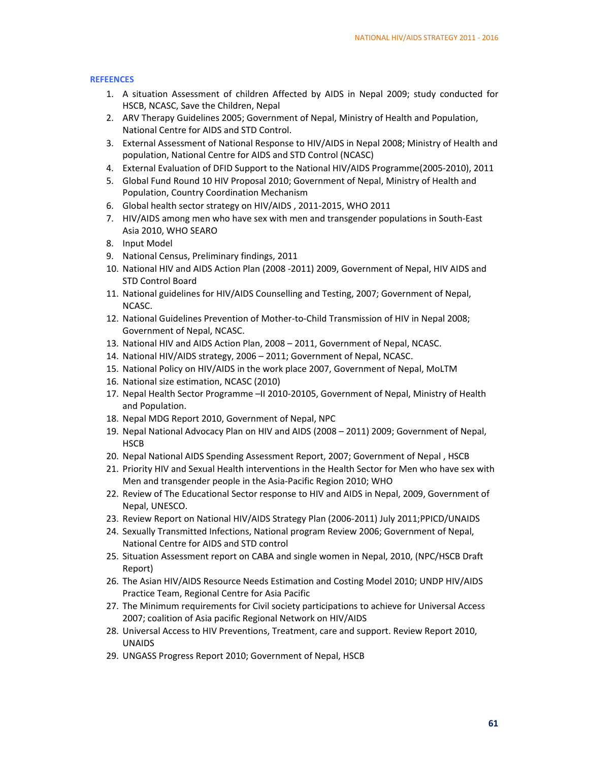## REFEENCES

1. A situation Assessment of children Affected by AIDS in Nepal 2009; study conducted for HSCB, NCASC, Save the Children, Nepal
2. ARV Therapy Guidelines 2005; Government of Nepal, Ministry of Health and Population, National Centre for AIDS and STD Control.
3. External Assessment of National Response to HIV/AIDS in Nepal 2008; Ministry of Health and population, National Centre for AIDS and STD Control (NCASC)
4. External Evaluation of DFID Support to the National HIV/AIDS Programme(2005-2010), 2011
5. Global Fund Round 10 HIV Proposal 2010; Government of Nepal, Ministry of Health and Population, Country Coordination Mechanism
6. Global health sector strategy on HIV/AIDS , 2011-2015, WHO 2011
7. HIV/AIDS among men who have sex with men and transgender populations in South-East Asia 2010, WHO SEARO
8. Input Model
9. National Census, Preliminary findings, 2011
10. National HIV and AIDS Action Plan (2008 -2011) 2009, Government of Nepal, HIV AIDS and STD Control Board
11. National guidelines for HIV/AIDS Counselling and Testing, 2007; Government of Nepal, NCASC.
12. National Guidelines Prevention of Mother-to-Child Transmission of HIV in Nepal 2008; Government of Nepal, NCASC.
13. National HIV and AIDS Action Plan, 2008 – 2011, Government of Nepal, NCASC.
14. National HIV/AIDS strategy, 2006 – 2011; Government of Nepal, NCASC.
15. National Policy on HIV/AIDS in the work place 2007, Government of Nepal, MoLTM
16. National size estimation, NCASC (2010)
17. Nepal Health Sector Programme –II 2010-20105, Government of Nepal, Ministry of Health and Population.
18. Nepal MDG Report 2010, Government of Nepal, NPC
19. Nepal National Advocacy Plan on HIV and AIDS (2008 – 2011) 2009; Government of Nepal, HSCB
20. Nepal National AIDS Spending Assessment Report, 2007; Government of Nepal , HSCB
21. Priority HIV and Sexual Health interventions in the Health Sector for Men who have sex with Men and transgender people in the Asia-Pacific Region 2010; WHO
22. Review of The Educational Sector response to HIV and AIDS in Nepal, 2009, Government of Nepal, UNESCO.
23. Review Report on National HIV/AIDS Strategy Plan (2006-2011) July 2011;PPICD/UNAIDS
24. Sexually Transmitted Infections, National program Review 2006; Government of Nepal, National Centre for AIDS and STD control
25. Situation Assessment report on CABA and single women in Nepal, 2010, (NPC/HSCB Draft Report)
26. The Asian HIV/AIDS Resource Needs Estimation and Costing Model 2010; UNDP HIV/AIDS Practice Team, Regional Centre for Asia Pacific
27. The Minimum requirements for Civil society participations to achieve for Universal Access 2007; coalition of Asia pacific Regional Network on HIV/AIDS
28. Universal Access to HIV Preventions, Treatment, care and support. Review Report 2010, UNAIDS
29. UNGASS Progress Report 2010; Government of Nepal, HSCB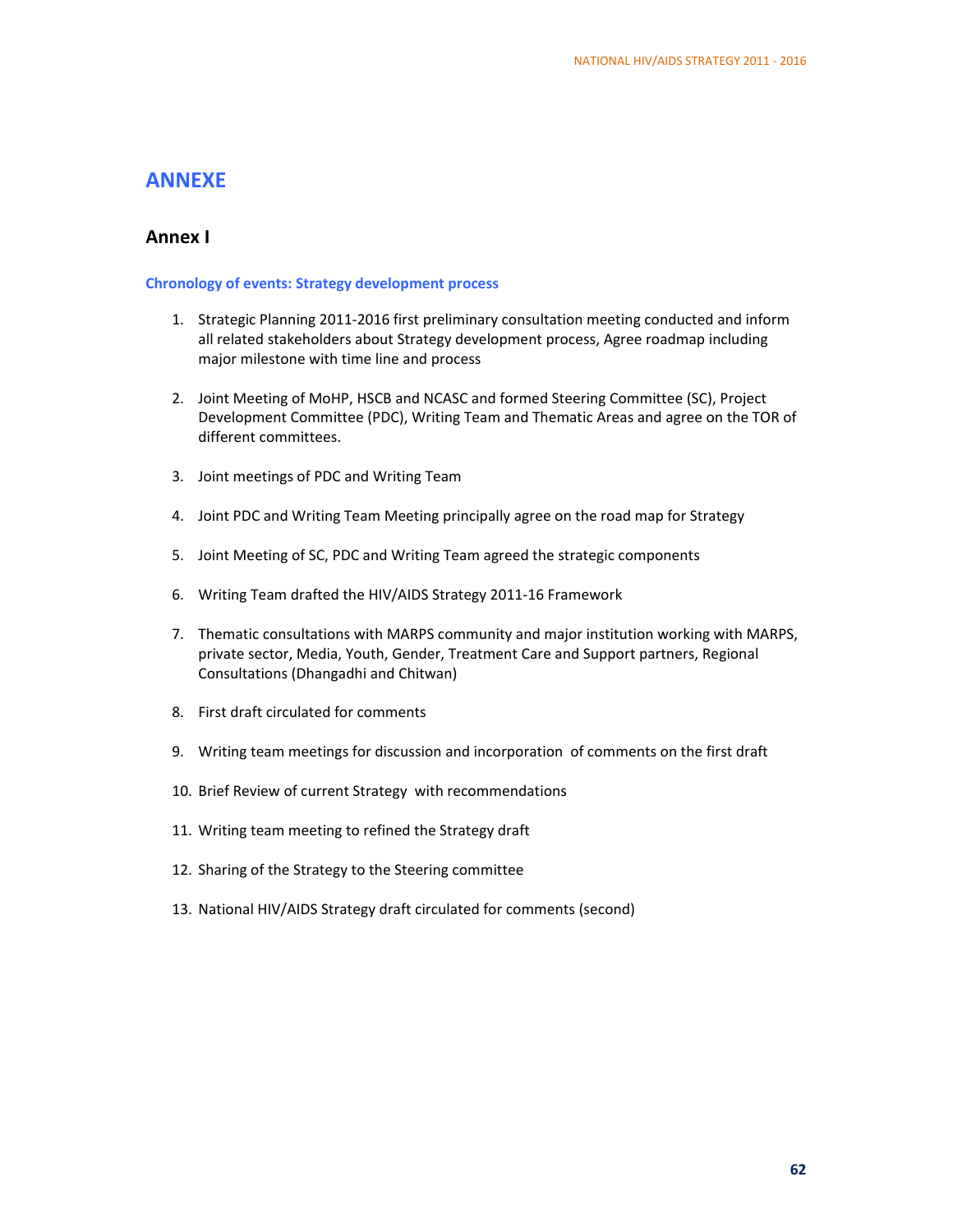# ANNEXE

## Annex I

### Chronology of events: Strategy development process

1. Strategic Planning 2011-2016 first preliminary consultation meeting conducted and inform all related stakeholders about Strategy development process, Agree roadmap including major milestone with time line and process

2. Joint Meeting of MoHP, HSCB and NCASC and formed Steering Committee (SC), Project Development Committee (PDC), Writing Team and Thematic Areas and agree on the TOR of different committees.

3. Joint meetings of PDC and Writing Team

4. Joint PDC and Writing Team Meeting principally agree on the road map for Strategy

5. Joint Meeting of SC, PDC and Writing Team agreed the strategic components

6. Writing Team drafted the HIV/AIDS Strategy 2011-16 Framework

7. Thematic consultations with MARPS community and major institution working with MARPS, private sector, Media, Youth, Gender, Treatment Care and Support partners, Regional Consultations (Dhangadhi and Chitwan)

8. First draft circulated for comments

9. Writing team meetings for discussion and incorporation of comments on the first draft

10. Brief Review of current Strategy with recommendations

11. Writing team meeting to refined the Strategy draft

12. Sharing of the Strategy to the Steering committee

13. National HIV/AIDS Strategy draft circulated for comments (second)